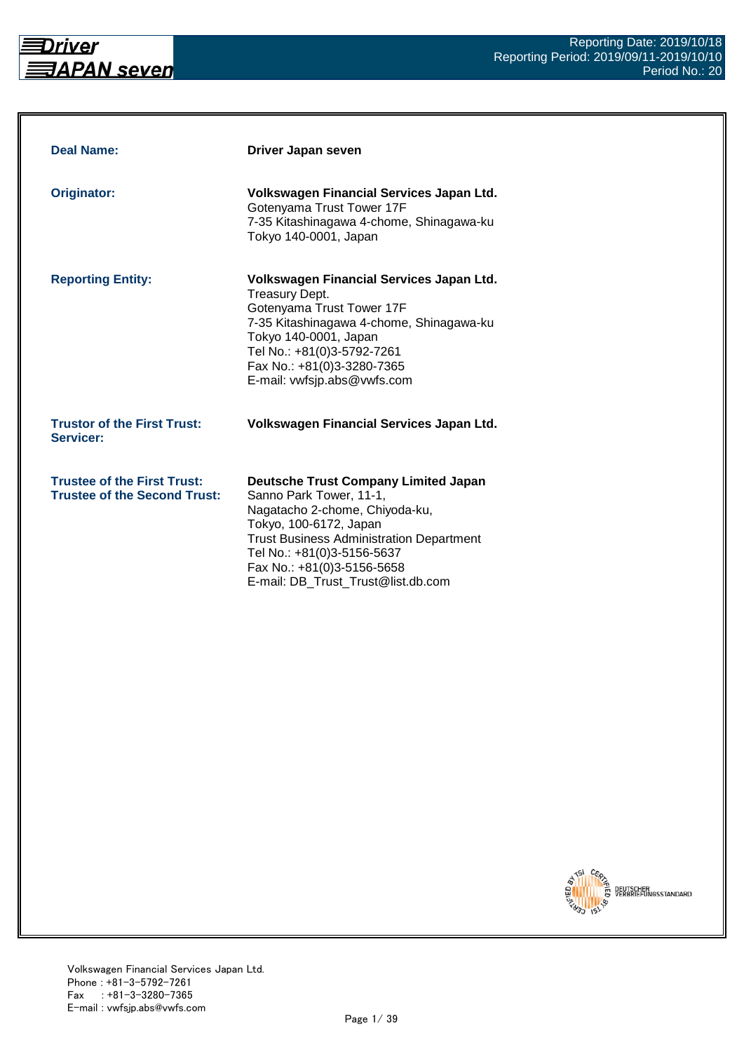Reporting Date: 2019/10/18
Reporting Period: 2019/09/11-2019/10/10
Period No.: 20

| | |
|---|---|
| **Deal Name:** | **Driver Japan seven** |
| **Originator:** | **Volkswagen Financial Services Japan Ltd.**<br>Gotenyama Trust Tower 17F<br>7-35 Kitashinagawa 4-chome, Shinagawa-ku<br>Tokyo 140-0001, Japan |
| **Reporting Entity:** | **Volkswagen Financial Services Japan Ltd.**<br>Treasury Dept.<br>Gotenyama Trust Tower 17F<br>7-35 Kitashinagawa 4-chome, Shinagawa-ku<br>Tokyo 140-0001, Japan<br>Tel No.: +81(0)3-5792-7261<br>Fax No.: +81(0)3-3280-7365<br>E-mail: vwfsjp.abs@vwfs.com |
| **Trustor of the First Trust:**<br>**Servicer:** | **Volkswagen Financial Services Japan Ltd.** |
| **Trustee of the First Trust:**<br>**Trustee of the Second Trust:** | **Deutsche Trust Company Limited Japan**<br>Sanno Park Tower, 11-1,<br>Nagatacho 2-chome, Chiyoda-ku,<br>Tokyo, 100-6172, Japan<br>Trust Business Administration Department<br>Tel No.: +81(0)3-5156-5637<br>Fax No.: +81(0)3-5156-5658<br>E-mail: DB_Trust_Trust@list.db.com |

Volkswagen Financial Services Japan Ltd.
Phone : +81-3-5792-7261
Fax : +81-3-3280-7365
E-mail : vwfsjp.abs@vwfs.com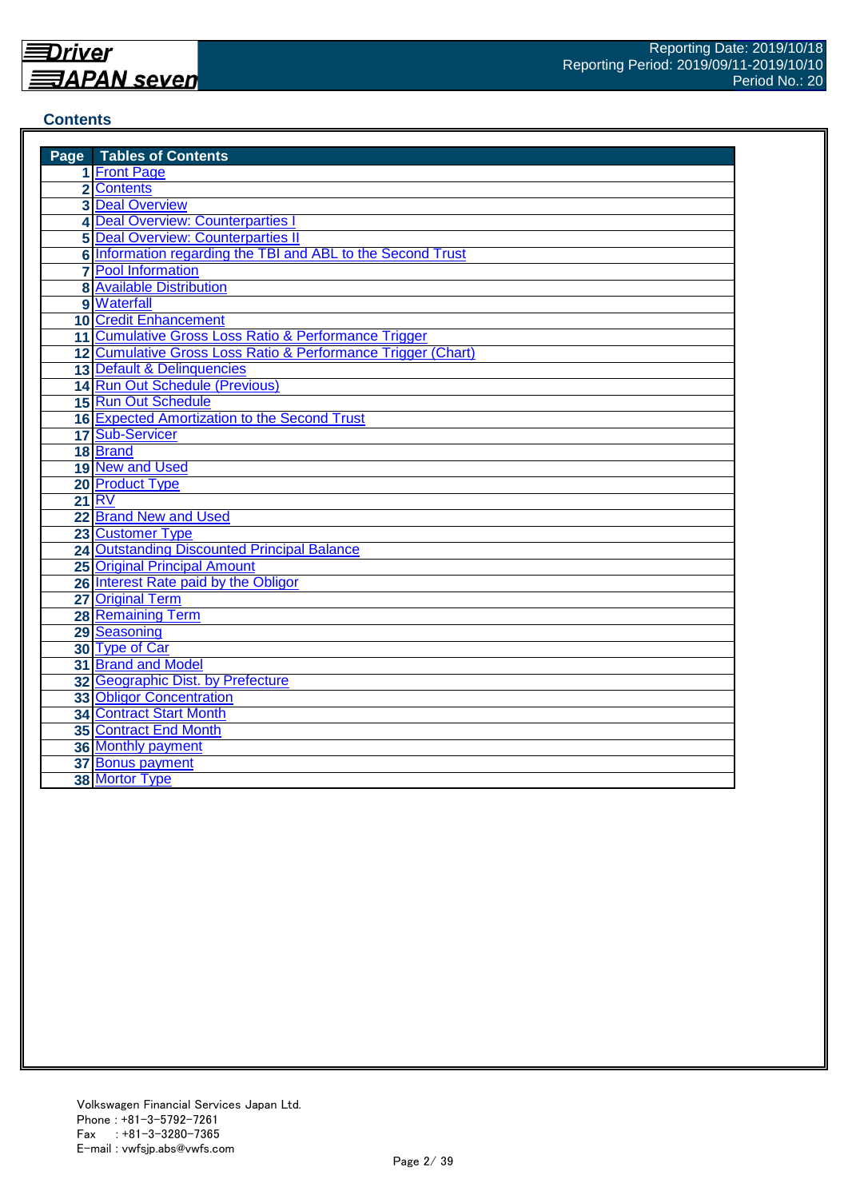Reporting Date: 2019/10/18
Reporting Period: 2019/09/11-2019/10/10
Period No.: 20

## Contents

| Page | Tables of Contents |
|---|---|
| 1 | Front Page |
| 2 | Contents |
| 3 | Deal Overview |
| 4 | Deal Overview: Counterparties I |
| 5 | Deal Overview: Counterparties II |
| 6 | Information regarding the TBI and ABL to the Second Trust |
| 7 | Pool Information |
| 8 | Available Distribution |
| 9 | Waterfall |
| 10 | Credit Enhancement |
| 11 | Cumulative Gross Loss Ratio & Performance Trigger |
| 12 | Cumulative Gross Loss Ratio & Performance Trigger (Chart) |
| 13 | Default & Delinquencies |
| 14 | Run Out Schedule (Previous) |
| 15 | Run Out Schedule |
| 16 | Expected Amortization to the Second Trust |
| 17 | Sub-Servicer |
| 18 | Brand |
| 19 | New and Used |
| 20 | Product Type |
| 21 | RV |
| 22 | Brand New and Used |
| 23 | Customer Type |
| 24 | Outstanding Discounted Principal Balance |
| 25 | Original Principal Amount |
| 26 | Interest Rate paid by the Obligor |
| 27 | Original Term |
| 28 | Remaining Term |
| 29 | Seasoning |
| 30 | Type of Car |
| 31 | Brand and Model |
| 32 | Geographic Dist. by Prefecture |
| 33 | Obligor Concentration |
| 34 | Contract Start Month |
| 35 | Contract End Month |
| 36 | Monthly payment |
| 37 | Bonus payment |
| 38 | Mortor Type |

Volkswagen Financial Services Japan Ltd.
Phone : +81-3-5792-7261
Fax : +81-3-3280-7365
E-mail : vwfsjp.abs@vwfs.com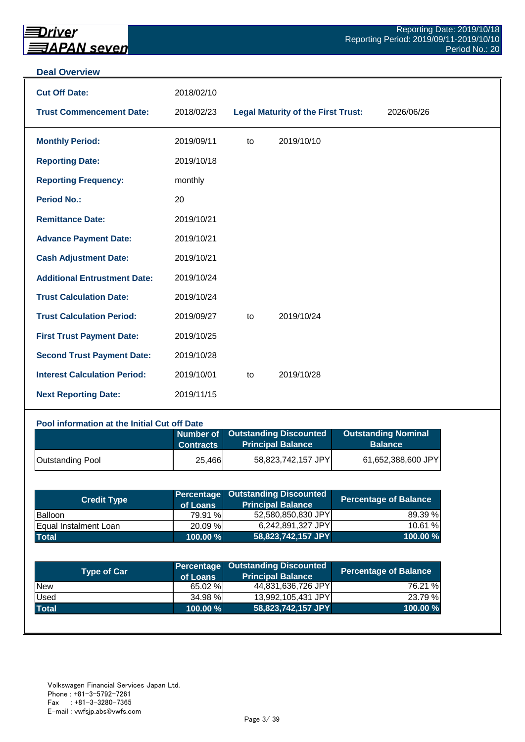## Deal Overview

| | | | |
|---|---|---|---|
| **Cut Off Date:** | 2018/02/10 | | |
| **Trust Commencement Date:** | 2018/02/23 | **Legal Maturity of the First Trust:** | 2026/06/26 |

| | | | |
|---|---|---|---|
| **Monthly Period:** | 2019/09/11 | to | 2019/10/10 |
| **Reporting Date:** | 2019/10/18 | | |
| **Reporting Frequency:** | monthly | | |
| **Period No.:** | 20 | | |
| **Remittance Date:** | 2019/10/21 | | |
| **Advance Payment Date:** | 2019/10/21 | | |
| **Cash Adjustment Date:** | 2019/10/21 | | |
| **Additional Entrustment Date:** | 2019/10/24 | | |
| **Trust Calculation Date:** | 2019/10/24 | | |
| **Trust Calculation Period:** | 2019/09/27 | to | 2019/10/24 |
| **First Trust Payment Date:** | 2019/10/25 | | |
| **Second Trust Payment Date:** | 2019/10/28 | | |
| **Interest Calculation Period:** | 2019/10/01 | to | 2019/10/28 |
| **Next Reporting Date:** | 2019/11/15 | | |

### Pool information at the Initial Cut off Date

| | Number of Contracts | Outstanding Discounted Principal Balance | Outstanding Nominal Balance |
|---|---|---|---|
| Outstanding Pool | 25,466 | 58,823,742,157 JPY | 61,652,388,600 JPY |

| Credit Type | Percentage of Loans | Outstanding Discounted Principal Balance | Percentage of Balance |
|---|---|---|---|
| Balloon | 79.91 % | 52,580,850,830 JPY | 89.39 % |
| Equal Instalment Loan | 20.09 % | 6,242,891,327 JPY | 10.61 % |
| **Total** | **100.00 %** | **58,823,742,157 JPY** | **100.00 %** |

| Type of Car | Percentage of Loans | Outstanding Discounted Principal Balance | Percentage of Balance |
|---|---|---|---|
| New | 65.02 % | 44,831,636,726 JPY | 76.21 % |
| Used | 34.98 % | 13,992,105,431 JPY | 23.79 % |
| **Total** | **100.00 %** | **58,823,742,157 JPY** | **100.00 %** |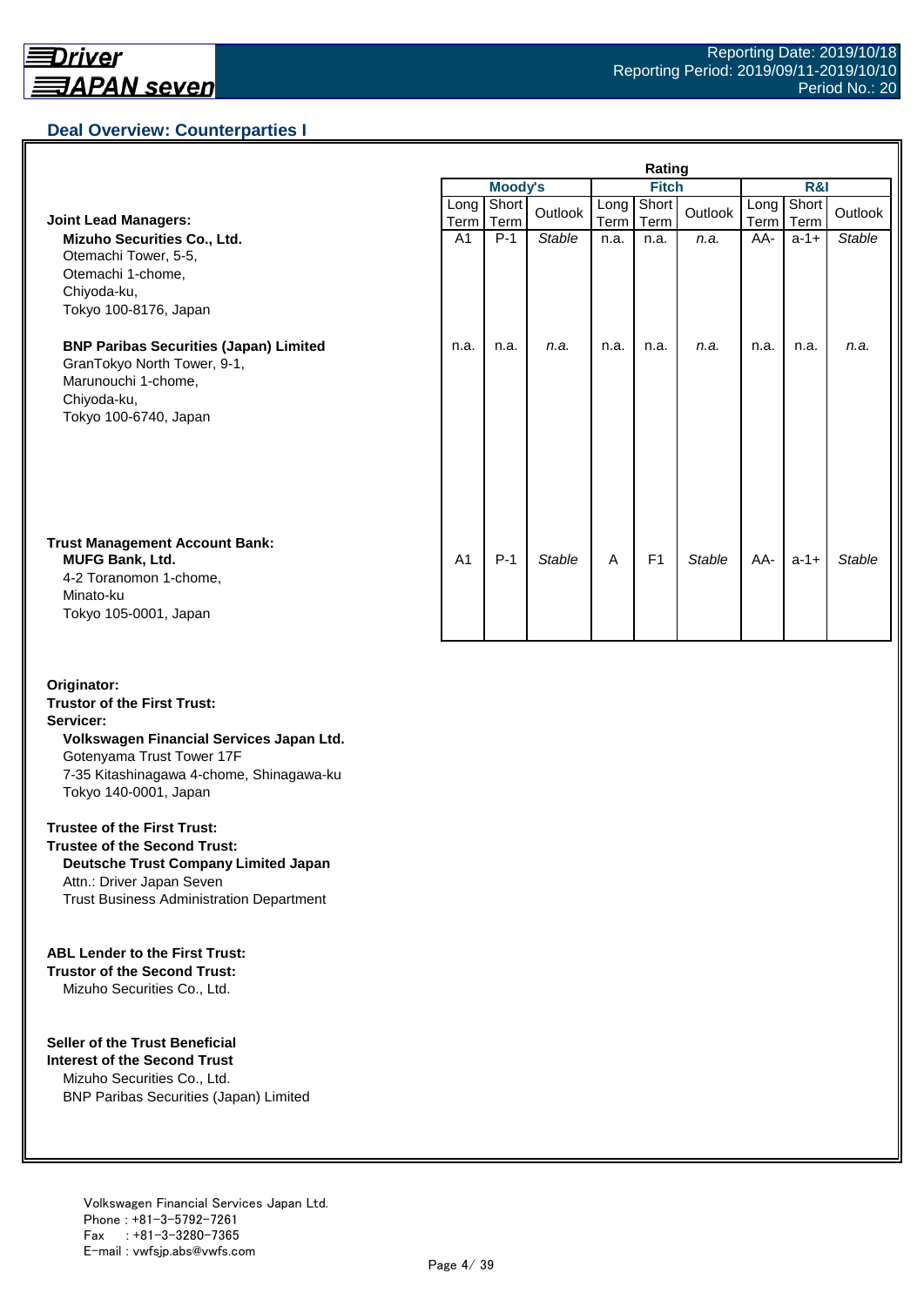## Deal Overview: Counterparties I

| | Rating | | | | | | | | |
|---|---|---|---|---|---|---|---|---|---|
| | Moody's | | | Fitch | | | R&I | | |
| | Long Term | Short Term | Outlook | Long Term | Short Term | Outlook | Long Term | Short Term | Outlook |
| **Joint Lead Managers:** | | | | | | | | | |
| **Mizuho Securities Co., Ltd.**<br>Otemachi Tower, 5-5,<br>Otemachi 1-chome,<br>Chiyoda-ku,<br>Tokyo 100-8176, Japan | A1 | P-1 | *Stable* | n.a. | n.a. | *n.a.* | AA- | a-1+ | *Stable* |
| **BNP Paribas Securities (Japan) Limited**<br>GranTokyo North Tower, 9-1,<br>Marunouchi 1-chome,<br>Chiyoda-ku,<br>Tokyo 100-6740, Japan | n.a. | n.a. | *n.a.* | n.a. | n.a. | *n.a.* | n.a. | n.a. | *n.a.* |
| **Trust Management Account Bank:**<br>**MUFG Bank, Ltd.**<br>4-2 Toranomon 1-chome,<br>Minato-ku<br>Tokyo 105-0001, Japan | A1 | P-1 | *Stable* | A | F1 | *Stable* | AA- | a-1+ | *Stable* |

**Originator:**
**Trustor of the First Trust:**
**Servicer:**
**Volkswagen Financial Services Japan Ltd.**
Gotenyama Trust Tower 17F
7-35 Kitashinagawa 4-chome, Shinagawa-ku
Tokyo 140-0001, Japan

**Trustee of the First Trust:**
**Trustee of the Second Trust:**
**Deutsche Trust Company Limited Japan**
Attn.: Driver Japan Seven
Trust Business Administration Department

**ABL Lender to the First Trust:**
**Trustor of the Second Trust:**
Mizuho Securities Co., Ltd.

**Seller of the Trust Beneficial Interest of the Second Trust**
Mizuho Securities Co., Ltd.
BNP Paribas Securities (Japan) Limited

Volkswagen Financial Services Japan Ltd.
Phone : +81-3-5792-7261
Fax : +81-3-3280-7365
E-mail : vwfsjp.abs@vwfs.com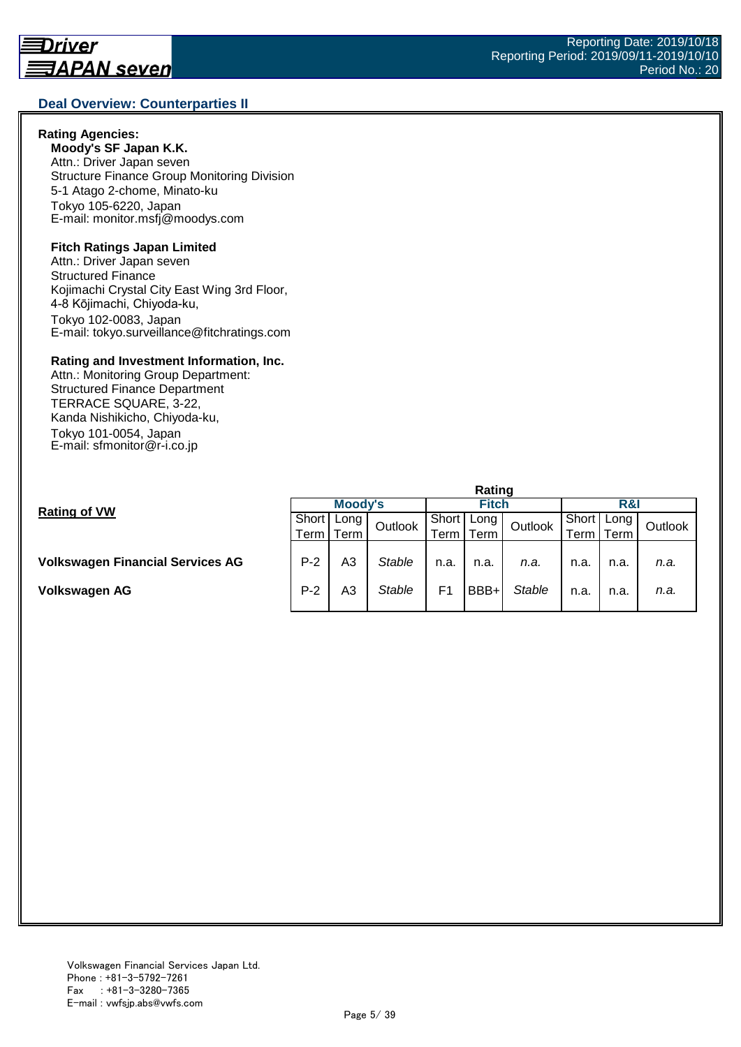## Deal Overview: Counterparties II

**Rating Agencies:**

**Moody's SF Japan K.K.**
Attn.: Driver Japan seven
Structure Finance Group Monitoring Division
5-1 Atago 2-chome, Minato-ku
Tokyo 105-6220, Japan
E-mail: monitor.msfj@moodys.com

**Fitch Ratings Japan Limited**
Attn.: Driver Japan seven
Structured Finance
Kojimachi Crystal City East Wing 3rd Floor,
4-8 Kōjimachi, Chiyoda-ku,
Tokyo 102-0083, Japan
E-mail: tokyo.surveillance@fitchratings.com

**Rating and Investment Information, Inc.**
Attn.: Monitoring Group Department:
Structured Finance Department
TERRACE SQUARE, 3-22,
Kanda Nishikicho, Chiyoda-ku,
Tokyo 101-0054, Japan
E-mail: sfmonitor@r-i.co.jp

**Rating of VW**

| | Rating | | | | | | | | |
|---|---|---|---|---|---|---|---|---|---|
| | Moody's | | | Fitch | | | R&I | | |
| | Short Term | Long Term | Outlook | Short Term | Long Term | Outlook | Short Term | Long Term | Outlook |
| **Volkswagen Financial Services AG** | P-2 | A3 | *Stable* | n.a. | n.a. | *n.a.* | n.a. | n.a. | *n.a.* |
| **Volkswagen AG** | P-2 | A3 | *Stable* | F1 | BBB+ | *Stable* | n.a. | n.a. | *n.a.* |

Volkswagen Financial Services Japan Ltd.
Phone : +81-3-5792-7261
Fax : +81-3-3280-7365
E-mail : vwfsjp.abs@vwfs.com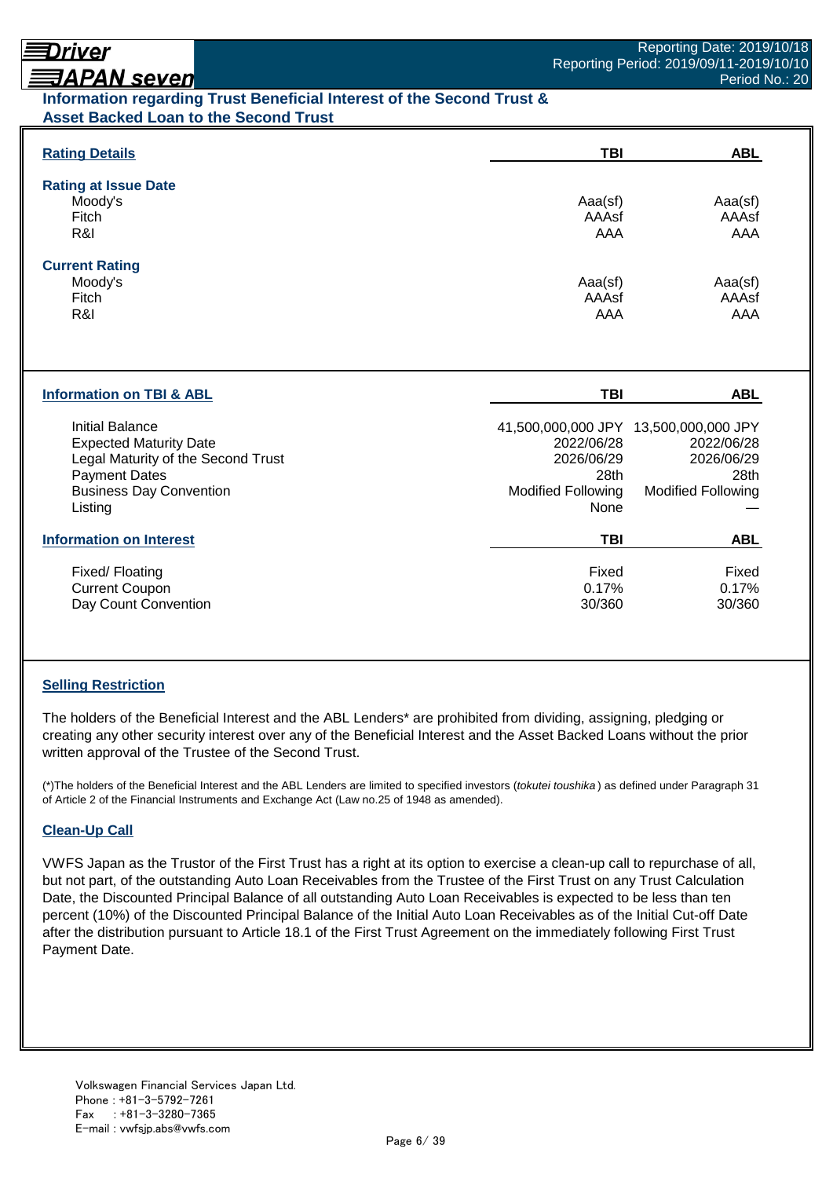## Information regarding Trust Beneficial Interest of the Second Trust & Asset Backed Loan to the Second Trust

| Rating Details | TBI | ABL |
|---|---|---|
| **Rating at Issue Date** | | |
| Moody's | Aaa(sf) | Aaa(sf) |
| Fitch | AAAsf | AAAsf |
| R&I | AAA | AAA |
| **Current Rating** | | |
| Moody's | Aaa(sf) | Aaa(sf) |
| Fitch | AAAsf | AAAsf |
| R&I | AAA | AAA |

| Information on TBI & ABL | TBI | ABL |
|---|---|---|
| Initial Balance | 41,500,000,000 JPY | 13,500,000,000 JPY |
| Expected Maturity Date | 2022/06/28 | 2022/06/28 |
| Legal Maturity of the Second Trust | 2026/06/29 | 2026/06/29 |
| Payment Dates | 28th | 28th |
| Business Day Convention | Modified Following | Modified Following |
| Listing | None | — |

| Information on Interest | TBI | ABL |
|---|---|---|
| Fixed/ Floating | Fixed | Fixed |
| Current Coupon | 0.17% | 0.17% |
| Day Count Convention | 30/360 | 30/360 |

### Selling Restriction

The holders of the Beneficial Interest and the ABL Lenders* are prohibited from dividing, assigning, pledging or creating any other security interest over any of the Beneficial Interest and the Asset Backed Loans without the prior written approval of the Trustee of the Second Trust.

(*)The holders of the Beneficial Interest and the ABL Lenders are limited to specified investors (*tokutei toushika*) as defined under Paragraph 31 of Article 2 of the Financial Instruments and Exchange Act (Law no.25 of 1948 as amended).

### Clean-Up Call

VWFS Japan as the Trustor of the First Trust has a right at its option to exercise a clean-up call to repurchase of all, but not part, of the outstanding Auto Loan Receivables from the Trustee of the First Trust on any Trust Calculation Date, the Discounted Principal Balance of all outstanding Auto Loan Receivables is expected to be less than ten percent (10%) of the Discounted Principal Balance of the Initial Auto Loan Receivables as of the Initial Cut-off Date after the distribution pursuant to Article 18.1 of the First Trust Agreement on the immediately following First Trust Payment Date.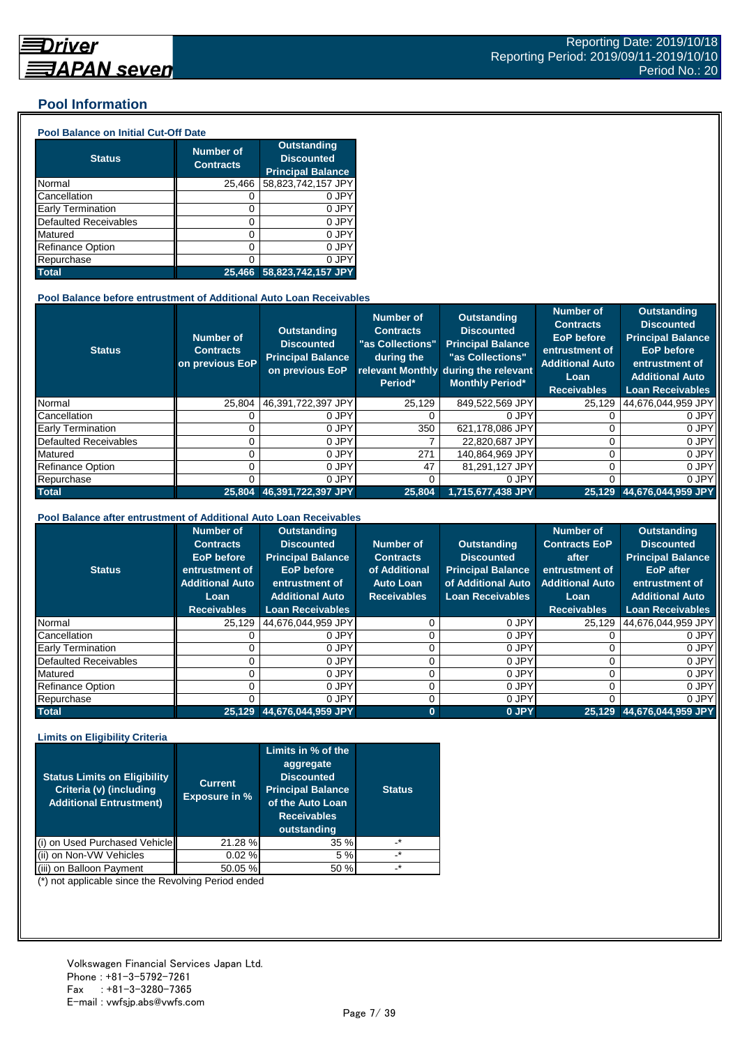Driver JAPAN seven

Reporting Date: 2019/10/18
Reporting Period: 2019/09/11-2019/10/10
Period No.: 20

## Pool Information

### Pool Balance on Initial Cut-Off Date

| Status | Number of Contracts | Outstanding Discounted Principal Balance |
|---|---|---|
| Normal | 25,466 | 58,823,742,157 JPY |
| Cancellation | 0 | 0 JPY |
| Early Termination | 0 | 0 JPY |
| Defaulted Receivables | 0 | 0 JPY |
| Matured | 0 | 0 JPY |
| Refinance Option | 0 | 0 JPY |
| Repurchase | 0 | 0 JPY |
| **Total** | **25,466** | **58,823,742,157 JPY** |

### Pool Balance before entrustment of Additional Auto Loan Receivables

| Status | Number of Contracts on previous EoP | Outstanding Discounted Principal Balance on previous EoP | Number of Contracts "as Collections" during the relevant Monthly Period* | Outstanding Discounted Principal Balance "as Collections" during the relevant Monthly Period* | Number of Contracts EoP before entrustment of Additional Auto Loan Receivables | Outstanding Discounted Principal Balance EoP before entrustment of Additional Auto Loan Receivables |
|---|---|---|---|---|---|---|
| Normal | 25,804 | 46,391,722,397 JPY | 25,129 | 849,522,569 JPY | 25,129 | 44,676,044,959 JPY |
| Cancellation | 0 | 0 JPY | 0 | 0 JPY | 0 | 0 JPY |
| Early Termination | 0 | 0 JPY | 350 | 621,178,086 JPY | 0 | 0 JPY |
| Defaulted Receivables | 0 | 0 JPY | 7 | 22,820,687 JPY | 0 | 0 JPY |
| Matured | 0 | 0 JPY | 271 | 140,864,969 JPY | 0 | 0 JPY |
| Refinance Option | 0 | 0 JPY | 47 | 81,291,127 JPY | 0 | 0 JPY |
| Repurchase | 0 | 0 JPY | 0 | 0 JPY | 0 | 0 JPY |
| **Total** | **25,804** | **46,391,722,397 JPY** | **25,804** | **1,715,677,438 JPY** | **25,129** | **44,676,044,959 JPY** |

### Pool Balance after entrustment of Additional Auto Loan Receivables

| Status | Number of Contracts EoP before entrustment of Additional Auto Loan Receivables | Outstanding Discounted Principal Balance EoP before entrustment of Additional Auto Loan Receivables | Number of Contracts of Additional Auto Loan Receivables | Outstanding Discounted Principal Balance of Additional Auto Loan Receivables | Number of Contracts EoP after entrustment of Additional Auto Loan Receivables | Outstanding Discounted Principal Balance EoP after entrustment of Additional Auto Loan Receivables |
|---|---|---|---|---|---|---|
| Normal | 25,129 | 44,676,044,959 JPY | 0 | 0 JPY | 25,129 | 44,676,044,959 JPY |
| Cancellation | 0 | 0 JPY | 0 | 0 JPY | 0 | 0 JPY |
| Early Termination | 0 | 0 JPY | 0 | 0 JPY | 0 | 0 JPY |
| Defaulted Receivables | 0 | 0 JPY | 0 | 0 JPY | 0 | 0 JPY |
| Matured | 0 | 0 JPY | 0 | 0 JPY | 0 | 0 JPY |
| Refinance Option | 0 | 0 JPY | 0 | 0 JPY | 0 | 0 JPY |
| Repurchase | 0 | 0 JPY | 0 | 0 JPY | 0 | 0 JPY |
| **Total** | **25,129** | **44,676,044,959 JPY** | **0** | **0 JPY** | **25,129** | **44,676,044,959 JPY** |

### Limits on Eligibility Criteria

| Status Limits on Eligibility Criteria (v) (including Additional Entrustment) | Current Exposure in % | Limits in % of the aggregate Discounted Principal Balance of the Auto Loan Receivables outstanding | Status |
|---|---|---|---|
| (i) on Used Purchased Vehicle | 21.28 % | 35 % | -* |
| (ii) on Non-VW Vehicles | 0.02 % | 5 % | -* |
| (iii) on Balloon Payment | 50.05 % | 50 % | -* |

(*) not applicable since the Revolving Period ended

Volkswagen Financial Services Japan Ltd.
Phone : +81-3-5792-7261
Fax : +81-3-3280-7365
E-mail : vwfsjp.abs@vwfs.com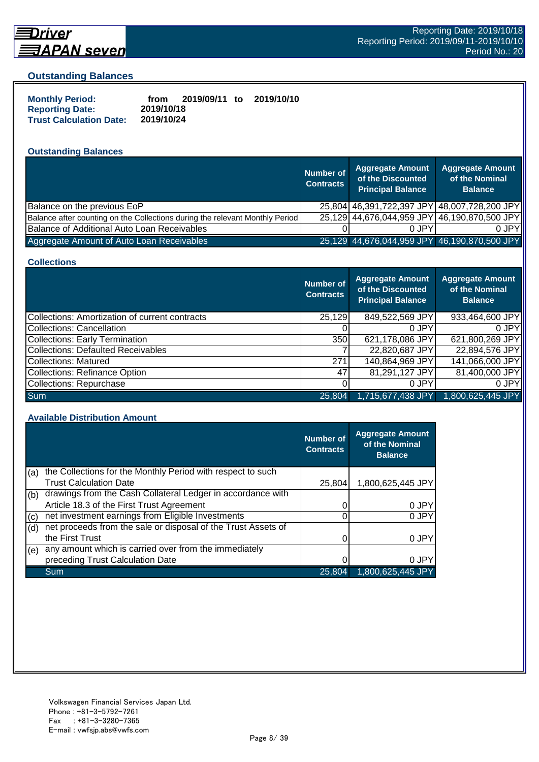## Outstanding Balances

**Monthly Period:** from 2019/09/11 to 2019/10/10
**Reporting Date:** 2019/10/18
**Trust Calculation Date:** 2019/10/24

### Outstanding Balances

| | Number of Contracts | Aggregate Amount of the Discounted Principal Balance | Aggregate Amount of the Nominal Balance |
|---|---|---|---|
| Balance on the previous EoP | 25,804 | 46,391,722,397 JPY | 48,007,728,200 JPY |
| Balance after counting on the Collections during the relevant Monthly Period | 25,129 | 44,676,044,959 JPY | 46,190,870,500 JPY |
| Balance of Additional Auto Loan Receivables | 0 | 0 JPY | 0 JPY |
| Aggregate Amount of Auto Loan Receivables | 25,129 | 44,676,044,959 JPY | 46,190,870,500 JPY |

### Collections

| | Number of Contracts | Aggregate Amount of the Discounted Principal Balance | Aggregate Amount of the Nominal Balance |
|---|---|---|---|
| Collections: Amortization of current contracts | 25,129 | 849,522,569 JPY | 933,464,600 JPY |
| Collections: Cancellation | 0 | 0 JPY | 0 JPY |
| Collections: Early Termination | 350 | 621,178,086 JPY | 621,800,269 JPY |
| Collections: Defaulted Receivables | 7 | 22,820,687 JPY | 22,894,576 JPY |
| Collections: Matured | 271 | 140,864,969 JPY | 141,066,000 JPY |
| Collections: Refinance Option | 47 | 81,291,127 JPY | 81,400,000 JPY |
| Collections: Repurchase | 0 | 0 JPY | 0 JPY |
| Sum | 25,804 | 1,715,677,438 JPY | 1,800,625,445 JPY |

### Available Distribution Amount

| | | Number of Contracts | Aggregate Amount of the Nominal Balance |
|---|---|---|---|
| (a) | the Collections for the Monthly Period with respect to such Trust Calculation Date | 25,804 | 1,800,625,445 JPY |
| (b) | drawings from the Cash Collateral Ledger in accordance with Article 18.3 of the First Trust Agreement | 0 | 0 JPY |
| (c) | net investment earnings from Eligible Investments | 0 | 0 JPY |
| (d) | net proceeds from the sale or disposal of the Trust Assets of the First Trust | 0 | 0 JPY |
| (e) | any amount which is carried over from the immediately preceding Trust Calculation Date | 0 | 0 JPY |
| | Sum | 25,804 | 1,800,625,445 JPY |

Volkswagen Financial Services Japan Ltd.
Phone : +81-3-5792-7261
Fax : +81-3-3280-7365
E-mail : vwfsjp.abs@vwfs.com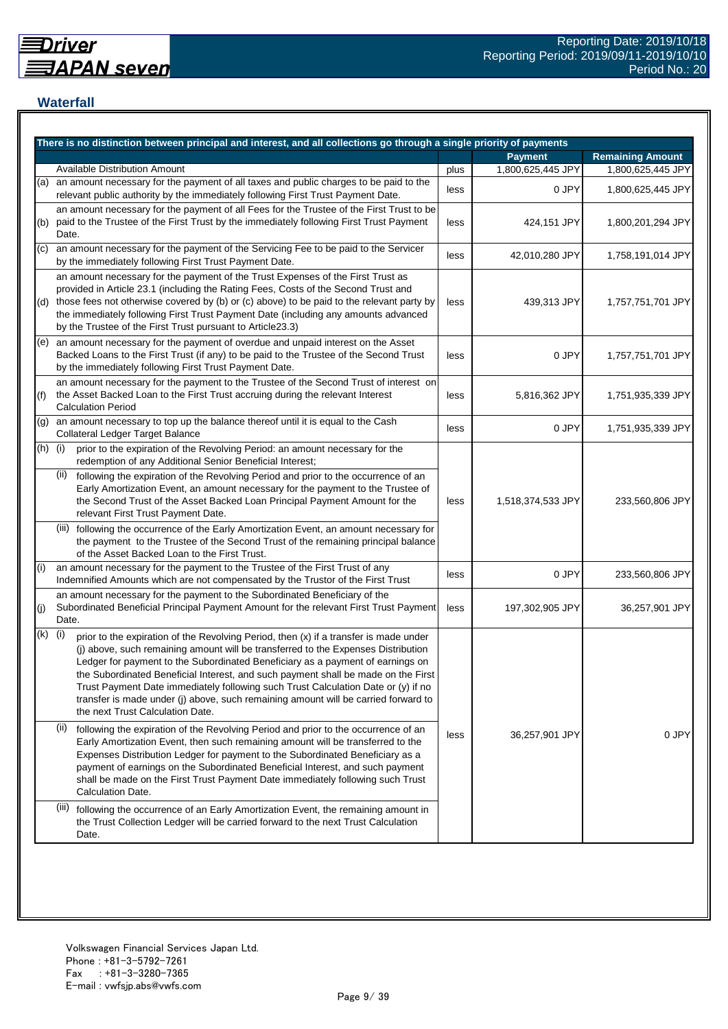## Waterfall

| There is no distinction between principal and interest, and all collections go through a single priority of payments | | | Payment | Remaining Amount |
|---|---|---|---|---|
| | Available Distribution Amount | plus | 1,800,625,445 JPY | 1,800,625,445 JPY |
| (a) | an amount necessary for the payment of all taxes and public charges to be paid to the relevant public authority by the immediately following First Trust Payment Date. | less | 0 JPY | 1,800,625,445 JPY |
| (b) | an amount necessary for the payment of all Fees for the Trustee of the First Trust to be paid to the Trustee of the First Trust by the immediately following First Trust Payment Date. | less | 424,151 JPY | 1,800,201,294 JPY |
| (c) | an amount necessary for the payment of the Servicing Fee to be paid to the Servicer by the immediately following First Trust Payment Date. | less | 42,010,280 JPY | 1,758,191,014 JPY |
| (d) | an amount necessary for the payment of the Trust Expenses of the First Trust as provided in Article 23.1 (including the Rating Fees, Costs of the Second Trust and those fees not otherwise covered by (b) or (c) above) to be paid to the relevant party by the immediately following First Trust Payment Date (including any amounts advanced by the Trustee of the First Trust pursuant to Article23.3) | less | 439,313 JPY | 1,757,751,701 JPY |
| (e) | an amount necessary for the payment of overdue and unpaid interest on the Asset Backed Loans to the First Trust (if any) to be paid to the Trustee of the Second Trust by the immediately following First Trust Payment Date. | less | 0 JPY | 1,757,751,701 JPY |
| (f) | an amount necessary for the payment to the Trustee of the Second Trust of interest on the Asset Backed Loan to the First Trust accruing during the relevant Interest Calculation Period | less | 5,816,362 JPY | 1,751,935,339 JPY |
| (g) | an amount necessary to top up the balance thereof until it is equal to the Cash Collateral Ledger Target Balance | less | 0 JPY | 1,751,935,339 JPY |
| (h) | (i) prior to the expiration of the Revolving Period: an amount necessary for the redemption of any Additional Senior Beneficial Interest;<br>(ii) following the expiration of the Revolving Period and prior to the occurrence of an Early Amortization Event, an amount necessary for the payment to the Trustee of the Second Trust of the Asset Backed Loan Principal Payment Amount for the relevant First Trust Payment Date.<br>(iii) following the occurrence of the Early Amortization Event, an amount necessary for the payment to the Trustee of the Second Trust of the remaining principal balance of the Asset Backed Loan to the First Trust. | less | 1,518,374,533 JPY | 233,560,806 JPY |
| (i) | an amount necessary for the payment to the Trustee of the First Trust of any Indemnified Amounts which are not compensated by the Trustor of the First Trust | less | 0 JPY | 233,560,806 JPY |
| (j) | an amount necessary for the payment to the Subordinated Beneficiary of the Subordinated Beneficial Principal Payment Amount for the relevant First Trust Payment Date. | less | 197,302,905 JPY | 36,257,901 JPY |
| (k) | (i) prior to the expiration of the Revolving Period, then (x) if a transfer is made under (j) above, such remaining amount will be transferred to the Expenses Distribution Ledger for payment to the Subordinated Beneficiary as a payment of earnings on the Subordinated Beneficial Interest, and such payment shall be made on the First Trust Payment Date immediately following such Trust Calculation Date or (y) if no transfer is made under (j) above, such remaining amount will be carried forward to the next Trust Calculation Date.<br>(ii) following the expiration of the Revolving Period and prior to the occurrence of an Early Amortization Event, then such remaining amount will be transferred to the Expenses Distribution Ledger for payment to the Subordinated Beneficiary as a payment of earnings on the Subordinated Beneficial Interest, and such payment shall be made on the First Trust Payment Date immediately following such Trust Calculation Date.<br>(iii) following the occurrence of an Early Amortization Event, the remaining amount in the Trust Collection Ledger will be carried forward to the next Trust Calculation Date. | less | 36,257,901 JPY | 0 JPY |

Volkswagen Financial Services Japan Ltd.
Phone : +81-3-5792-7261
Fax : +81-3-3280-7365
E-mail : vwfsjp.abs@vwfs.com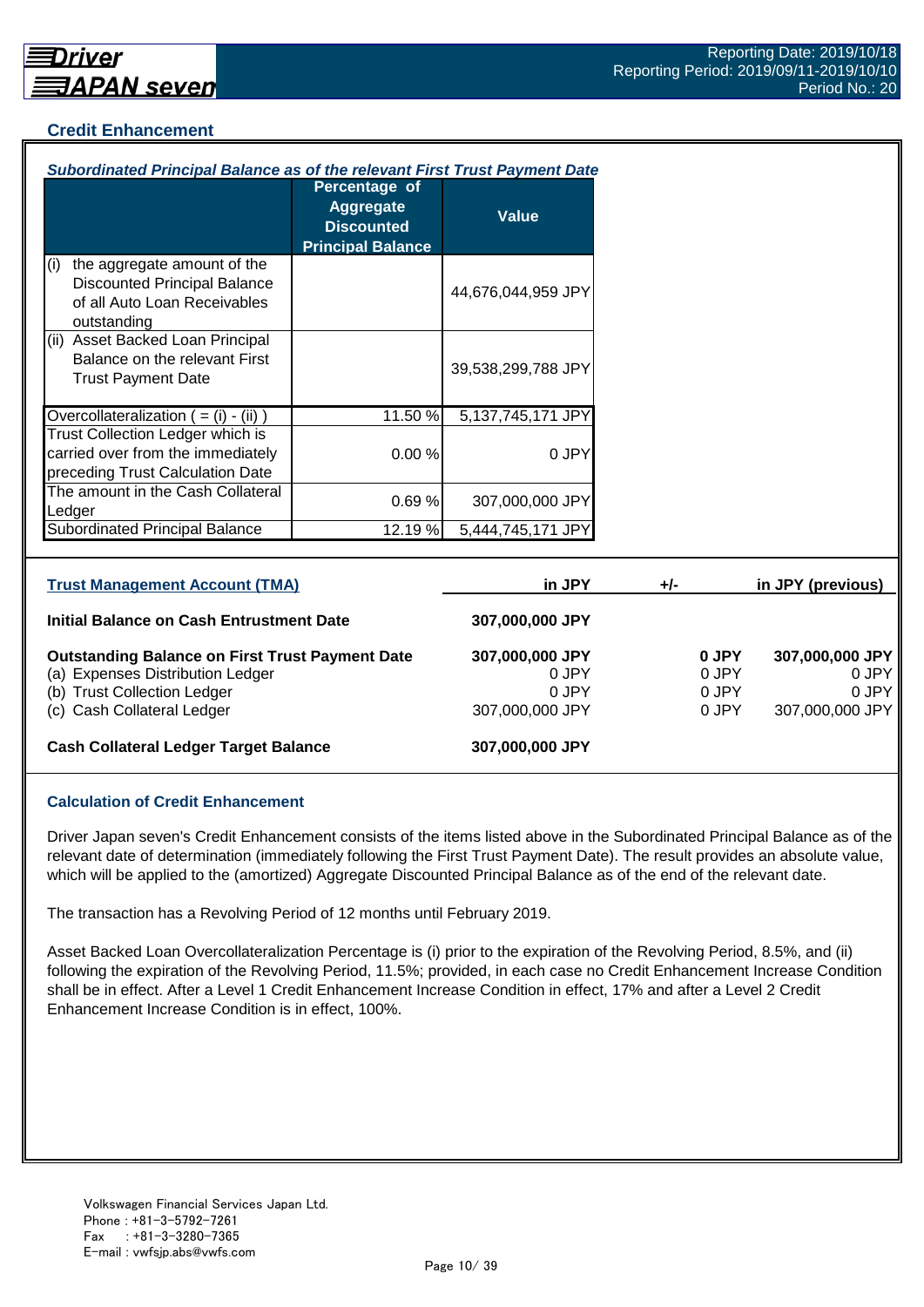## Credit Enhancement

### *Subordinated Principal Balance as of the relevant First Trust Payment Date*

| | Percentage of Aggregate Discounted Principal Balance | Value |
|---|---|---|
| (i) the aggregate amount of the Discounted Principal Balance of all Auto Loan Receivables outstanding | | 44,676,044,959 JPY |
| (ii) Asset Backed Loan Principal Balance on the relevant First Trust Payment Date | | 39,538,299,788 JPY |
| Overcollateralization ( = (i) - (ii) ) | 11.50 % | 5,137,745,171 JPY |
| Trust Collection Ledger which is carried over from the immediately preceding Trust Calculation Date | 0.00 % | 0 JPY |
| The amount in the Cash Collateral Ledger | 0.69 % | 307,000,000 JPY |
| Subordinated Principal Balance | 12.19 % | 5,444,745,171 JPY |

| Trust Management Account (TMA) | in JPY | +/- | in JPY (previous) |
|---|---|---|---|
| **Initial Balance on Cash Entrustment Date** | **307,000,000 JPY** | | |
| **Outstanding Balance on First Trust Payment Date** | **307,000,000 JPY** | **0 JPY** | **307,000,000 JPY** |
| (a) Expenses Distribution Ledger | 0 JPY | 0 JPY | 0 JPY |
| (b) Trust Collection Ledger | 0 JPY | 0 JPY | 0 JPY |
| (c) Cash Collateral Ledger | 307,000,000 JPY | 0 JPY | 307,000,000 JPY |
| **Cash Collateral Ledger Target Balance** | **307,000,000 JPY** | | |

### Calculation of Credit Enhancement

Driver Japan seven's Credit Enhancement consists of the items listed above in the Subordinated Principal Balance as of the relevant date of determination (immediately following the First Trust Payment Date). The result provides an absolute value, which will be applied to the (amortized) Aggregate Discounted Principal Balance as of the end of the relevant date.

The transaction has a Revolving Period of 12 months until February 2019.

Asset Backed Loan Overcollateralization Percentage is (i) prior to the expiration of the Revolving Period, 8.5%, and (ii) following the expiration of the Revolving Period, 11.5%; provided, in each case no Credit Enhancement Increase Condition shall be in effect. After a Level 1 Credit Enhancement Increase Condition in effect, 17% and after a Level 2 Credit Enhancement Increase Condition is in effect, 100%.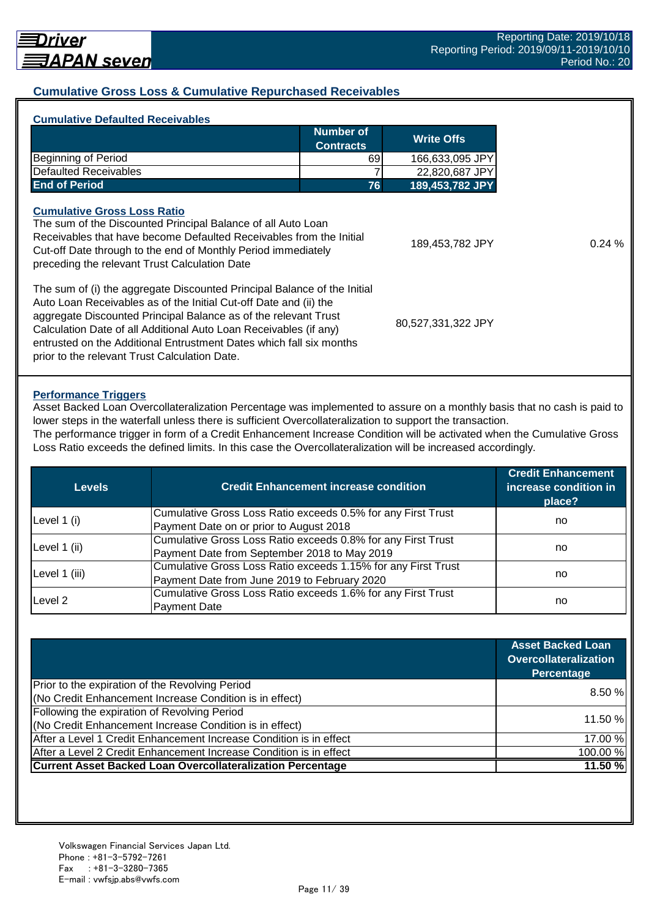## Cumulative Gross Loss & Cumulative Repurchased Receivables

### Cumulative Defaulted Receivables

| | Number of Contracts | Write Offs |
|---|---|---|
| Beginning of Period | 69 | 166,633,095 JPY |
| Defaulted Receivables | 7 | 22,820,687 JPY |
| **End of Period** | **76** | **189,453,782 JPY** |

### Cumulative Gross Loss Ratio

| | | |
|---|---|---|
| The sum of the Discounted Principal Balance of all Auto Loan Receivables that have become Defaulted Receivables from the Initial Cut-off Date through to the end of Monthly Period immediately preceding the relevant Trust Calculation Date | 189,453,782 JPY | 0.24 % |
| The sum of (i) the aggregate Discounted Principal Balance of the Initial Auto Loan Receivables as of the Initial Cut-off Date and (ii) the aggregate Discounted Principal Balance as of the relevant Trust Calculation Date of all Additional Auto Loan Receivables (if any) entrusted on the Additional Entrustment Dates which fall six months prior to the relevant Trust Calculation Date. | 80,527,331,322 JPY | |

### Performance Triggers

Asset Backed Loan Overcollateralization Percentage was implemented to assure on a monthly basis that no cash is paid to lower steps in the waterfall unless there is sufficient Overcollateralization to support the transaction.
The performance trigger in form of a Credit Enhancement Increase Condition will be activated when the Cumulative Gross Loss Ratio exceeds the defined limits. In this case the Overcollateralization will be increased accordingly.

| Levels | Credit Enhancement increase condition | Credit Enhancement increase condition in place? |
|---|---|---|
| Level 1 (i) | Cumulative Gross Loss Ratio exceeds 0.5% for any First Trust Payment Date on or prior to August 2018 | no |
| Level 1 (ii) | Cumulative Gross Loss Ratio exceeds 0.8% for any First Trust Payment Date from September 2018 to May 2019 | no |
| Level 1 (iii) | Cumulative Gross Loss Ratio exceeds 1.15% for any First Trust Payment Date from June 2019 to February 2020 | no |
| Level 2 | Cumulative Gross Loss Ratio exceeds 1.6% for any First Trust Payment Date | no |

| | Asset Backed Loan Overcollateralization Percentage |
|---|---|
| Prior to the expiration of the Revolving Period (No Credit Enhancement Increase Condition is in effect) | 8.50 % |
| Following the expiration of Revolving Period (No Credit Enhancement Increase Condition is in effect) | 11.50 % |
| After a Level 1 Credit Enhancement Increase Condition is in effect | 17.00 % |
| After a Level 2 Credit Enhancement Increase Condition is in effect | 100.00 % |
| **Current Asset Backed Loan Overcollateralization Percentage** | **11.50 %** |

Volkswagen Financial Services Japan Ltd.
Phone : +81-3-5792-7261
Fax : +81-3-3280-7365
E-mail : vwfsjp.abs@vwfs.com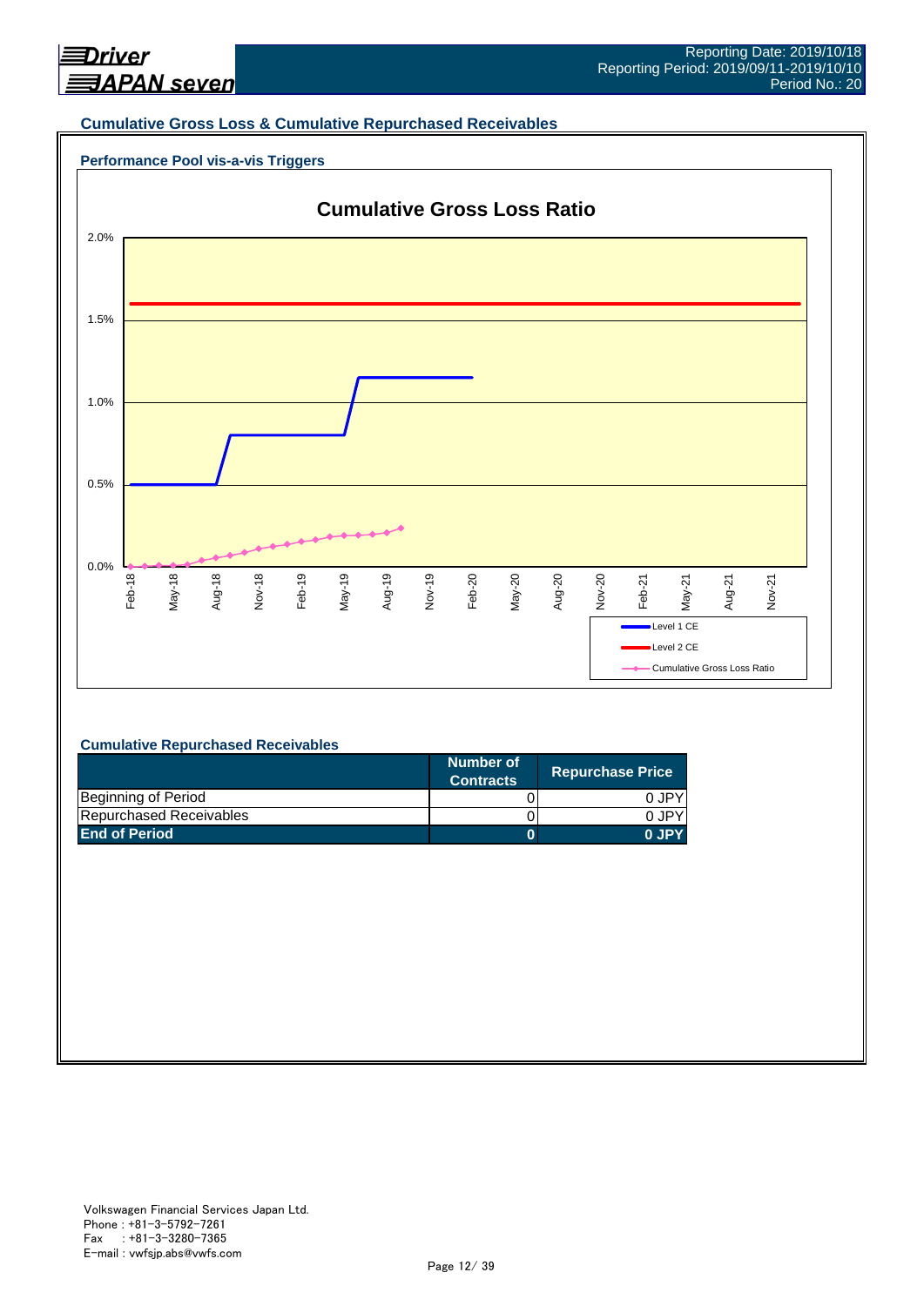## Cumulative Gross Loss & Cumulative Repurchased Receivables

### Performance Pool vis-a-vis Triggers

**Cumulative Gross Loss Ratio**

2.0%
1.5%
1.0%
0.5%
0.0%

Feb-18 May-18 Aug-18 Nov-18 Feb-19 May-19 Aug-19 Nov-19 Feb-20 May-20 Aug-20 Nov-20 Feb-21 May-21 Aug-21 Nov-21

Level 1 CE
Level 2 CE
Cumulative Gross Loss Ratio

### Cumulative Repurchased Receivables

| | Number of Contracts | Repurchase Price |
|---|---|---|
| Beginning of Period | 0 | 0 JPY |
| Repurchased Receivables | 0 | 0 JPY |
| **End of Period** | **0** | **0 JPY** |

Volkswagen Financial Services Japan Ltd.
Phone : +81-3-5792-7261
Fax : +81-3-3280-7365
E-mail : vwfsjp.abs@vwfs.com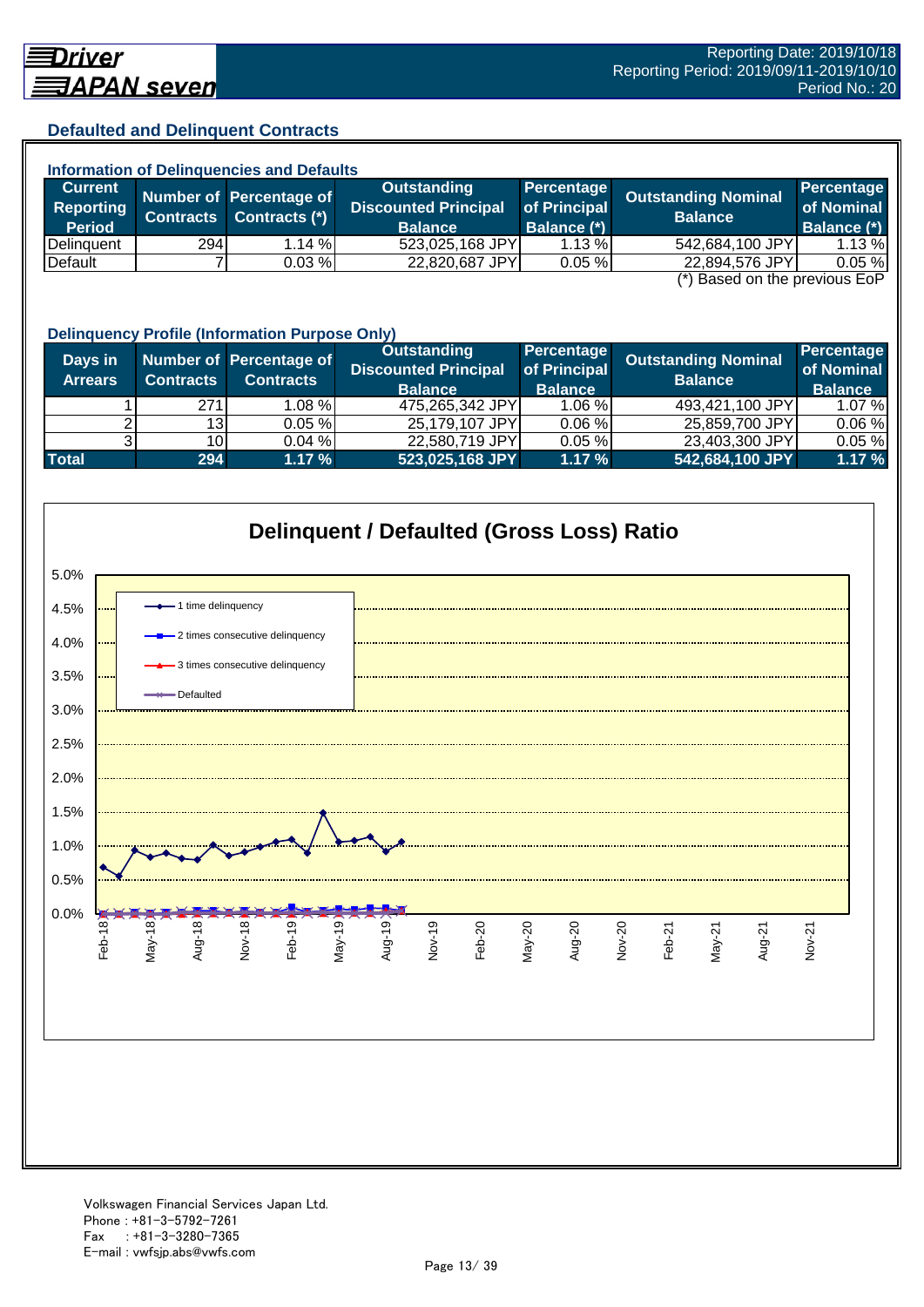## Defaulted and Delinquent Contracts

### Information of Delinquencies and Defaults

| Current Reporting Period | Number of Contracts | Percentage of Contracts (*) | Outstanding Discounted Principal Balance | Percentage of Principal Balance (*) | Outstanding Nominal Balance | Percentage of Nominal Balance (*) |
|---|---|---|---|---|---|---|
| Delinquent | 294 | 1.14 % | 523,025,168 JPY | 1.13 % | 542,684,100 JPY | 1.13 % |
| Default | 7 | 0.03 % | 22,820,687 JPY | 0.05 % | 22,894,576 JPY | 0.05 % |

(*) Based on the previous EoP

### Delinquency Profile (Information Purpose Only)

| Days in Arrears | Number of Contracts | Percentage of Contracts | Outstanding Discounted Principal Balance | Percentage of Principal Balance | Outstanding Nominal Balance | Percentage of Nominal Balance |
|---|---|---|---|---|---|---|
| 1 | 271 | 1.08 % | 475,265,342 JPY | 1.06 % | 493,421,100 JPY | 1.07 % |
| 2 | 13 | 0.05 % | 25,179,107 JPY | 0.06 % | 25,859,700 JPY | 0.06 % |
| 3 | 10 | 0.04 % | 22,580,719 JPY | 0.05 % | 23,403,300 JPY | 0.05 % |
| **Total** | **294** | **1.17 %** | **523,025,168 JPY** | **1.17 %** | **542,684,100 JPY** | **1.17 %** |

### Delinquent / Defaulted (Gross Loss) Ratio

Legend: 1 time delinquency; 2 times consecutive delinquency; 3 times consecutive delinquency; Defaulted

Y-axis: 0.0% – 5.0%; X-axis: Feb-18 – Nov-21

Volkswagen Financial Services Japan Ltd.
Phone : +81-3-5792-7261
Fax : +81-3-3280-7365
E-mail : vwfsjp.abs@vwfs.com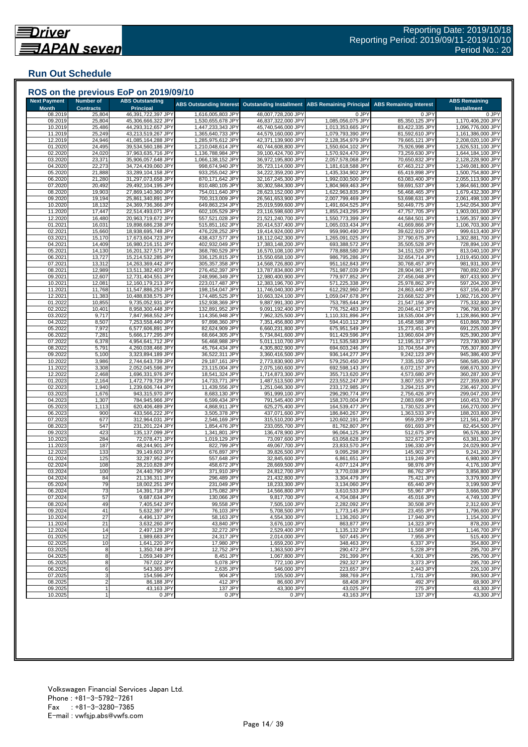Reporting Date: 2019/10/18
Reporting Period: 2019/09/11-2019/10/10
Period No.: 20

## Run Out Schedule

### ROS on the previous EoP on 2019/09/10

| Next Payment Month | Number of Contracts | ABS Outstanding Principal | ABS Outstanding Interest | Outstanding Installment | ABS Remaining Principal | ABS Remaining Interest | ABS Remaining Installment |
|---|---|---|---|---|---|---|---|
| 08.2019 | 25,804 | 46,391,722,397 JPY | 1,616,005,803 JPY | 48,007,728,200 JPY | 0 JPY | 0 JPY | 0 JPY |
| 09.2019 | 25,804 | 45,306,666,322 JPY | 1,530,655,678 JPY | 46,837,322,000 JPY | 1,085,056,075 JPY | 85,350,125 JPY | 1,170,406,200 JPY |
| 10.2019 | 25,486 | 44,293,312,657 JPY | 1,447,233,343 JPY | 45,740,546,000 JPY | 1,013,353,665 JPY | 83,422,335 JPY | 1,096,776,000 JPY |
| 11.2019 | 25,249 | 43,213,519,267 JPY | 1,365,640,733 JPY | 44,579,160,000 JPY | 1,079,793,390 JPY | 81,592,610 JPY | 1,161,386,000 JPY |
| 12.2019 | 24,946 | 41,085,164,288 JPY | 1,285,975,612 JPY | 42,371,139,900 JPY | 2,128,354,979 JPY | 79,665,121 JPY | 2,208,020,100 JPY |
| 01.2020 | 24,495 | 39,534,560,186 JPY | 1,210,048,614 JPY | 40,744,608,800 JPY | 1,550,604,102 JPY | 75,926,998 JPY | 1,626,531,100 JPY |
| 02.2020 | 24,020 | 37,963,635,716 JPY | 1,136,788,984 JPY | 39,100,424,700 JPY | 1,570,924,470 JPY | 73,259,630 JPY | 1,644,184,100 JPY |
| 03.2020 | 23,371 | 35,906,057,648 JPY | 1,066,138,152 JPY | 36,972,195,800 JPY | 2,057,578,068 JPY | 70,650,832 JPY | 2,128,228,900 JPY |
| 04.2020 | 22,273 | 34,724,439,060 JPY | 998,674,940 JPY | 35,723,114,000 JPY | 1,181,618,588 JPY | 67,463,212 JPY | 1,249,081,800 JPY |
| 05.2020 | 21,888 | 33,289,104,158 JPY | 933,255,042 JPY | 34,222,359,200 JPY | 1,435,334,902 JPY | 65,419,898 JPY | 1,500,754,800 JPY |
| 06.2020 | 21,280 | 31,297,073,658 JPY | 870,171,642 JPY | 32,167,245,300 JPY | 1,992,030,500 JPY | 63,083,400 JPY | 2,055,113,900 JPY |
| 07.2020 | 20,492 | 29,492,104,195 JPY | 810,480,105 JPY | 30,302,584,300 JPY | 1,804,969,463 JPY | 59,691,537 JPY | 1,864,661,000 JPY |
| 08.2020 | 19,903 | 27,869,140,360 JPY | 754,011,640 JPY | 28,623,152,000 JPY | 1,622,963,835 JPY | 56,468,465 JPY | 1,679,432,300 JPY |
| 09.2020 | 19,194 | 25,861,340,891 JPY | 700,313,009 JPY | 26,561,653,900 JPY | 2,007,799,469 JPY | 53,698,631 JPY | 2,061,498,100 JPY |
| 10.2020 | 18,132 | 24,369,736,366 JPY | 649,863,234 JPY | 25,019,599,600 JPY | 1,491,604,525 JPY | 50,449,775 JPY | 1,542,054,300 JPY |
| 11.2020 | 17,447 | 22,514,493,071 JPY | 602,105,529 JPY | 23,116,598,600 JPY | 1,855,243,295 JPY | 47,757,705 JPY | 1,903,001,000 JPY |
| 12.2020 | 16,480 | 20,963,719,672 JPY | 557,521,028 JPY | 21,521,240,700 JPY | 1,550,773,399 JPY | 44,584,501 JPY | 1,595,357,900 JPY |
| 01.2021 | 16,031 | 19,898,686,238 JPY | 515,851,162 JPY | 20,414,537,400 JPY | 1,065,033,434 JPY | 41,669,866 JPY | 1,106,703,300 JPY |
| 02.2021 | 15,660 | 18,938,695,748 JPY | 476,228,252 JPY | 19,414,924,000 JPY | 959,990,490 JPY | 39,622,910 JPY | 999,613,400 JPY |
| 03.2021 | 15,170 | 17,673,604,723 JPY | 438,437,577 JPY | 18,112,042,300 JPY | 1,265,091,025 JPY | 37,790,675 JPY | 1,302,881,700 JPY |
| 04.2021 | 14,409 | 16,980,216,151 JPY | 402,932,049 JPY | 17,383,148,200 JPY | 693,388,572 JPY | 35,505,528 JPY | 728,894,100 JPY |
| 05.2021 | 14,130 | 16,201,327,571 JPY | 368,780,529 JPY | 16,570,108,100 JPY | 778,888,580 JPY | 34,151,520 JPY | 813,040,100 JPY |
| 06.2021 | 13,727 | 15,214,532,285 JPY | 336,125,815 JPY | 15,550,658,100 JPY | 986,795,286 JPY | 32,654,714 JPY | 1,019,450,000 JPY |
| 07.2021 | 13,312 | 14,263,369,442 JPY | 305,357,358 JPY | 14,568,726,800 JPY | 951,162,843 JPY | 30,768,457 JPY | 981,931,300 JPY |
| 08.2021 | 12,989 | 13,511,382,403 JPY | 276,452,397 JPY | 13,787,834,800 JPY | 751,987,039 JPY | 28,904,961 JPY | 780,892,000 JPY |
| 09.2021 | 12,607 | 12,731,404,551 JPY | 248,996,349 JPY | 12,980,400,900 JPY | 779,977,852 JPY | 27,456,048 JPY | 807,433,900 JPY |
| 10.2021 | 12,081 | 12,160,179,213 JPY | 223,017,487 JPY | 12,383,196,700 JPY | 571,225,338 JPY | 25,978,862 JPY | 597,204,200 JPY |
| 11.2021 | 11,768 | 11,547,886,253 JPY | 198,154,047 JPY | 11,746,040,300 JPY | 612,292,960 JPY | 24,863,440 JPY | 637,156,400 JPY |
| 12.2021 | 11,383 | 10,488,838,575 JPY | 174,485,525 JPY | 10,663,324,100 JPY | 1,059,047,678 JPY | 23,668,522 JPY | 1,082,716,200 JPY |
| 01.2022 | 10,855 | 9,735,052,931 JPY | 152,938,369 JPY | 9,887,991,300 JPY | 753,785,644 JPY | 21,547,156 JPY | 775,332,800 JPY |
| 02.2022 | 10,401 | 8,958,300,448 JPY | 132,891,952 JPY | 9,091,192,400 JPY | 776,752,483 JPY | 20,046,417 JPY | 796,798,900 JPY |
| 03.2022 | 9,717 | 7,847,968,552 JPY | 114,356,948 JPY | 7,962,325,500 JPY | 1,110,331,896 JPY | 18,535,004 JPY | 1,128,866,900 JPY |
| 04.2022 | 8,507 | 7,253,558,440 JPY | 97,898,360 JPY | 7,351,456,800 JPY | 594,410,112 JPY | 16,458,588 JPY | 610,868,700 JPY |
| 05.2022 | 7,972 | 6,577,606,891 JPY | 82,624,909 JPY | 6,660,231,800 JPY | 675,951,549 JPY | 15,273,451 JPY | 691,225,000 JPY |
| 06.2022 | 7,281 | 5,666,177,295 JPY | 68,664,305 JPY | 5,734,841,600 JPY | 911,429,596 JPY | 13,960,604 JPY | 925,390,200 JPY |
| 07.2022 | 6,378 | 4,954,641,712 JPY | 56,468,988 JPY | 5,011,110,700 JPY | 711,535,583 JPY | 12,195,317 JPY | 723,730,900 JPY |
| 08.2022 | 5,791 | 4,260,038,466 JPY | 45,764,434 JPY | 4,305,802,900 JPY | 694,603,246 JPY | 10,704,554 JPY | 705,307,800 JPY |
| 09.2022 | 5,100 | 3,323,894,189 JPY | 36,522,311 JPY | 3,360,416,500 JPY | 936,144,277 JPY | 9,242,123 JPY | 945,386,400 JPY |
| 10.2022 | 3,986 | 2,744,643,739 JPY | 29,187,161 JPY | 2,773,830,900 JPY | 579,250,450 JPY | 7,335,150 JPY | 586,585,600 JPY |
| 11.2022 | 3,308 | 2,052,045,596 JPY | 23,115,004 JPY | 2,075,160,600 JPY | 692,598,143 JPY | 6,072,157 JPY | 698,670,300 JPY |
| 12.2022 | 2,468 | 1,696,331,976 JPY | 18,541,324 JPY | 1,714,873,300 JPY | 355,713,620 JPY | 4,573,680 JPY | 360,287,300 JPY |
| 01.2023 | 2,164 | 1,472,779,729 JPY | 14,733,771 JPY | 1,487,513,500 JPY | 223,552,247 JPY | 3,807,553 JPY | 227,359,800 JPY |
| 02.2023 | 1,940 | 1,239,606,744 JPY | 11,439,556 JPY | 1,251,046,300 JPY | 233,172,985 JPY | 3,294,215 JPY | 236,467,200 JPY |
| 03.2023 | 1,676 | 943,315,970 JPY | 8,683,130 JPY | 951,999,100 JPY | 296,290,774 JPY | 2,756,426 JPY | 299,047,200 JPY |
| 04.2023 | 1,307 | 784,945,966 JPY | 6,599,434 JPY | 791,545,400 JPY | 158,370,004 JPY | 2,083,696 JPY | 160,453,700 JPY |
| 05.2023 | 1,113 | 620,406,489 JPY | 4,868,911 JPY | 625,275,400 JPY | 164,539,477 JPY | 1,730,523 JPY | 166,270,000 JPY |
| 06.2023 | 900 | 433,566,222 JPY | 3,505,378 JPY | 437,071,600 JPY | 186,840,267 JPY | 1,363,533 JPY | 188,203,800 JPY |
| 07.2023 | 677 | 312,964,031 JPY | 2,546,169 JPY | 315,510,200 JPY | 120,602,191 JPY | 959,209 JPY | 121,561,400 JPY |
| 08.2023 | 547 | 231,201,224 JPY | 1,854,476 JPY | 233,055,700 JPY | 81,762,807 JPY | 691,693 JPY | 82,454,500 JPY |
| 09.2023 | 423 | 135,137,099 JPY | 1,341,801 JPY | 136,478,900 JPY | 96,064,125 JPY | 512,675 JPY | 96,576,800 JPY |
| 10.2023 | 284 | 72,078,471 JPY | 1,019,129 JPY | 73,097,600 JPY | 63,058,628 JPY | 322,672 JPY | 63,381,300 JPY |
| 11.2023 | 187 | 48,244,901 JPY | 822,799 JPY | 49,067,700 JPY | 23,833,570 JPY | 196,330 JPY | 24,029,900 JPY |
| 12.2023 | 133 | 39,149,603 JPY | 676,897 JPY | 39,826,500 JPY | 9,095,298 JPY | 145,902 JPY | 9,241,200 JPY |
| 01.2024 | 125 | 32,287,952 JPY | 557,648 JPY | 32,845,600 JPY | 6,861,651 JPY | 119,249 JPY | 6,980,900 JPY |
| 02.2024 | 108 | 28,210,828 JPY | 458,672 JPY | 28,669,500 JPY | 4,077,124 JPY | 98,976 JPY | 4,176,100 JPY |
| 03.2024 | 100 | 24,440,790 JPY | 371,910 JPY | 24,812,700 JPY | 3,770,038 JPY | 86,762 JPY | 3,856,800 JPY |
| 04.2024 | 84 | 21,136,311 JPY | 296,489 JPY | 21,432,800 JPY | 3,304,479 JPY | 75,421 JPY | 3,379,900 JPY |
| 05.2024 | 79 | 18,002,251 JPY | 231,049 JPY | 18,233,300 JPY | 3,134,060 JPY | 65,440 JPY | 3,199,500 JPY |
| 06.2024 | 73 | 14,391,718 JPY | 175,082 JPY | 14,566,800 JPY | 3,610,533 JPY | 55,967 JPY | 3,666,500 JPY |
| 07.2024 | 57 | 9,687,634 JPY | 130,066 JPY | 9,817,700 JPY | 4,704,084 JPY | 45,016 JPY | 4,749,100 JPY |
| 08.2024 | 49 | 7,405,542 JPY | 99,558 JPY | 7,505,100 JPY | 2,282,092 JPY | 30,508 JPY | 2,312,600 JPY |
| 09.2024 | 41 | 5,632,397 JPY | 76,103 JPY | 5,708,500 JPY | 1,773,145 JPY | 23,455 JPY | 1,796,600 JPY |
| 10.2024 | 27 | 4,496,137 JPY | 58,163 JPY | 4,554,300 JPY | 1,136,260 JPY | 17,940 JPY | 1,154,200 JPY |
| 11.2024 | 21 | 3,632,260 JPY | 43,840 JPY | 3,676,100 JPY | 863,877 JPY | 14,323 JPY | 878,200 JPY |
| 12.2024 | 14 | 2,497,128 JPY | 32,272 JPY | 2,529,400 JPY | 1,135,132 JPY | 11,568 JPY | 1,146,700 JPY |
| 01.2025 | 12 | 1,989,683 JPY | 24,317 JPY | 2,014,000 JPY | 507,445 JPY | 7,955 JPY | 515,400 JPY |
| 02.2025 | 10 | 1,641,220 JPY | 17,980 JPY | 1,659,200 JPY | 348,463 JPY | 6,337 JPY | 354,800 JPY |
| 03.2025 | 8 | 1,350,748 JPY | 12,752 JPY | 1,363,500 JPY | 290,472 JPY | 5,228 JPY | 295,700 JPY |
| 04.2025 | 8 | 1,059,349 JPY | 8,451 JPY | 1,067,800 JPY | 291,399 JPY | 4,301 JPY | 295,700 JPY |
| 05.2025 | 8 | 767,022 JPY | 5,078 JPY | 772,100 JPY | 292,327 JPY | 3,373 JPY | 295,700 JPY |
| 06.2025 | 6 | 543,365 JPY | 2,635 JPY | 546,000 JPY | 223,657 JPY | 2,443 JPY | 226,100 JPY |
| 07.2025 | 3 | 154,596 JPY | 904 JPY | 155,500 JPY | 388,769 JPY | 1,731 JPY | 390,500 JPY |
| 08.2025 | 2 | 86,188 JPY | 412 JPY | 86,600 JPY | 68,408 JPY | 492 JPY | 68,900 JPY |
| 09.2025 | 1 | 43,163 JPY | 137 JPY | 43,300 JPY | 43,025 JPY | 275 JPY | 43,300 JPY |
| 10.2025 | 1 | 0 JPY | 0 JPY | 0 JPY | 43,163 JPY | 137 JPY | 43,300 JPY |

Volkswagen Financial Services Japan Ltd.
Phone : +81-3-5792-7261
Fax : +81-3-3280-7365
E-mail : vwfsjp.abs@vwfs.com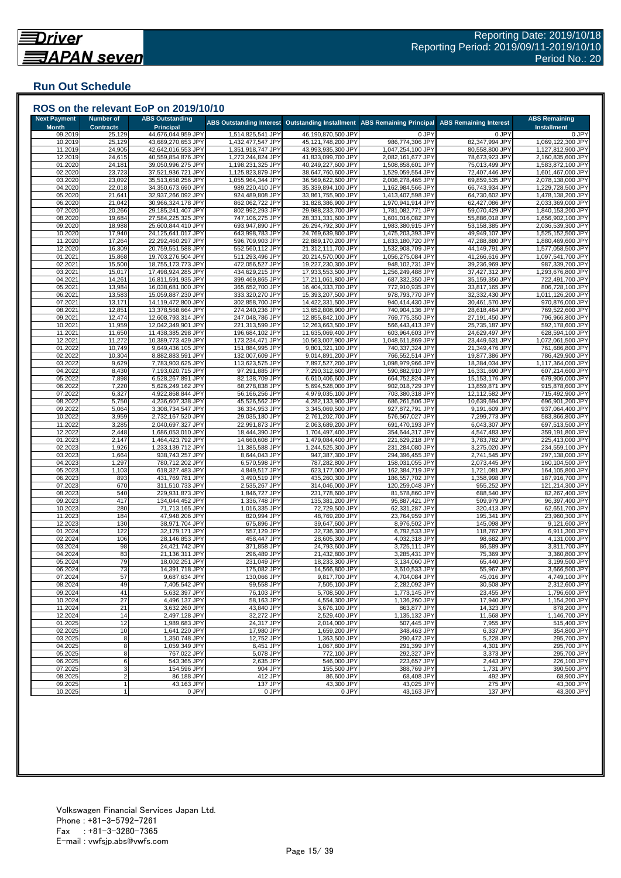Reporting Date: 2019/10/18
Reporting Period: 2019/09/11-2019/10/10
Period No.: 20

## Run Out Schedule

### ROS on the relevant EoP on 2019/10/10

| Next Payment Month | Number of Contracts | ABS Outstanding Principal | ABS Outstanding Interest | Outstanding Installment | ABS Remaining Principal | ABS Remaining Interest | ABS Remaining Installment |
|---|---|---|---|---|---|---|---|
| 09.2019 | 25,129 | 44,676,044,959 JPY | 1,514,825,541 JPY | 46,190,870,500 JPY | 0 JPY | 0 JPY | 0 JPY |
| 10.2019 | 25,129 | 43,689,270,653 JPY | 1,432,477,547 JPY | 45,121,748,200 JPY | 986,774,306 JPY | 82,347,994 JPY | 1,069,122,300 JPY |
| 11.2019 | 24,905 | 42,642,016,553 JPY | 1,351,918,747 JPY | 43,993,935,300 JPY | 1,047,254,100 JPY | 80,558,800 JPY | 1,127,812,900 JPY |
| 12.2019 | 24,615 | 40,559,854,876 JPY | 1,273,244,824 JPY | 41,833,099,700 JPY | 2,082,161,677 JPY | 78,673,923 JPY | 2,160,835,600 JPY |
| 01.2020 | 24,181 | 39,050,996,275 JPY | 1,198,231,325 JPY | 40,249,227,600 JPY | 1,508,858,601 JPY | 75,013,499 JPY | 1,583,872,100 JPY |
| 02.2020 | 23,723 | 37,521,936,721 JPY | 1,125,823,879 JPY | 38,647,760,600 JPY | 1,529,059,554 JPY | 72,407,446 JPY | 1,601,467,000 JPY |
| 03.2020 | 23,092 | 35,513,658,256 JPY | 1,055,964,344 JPY | 36,569,622,600 JPY | 2,008,278,465 JPY | 69,859,535 JPY | 2,078,138,000 JPY |
| 04.2020 | 22,018 | 34,350,673,690 JPY | 989,220,410 JPY | 35,339,894,100 JPY | 1,162,984,566 JPY | 66,743,934 JPY | 1,229,728,500 JPY |
| 05.2020 | 21,641 | 32,937,266,092 JPY | 924,489,808 JPY | 33,861,755,900 JPY | 1,413,407,598 JPY | 64,730,602 JPY | 1,478,138,200 JPY |
| 06.2020 | 21,042 | 30,966,324,178 JPY | 862,062,722 JPY | 31,828,386,900 JPY | 1,970,941,914 JPY | 62,427,086 JPY | 2,033,369,000 JPY |
| 07.2020 | 20,266 | 29,185,241,407 JPY | 802,992,293 JPY | 29,988,233,700 JPY | 1,781,082,771 JPY | 59,070,429 JPY | 1,840,153,200 JPY |
| 08.2020 | 19,684 | 27,584,225,325 JPY | 747,106,275 JPY | 28,331,331,600 JPY | 1,601,016,082 JPY | 55,886,018 JPY | 1,656,902,100 JPY |
| 09.2020 | 18,988 | 25,600,844,410 JPY | 693,947,890 JPY | 26,294,792,300 JPY | 1,983,380,915 JPY | 53,158,385 JPY | 2,036,539,300 JPY |
| 10.2020 | 17,940 | 24,125,641,017 JPY | 643,998,783 JPY | 24,769,639,800 JPY | 1,475,203,393 JPY | 49,949,107 JPY | 1,525,152,500 JPY |
| 11.2020 | 17,264 | 22,292,460,297 JPY | 596,709,903 JPY | 22,889,170,200 JPY | 1,833,180,720 JPY | 47,288,880 JPY | 1,880,469,600 JPY |
| 12.2020 | 16,309 | 20,759,551,588 JPY | 552,560,112 JPY | 21,312,111,700 JPY | 1,532,908,709 JPY | 44,149,791 JPY | 1,577,058,500 JPY |
| 01.2021 | 15,868 | 19,703,276,504 JPY | 511,293,496 JPY | 20,214,570,000 JPY | 1,056,275,084 JPY | 41,266,616 JPY | 1,097,541,700 JPY |
| 02.2021 | 15,500 | 18,755,173,773 JPY | 472,056,527 JPY | 19,227,230,300 JPY | 948,102,731 JPY | 39,236,969 JPY | 987,339,700 JPY |
| 03.2021 | 15,017 | 17,498,924,285 JPY | 434,629,215 JPY | 17,933,553,500 JPY | 1,256,249,488 JPY | 37,427,312 JPY | 1,293,676,800 JPY |
| 04.2021 | 14,261 | 16,811,591,935 JPY | 399,469,865 JPY | 17,211,061,800 JPY | 687,332,350 JPY | 35,159,350 JPY | 722,491,700 JPY |
| 05.2021 | 13,984 | 16,038,681,000 JPY | 365,652,700 JPY | 16,404,333,700 JPY | 772,910,935 JPY | 33,817,165 JPY | 806,728,100 JPY |
| 06.2021 | 13,583 | 15,059,887,230 JPY | 333,320,270 JPY | 15,393,207,500 JPY | 978,793,770 JPY | 32,332,430 JPY | 1,011,126,200 JPY |
| 07.2021 | 13,171 | 14,119,472,800 JPY | 302,858,700 JPY | 14,422,331,500 JPY | 940,414,430 JPY | 30,461,570 JPY | 970,876,000 JPY |
| 08.2021 | 12,851 | 13,378,568,664 JPY | 274,240,236 JPY | 13,652,808,900 JPY | 740,904,136 JPY | 28,618,464 JPY | 769,522,600 JPY |
| 09.2021 | 12,474 | 12,608,793,314 JPY | 247,048,786 JPY | 12,855,842,100 JPY | 769,775,350 JPY | 27,191,450 JPY | 796,966,800 JPY |
| 10.2021 | 11,959 | 12,042,349,901 JPY | 221,313,599 JPY | 12,263,663,500 JPY | 566,443,413 JPY | 25,735,187 JPY | 592,178,600 JPY |
| 11.2021 | 11,650 | 11,438,385,298 JPY | 196,684,102 JPY | 11,635,069,400 JPY | 603,964,603 JPY | 24,629,497 JPY | 628,594,100 JPY |
| 12.2021 | 11,272 | 10,389,773,429 JPY | 173,234,471 JPY | 10,563,007,900 JPY | 1,048,611,869 JPY | 23,449,631 JPY | 1,072,061,500 JPY |
| 01.2022 | 10,749 | 9,649,436,105 JPY | 151,884,995 JPY | 9,801,321,100 JPY | 740,337,324 JPY | 21,349,476 JPY | 761,686,800 JPY |
| 02.2022 | 10,304 | 8,882,883,591 JPY | 132,007,609 JPY | 9,014,891,200 JPY | 766,552,514 JPY | 19,877,386 JPY | 786,429,900 JPY |
| 03.2022 | 9,629 | 7,783,903,625 JPY | 113,623,575 JPY | 7,897,527,200 JPY | 1,098,979,966 JPY | 18,384,034 JPY | 1,117,364,000 JPY |
| 04.2022 | 8,430 | 7,193,020,715 JPY | 97,291,885 JPY | 7,290,312,600 JPY | 590,882,910 JPY | 16,331,690 JPY | 607,214,600 JPY |
| 05.2022 | 7,898 | 6,528,267,891 JPY | 82,138,709 JPY | 6,610,406,600 JPY | 664,752,824 JPY | 15,153,176 JPY | 679,906,000 JPY |
| 06.2022 | 7,220 | 5,626,249,162 JPY | 68,278,838 JPY | 5,694,528,000 JPY | 902,018,729 JPY | 13,859,871 JPY | 915,878,600 JPY |
| 07.2022 | 6,327 | 4,922,868,844 JPY | 56,166,256 JPY | 4,979,035,100 JPY | 703,380,318 JPY | 12,112,582 JPY | 715,492,900 JPY |
| 08.2022 | 5,750 | 4,236,607,338 JPY | 45,526,562 JPY | 4,282,133,900 JPY | 686,261,506 JPY | 10,639,694 JPY | 696,901,200 JPY |
| 09.2022 | 5,064 | 3,308,734,547 JPY | 36,334,953 JPY | 3,345,069,500 JPY | 927,872,791 JPY | 9,191,609 JPY | 937,064,400 JPY |
| 10.2022 | 3,959 | 2,732,167,520 JPY | 29,035,180 JPY | 2,761,202,700 JPY | 576,567,027 JPY | 7,299,773 JPY | 583,866,800 JPY |
| 11.2022 | 3,285 | 2,040,697,327 JPY | 22,991,873 JPY | 2,063,689,200 JPY | 691,470,193 JPY | 6,043,307 JPY | 697,513,500 JPY |
| 12.2022 | 2,448 | 1,686,053,010 JPY | 18,444,390 JPY | 1,704,497,400 JPY | 354,644,317 JPY | 4,547,483 JPY | 359,191,800 JPY |
| 01.2023 | 2,147 | 1,464,423,792 JPY | 14,660,608 JPY | 1,479,084,400 JPY | 221,629,218 JPY | 3,783,782 JPY | 225,413,000 JPY |
| 02.2023 | 1,926 | 1,233,139,712 JPY | 11,385,588 JPY | 1,244,525,300 JPY | 231,284,080 JPY | 3,275,020 JPY | 234,559,100 JPY |
| 03.2023 | 1,664 | 938,743,257 JPY | 8,644,043 JPY | 947,387,300 JPY | 294,396,455 JPY | 2,741,545 JPY | 297,138,000 JPY |
| 04.2023 | 1,297 | 780,712,202 JPY | 6,570,598 JPY | 787,282,800 JPY | 158,031,055 JPY | 2,073,445 JPY | 160,104,500 JPY |
| 05.2023 | 1,103 | 618,327,483 JPY | 4,849,517 JPY | 623,177,000 JPY | 162,384,719 JPY | 1,721,081 JPY | 164,105,800 JPY |
| 06.2023 | 893 | 431,769,781 JPY | 3,490,519 JPY | 435,260,300 JPY | 186,557,702 JPY | 1,358,998 JPY | 187,916,700 JPY |
| 07.2023 | 670 | 311,510,733 JPY | 2,535,267 JPY | 314,046,000 JPY | 120,259,048 JPY | 955,252 JPY | 121,214,300 JPY |
| 08.2023 | 540 | 229,931,873 JPY | 1,846,727 JPY | 231,778,600 JPY | 81,578,860 JPY | 688,540 JPY | 82,267,400 JPY |
| 09.2023 | 417 | 134,044,452 JPY | 1,336,748 JPY | 135,381,200 JPY | 95,887,421 JPY | 509,979 JPY | 96,397,400 JPY |
| 10.2023 | 280 | 71,713,165 JPY | 1,016,335 JPY | 72,729,500 JPY | 62,331,287 JPY | 320,413 JPY | 62,651,700 JPY |
| 11.2023 | 184 | 47,948,206 JPY | 820,994 JPY | 48,769,200 JPY | 23,764,959 JPY | 195,341 JPY | 23,960,300 JPY |
| 12.2023 | 130 | 38,971,704 JPY | 675,896 JPY | 39,647,600 JPY | 8,976,502 JPY | 145,098 JPY | 9,121,600 JPY |
| 01.2024 | 122 | 32,179,171 JPY | 557,129 JPY | 32,736,300 JPY | 6,792,533 JPY | 118,767 JPY | 6,911,300 JPY |
| 02.2024 | 106 | 28,146,853 JPY | 458,447 JPY | 28,605,300 JPY | 4,032,318 JPY | 98,682 JPY | 4,131,000 JPY |
| 03.2024 | 98 | 24,421,742 JPY | 371,858 JPY | 24,793,600 JPY | 3,725,111 JPY | 86,589 JPY | 3,811,700 JPY |
| 04.2024 | 83 | 21,136,311 JPY | 296,489 JPY | 21,432,800 JPY | 3,285,431 JPY | 75,369 JPY | 3,360,800 JPY |
| 05.2024 | 79 | 18,002,251 JPY | 231,049 JPY | 18,233,300 JPY | 3,134,060 JPY | 65,440 JPY | 3,199,500 JPY |
| 06.2024 | 73 | 14,391,718 JPY | 175,082 JPY | 14,566,800 JPY | 3,610,533 JPY | 55,967 JPY | 3,666,500 JPY |
| 07.2024 | 57 | 9,687,634 JPY | 130,066 JPY | 9,817,700 JPY | 4,704,084 JPY | 45,016 JPY | 4,749,100 JPY |
| 08.2024 | 49 | 7,405,542 JPY | 99,558 JPY | 7,505,100 JPY | 2,282,092 JPY | 30,508 JPY | 2,312,600 JPY |
| 09.2024 | 41 | 5,632,397 JPY | 76,103 JPY | 5,708,500 JPY | 1,773,145 JPY | 23,455 JPY | 1,796,600 JPY |
| 10.2024 | 27 | 4,496,137 JPY | 58,163 JPY | 4,554,300 JPY | 1,136,260 JPY | 17,940 JPY | 1,154,200 JPY |
| 11.2024 | 21 | 3,632,260 JPY | 43,840 JPY | 3,676,100 JPY | 863,877 JPY | 14,323 JPY | 878,200 JPY |
| 12.2024 | 14 | 2,497,128 JPY | 32,272 JPY | 2,529,400 JPY | 1,135,132 JPY | 11,568 JPY | 1,146,700 JPY |
| 01.2025 | 12 | 1,989,683 JPY | 24,317 JPY | 2,014,000 JPY | 507,445 JPY | 7,955 JPY | 515,400 JPY |
| 02.2025 | 10 | 1,641,220 JPY | 17,980 JPY | 1,659,200 JPY | 348,463 JPY | 6,337 JPY | 354,800 JPY |
| 03.2025 | 8 | 1,350,748 JPY | 12,752 JPY | 1,363,500 JPY | 290,472 JPY | 5,228 JPY | 295,700 JPY |
| 04.2025 | 8 | 1,059,349 JPY | 8,451 JPY | 1,067,800 JPY | 291,399 JPY | 4,301 JPY | 295,700 JPY |
| 05.2025 | 8 | 767,022 JPY | 5,078 JPY | 772,100 JPY | 292,327 JPY | 3,373 JPY | 295,700 JPY |
| 06.2025 | 6 | 543,365 JPY | 2,635 JPY | 546,000 JPY | 223,657 JPY | 2,443 JPY | 226,100 JPY |
| 07.2025 | 3 | 154,596 JPY | 904 JPY | 155,500 JPY | 388,769 JPY | 1,731 JPY | 390,500 JPY |
| 08.2025 | 2 | 86,188 JPY | 412 JPY | 86,600 JPY | 68,408 JPY | 492 JPY | 68,900 JPY |
| 09.2025 | 1 | 43,163 JPY | 137 JPY | 43,300 JPY | 43,025 JPY | 275 JPY | 43,300 JPY |
| 10.2025 | 1 | 0 JPY | 0 JPY | 0 JPY | 43,163 JPY | 137 JPY | 43,300 JPY |

Volkswagen Financial Services Japan Ltd.
Phone : +81-3-5792-7261
Fax : +81-3-3280-7365
E-mail : vwfsjp.abs@vwfs.com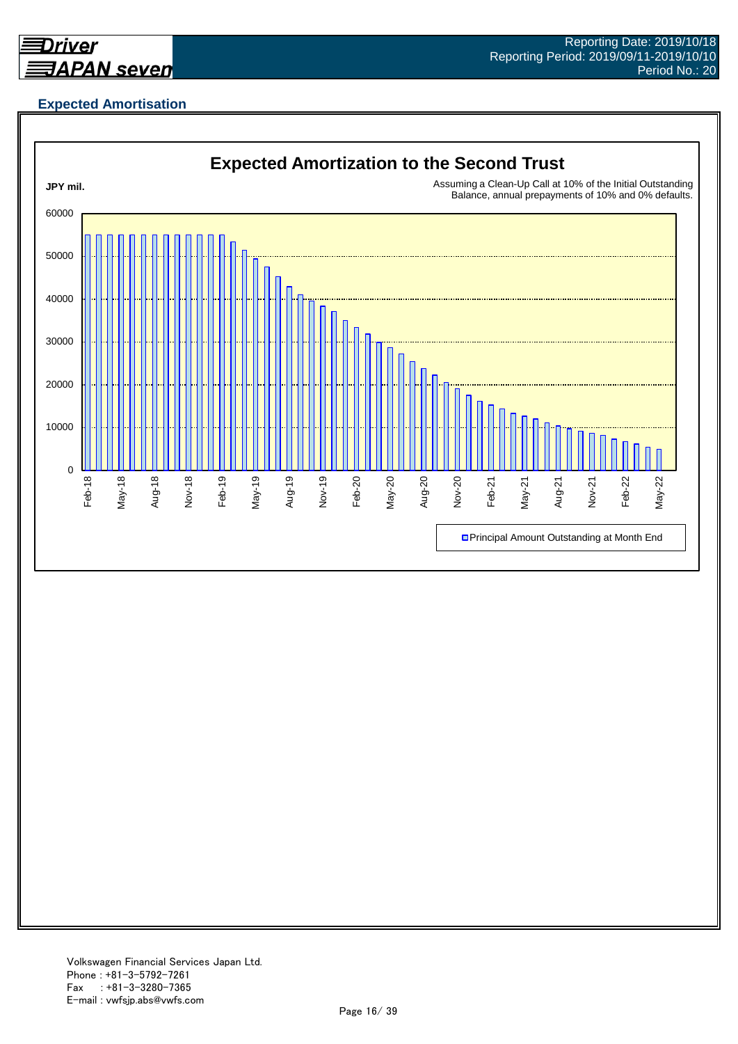## Expected Amortisation

**Expected Amortization to the Second Trust**

JPY mil.

Assuming a Clean-Up Call at 10% of the Initial Outstanding Balance, annual prepayments of 10% and 0% defaults.

60000
50000
40000
30000
20000
10000
0

Feb-18 May-18 Aug-18 Nov-18 Feb-19 May-19 Aug-19 Nov-19 Feb-20 May-20 Aug-20 Nov-20 Feb-21 May-21 Aug-21 Nov-21 Feb-22 May-22

Principal Amount Outstanding at Month End

Volkswagen Financial Services Japan Ltd.
Phone : +81-3-5792-7261
Fax : +81-3-3280-7365
E-mail : vwfsjp.abs@vwfs.com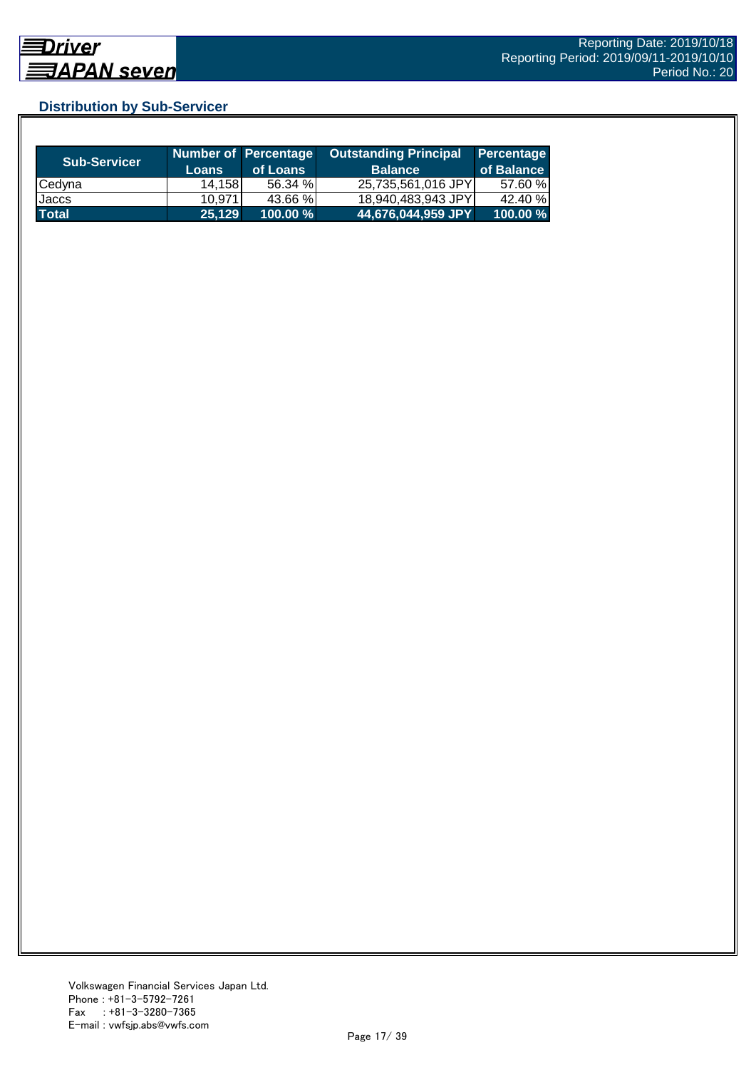## Distribution by Sub-Servicer

| Sub-Servicer | Number of Loans | Percentage of Loans | Outstanding Principal Balance | Percentage of Balance |
|---|---|---|---|---|
| Cedyna | 14,158 | 56.34 % | 25,735,561,016 JPY | 57.60 % |
| Jaccs | 10,971 | 43.66 % | 18,940,483,943 JPY | 42.40 % |
| **Total** | **25,129** | **100.00 %** | **44,676,044,959 JPY** | **100.00 %** |

Volkswagen Financial Services Japan Ltd.
Phone : +81-3-5792-7261
Fax : +81-3-3280-7365
E-mail : vwfsjp.abs@vwfs.com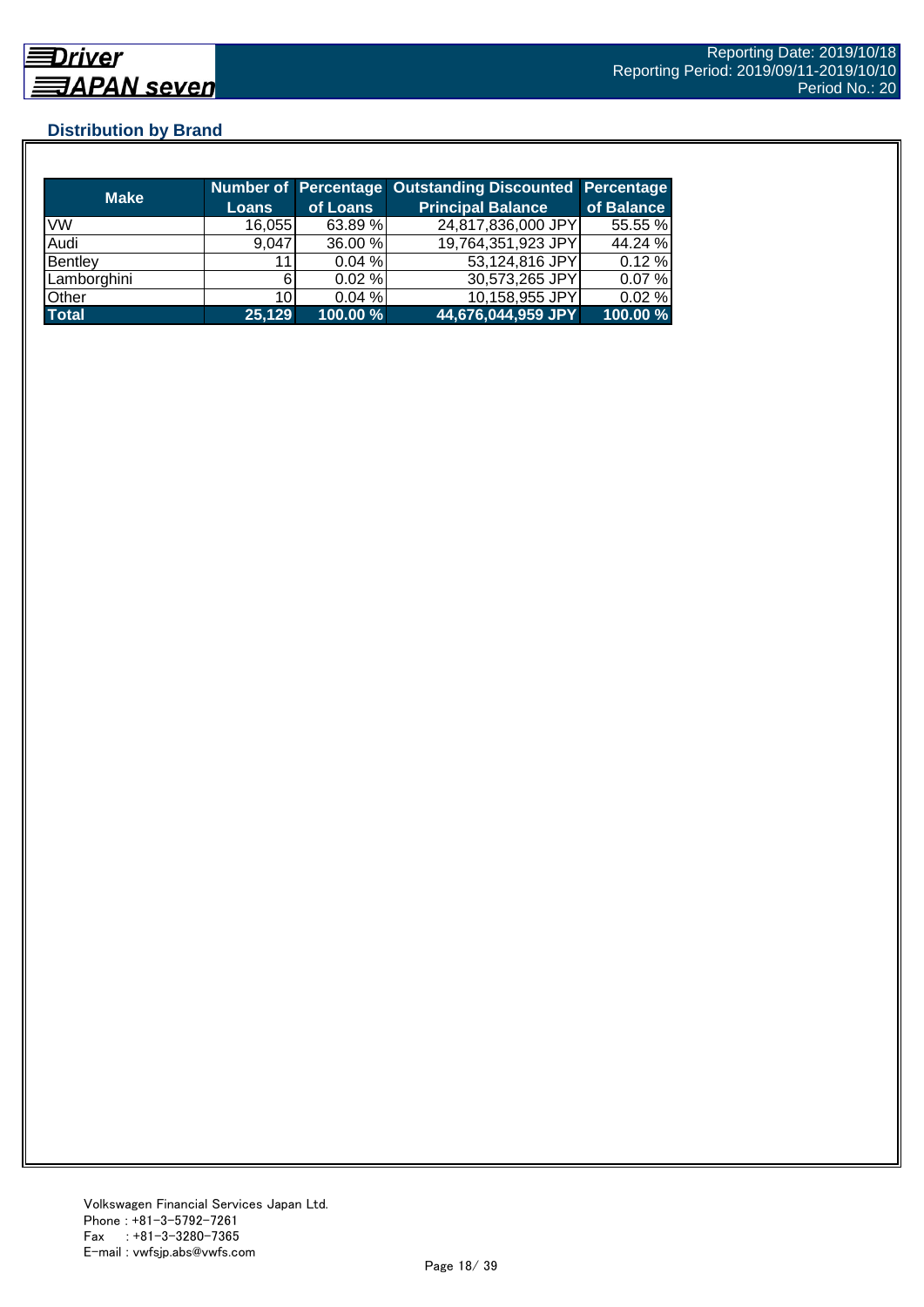## Distribution by Brand

| Make | Number of Loans | Percentage of Loans | Outstanding Discounted Principal Balance | Percentage of Balance |
|---|---|---|---|---|
| VW | 16,055 | 63.89 % | 24,817,836,000 JPY | 55.55 % |
| Audi | 9,047 | 36.00 % | 19,764,351,923 JPY | 44.24 % |
| Bentley | 11 | 0.04 % | 53,124,816 JPY | 0.12 % |
| Lamborghini | 6 | 0.02 % | 30,573,265 JPY | 0.07 % |
| Other | 10 | 0.04 % | 10,158,955 JPY | 0.02 % |
| **Total** | **25,129** | **100.00 %** | **44,676,044,959 JPY** | **100.00 %** |

Volkswagen Financial Services Japan Ltd.
Phone : +81-3-5792-7261
Fax : +81-3-3280-7365
E-mail : vwfsjp.abs@vwfs.com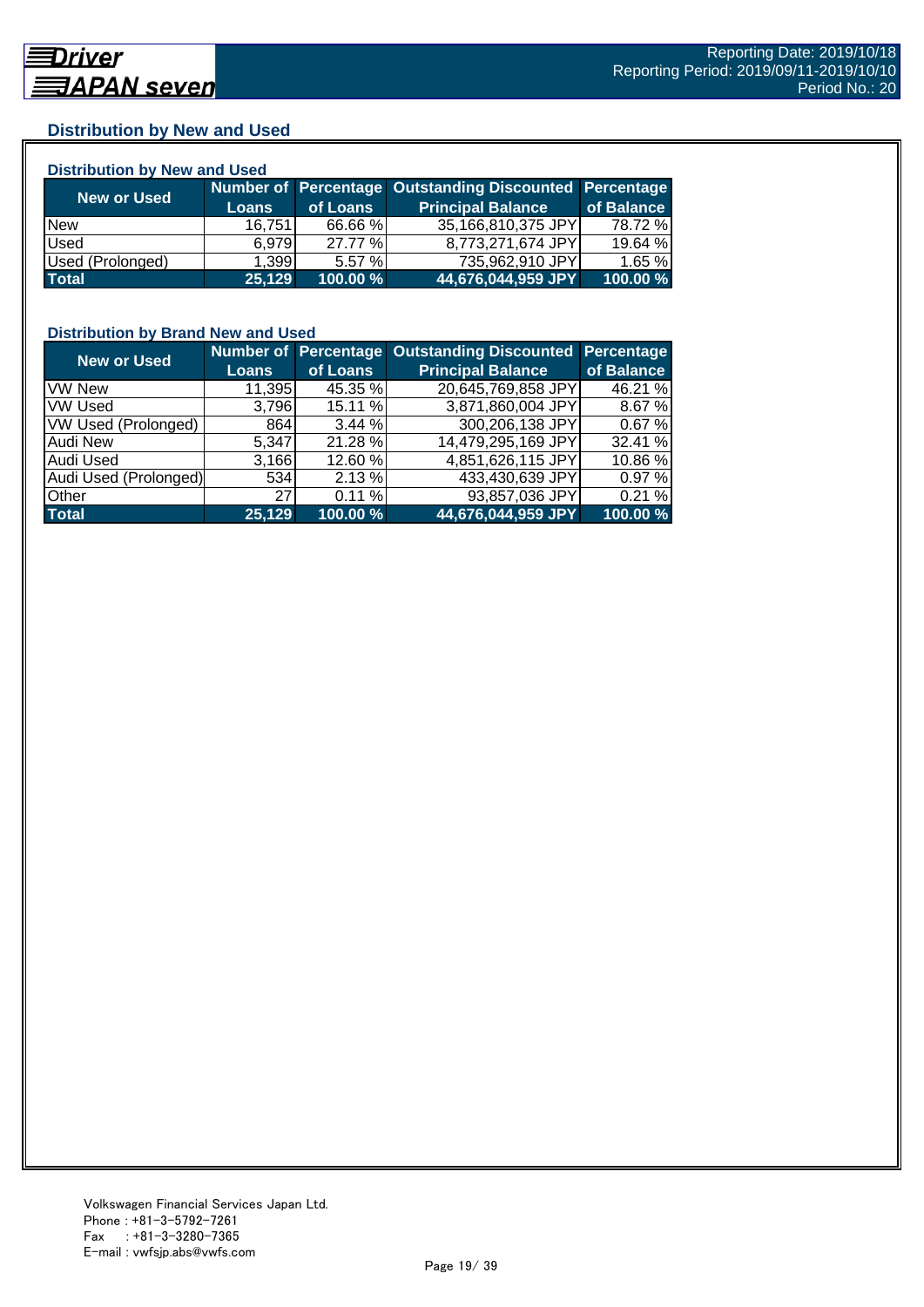## Distribution by New and Used

### Distribution by New and Used

| New or Used | Number of Loans | Percentage of Loans | Outstanding Discounted Principal Balance | Percentage of Balance |
|---|---|---|---|---|
| New | 16,751 | 66.66 % | 35,166,810,375 JPY | 78.72 % |
| Used | 6,979 | 27.77 % | 8,773,271,674 JPY | 19.64 % |
| Used (Prolonged) | 1,399 | 5.57 % | 735,962,910 JPY | 1.65 % |
| **Total** | **25,129** | **100.00 %** | **44,676,044,959 JPY** | **100.00 %** |

### Distribution by Brand New and Used

| New or Used | Number of Loans | Percentage of Loans | Outstanding Discounted Principal Balance | Percentage of Balance |
|---|---|---|---|---|
| VW New | 11,395 | 45.35 % | 20,645,769,858 JPY | 46.21 % |
| VW Used | 3,796 | 15.11 % | 3,871,860,004 JPY | 8.67 % |
| VW Used (Prolonged) | 864 | 3.44 % | 300,206,138 JPY | 0.67 % |
| Audi New | 5,347 | 21.28 % | 14,479,295,169 JPY | 32.41 % |
| Audi Used | 3,166 | 12.60 % | 4,851,626,115 JPY | 10.86 % |
| Audi Used (Prolonged) | 534 | 2.13 % | 433,430,639 JPY | 0.97 % |
| Other | 27 | 0.11 % | 93,857,036 JPY | 0.21 % |
| **Total** | **25,129** | **100.00 %** | **44,676,044,959 JPY** | **100.00 %** |

Volkswagen Financial Services Japan Ltd.
Phone : +81-3-5792-7261
Fax : +81-3-3280-7365
E-mail : vwfsjp.abs@vwfs.com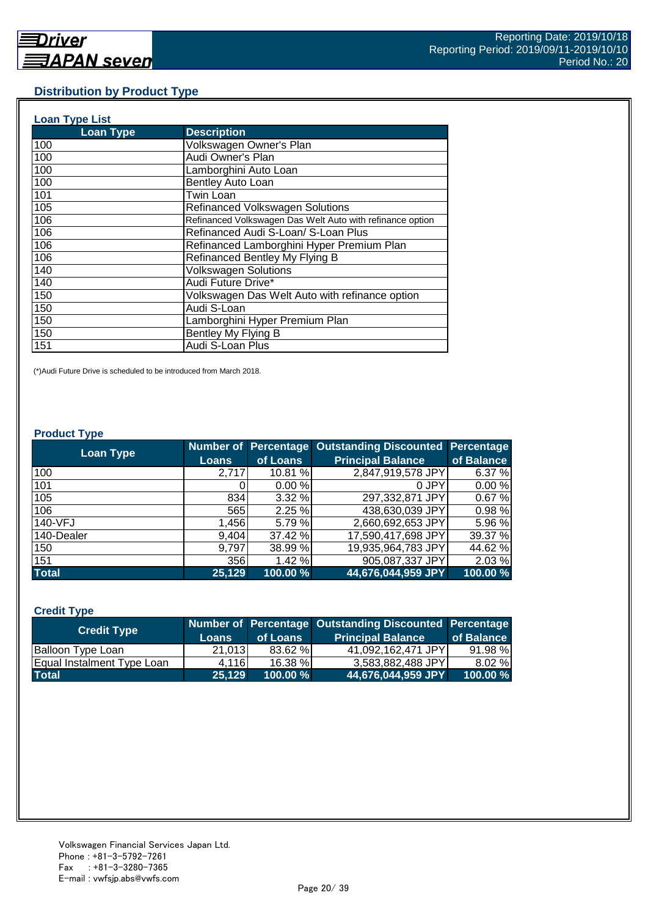## Distribution by Product Type

### Loan Type List

| Loan Type | Description |
|---|---|
| 100 | Volkswagen Owner's Plan |
| 100 | Audi Owner's Plan |
| 100 | Lamborghini Auto Loan |
| 100 | Bentley Auto Loan |
| 101 | Twin Loan |
| 105 | Refinanced Volkswagen Solutions |
| 106 | Refinanced Volkswagen Das Welt Auto with refinance option |
| 106 | Refinanced Audi S-Loan/ S-Loan Plus |
| 106 | Refinanced Lamborghini Hyper Premium Plan |
| 106 | Refinanced Bentley My Flying B |
| 140 | Volkswagen Solutions |
| 140 | Audi Future Drive* |
| 150 | Volkswagen Das Welt Auto with refinance option |
| 150 | Audi S-Loan |
| 150 | Lamborghini Hyper Premium Plan |
| 150 | Bentley My Flying B |
| 151 | Audi S-Loan Plus |

(*)Audi Future Drive is scheduled to be introduced from March 2018.

### Product Type

| Loan Type | Number of Loans | Percentage of Loans | Outstanding Discounted Principal Balance | Percentage of Balance |
|---|---|---|---|---|
| 100 | 2,717 | 10.81 % | 2,847,919,578 JPY | 6.37 % |
| 101 | 0 | 0.00 % | 0 JPY | 0.00 % |
| 105 | 834 | 3.32 % | 297,332,871 JPY | 0.67 % |
| 106 | 565 | 2.25 % | 438,630,039 JPY | 0.98 % |
| 140-VFJ | 1,456 | 5.79 % | 2,660,692,653 JPY | 5.96 % |
| 140-Dealer | 9,404 | 37.42 % | 17,590,417,698 JPY | 39.37 % |
| 150 | 9,797 | 38.99 % | 19,935,964,783 JPY | 44.62 % |
| 151 | 356 | 1.42 % | 905,087,337 JPY | 2.03 % |
| **Total** | **25,129** | **100.00 %** | **44,676,044,959 JPY** | **100.00 %** |

### Credit Type

| Credit Type | Number of Loans | Percentage of Loans | Outstanding Discounted Principal Balance | Percentage of Balance |
|---|---|---|---|---|
| Balloon Type Loan | 21,013 | 83.62 % | 41,092,162,471 JPY | 91.98 % |
| Equal Instalment Type Loan | 4,116 | 16.38 % | 3,583,882,488 JPY | 8.02 % |
| **Total** | **25,129** | **100.00 %** | **44,676,044,959 JPY** | **100.00 %** |

Volkswagen Financial Services Japan Ltd.
Phone : +81-3-5792-7261
Fax : +81-3-3280-7365
E-mail : vwfsjp.abs@vwfs.com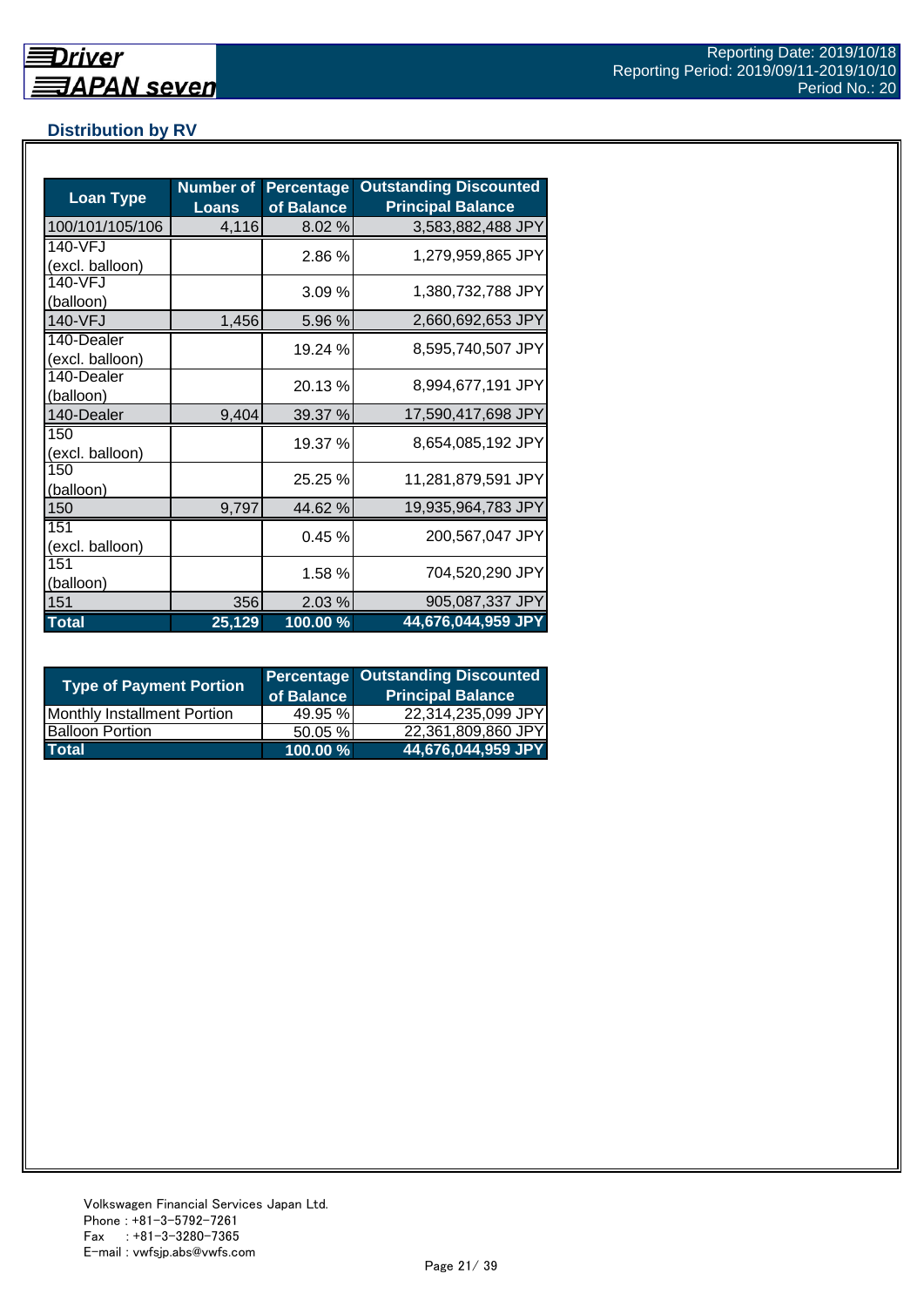## Distribution by RV

| Loan Type | Number of Loans | Percentage of Balance | Outstanding Discounted Principal Balance |
|---|---|---|---|
| 100/101/105/106 | 4,116 | 8.02 % | 3,583,882,488 JPY |
| 140-VFJ (excl. balloon) | | 2.86 % | 1,279,959,865 JPY |
| 140-VFJ (balloon) | | 3.09 % | 1,380,732,788 JPY |
| 140-VFJ | 1,456 | 5.96 % | 2,660,692,653 JPY |
| 140-Dealer (excl. balloon) | | 19.24 % | 8,595,740,507 JPY |
| 140-Dealer (balloon) | | 20.13 % | 8,994,677,191 JPY |
| 140-Dealer | 9,404 | 39.37 % | 17,590,417,698 JPY |
| 150 (excl. balloon) | | 19.37 % | 8,654,085,192 JPY |
| 150 (balloon) | | 25.25 % | 11,281,879,591 JPY |
| 150 | 9,797 | 44.62 % | 19,935,964,783 JPY |
| 151 (excl. balloon) | | 0.45 % | 200,567,047 JPY |
| 151 (balloon) | | 1.58 % | 704,520,290 JPY |
| 151 | 356 | 2.03 % | 905,087,337 JPY |
| **Total** | **25,129** | **100.00 %** | **44,676,044,959 JPY** |

| Type of Payment Portion | Percentage of Balance | Outstanding Discounted Principal Balance |
|---|---|---|
| Monthly Installment Portion | 49.95 % | 22,314,235,099 JPY |
| Balloon Portion | 50.05 % | 22,361,809,860 JPY |
| **Total** | **100.00 %** | **44,676,044,959 JPY** |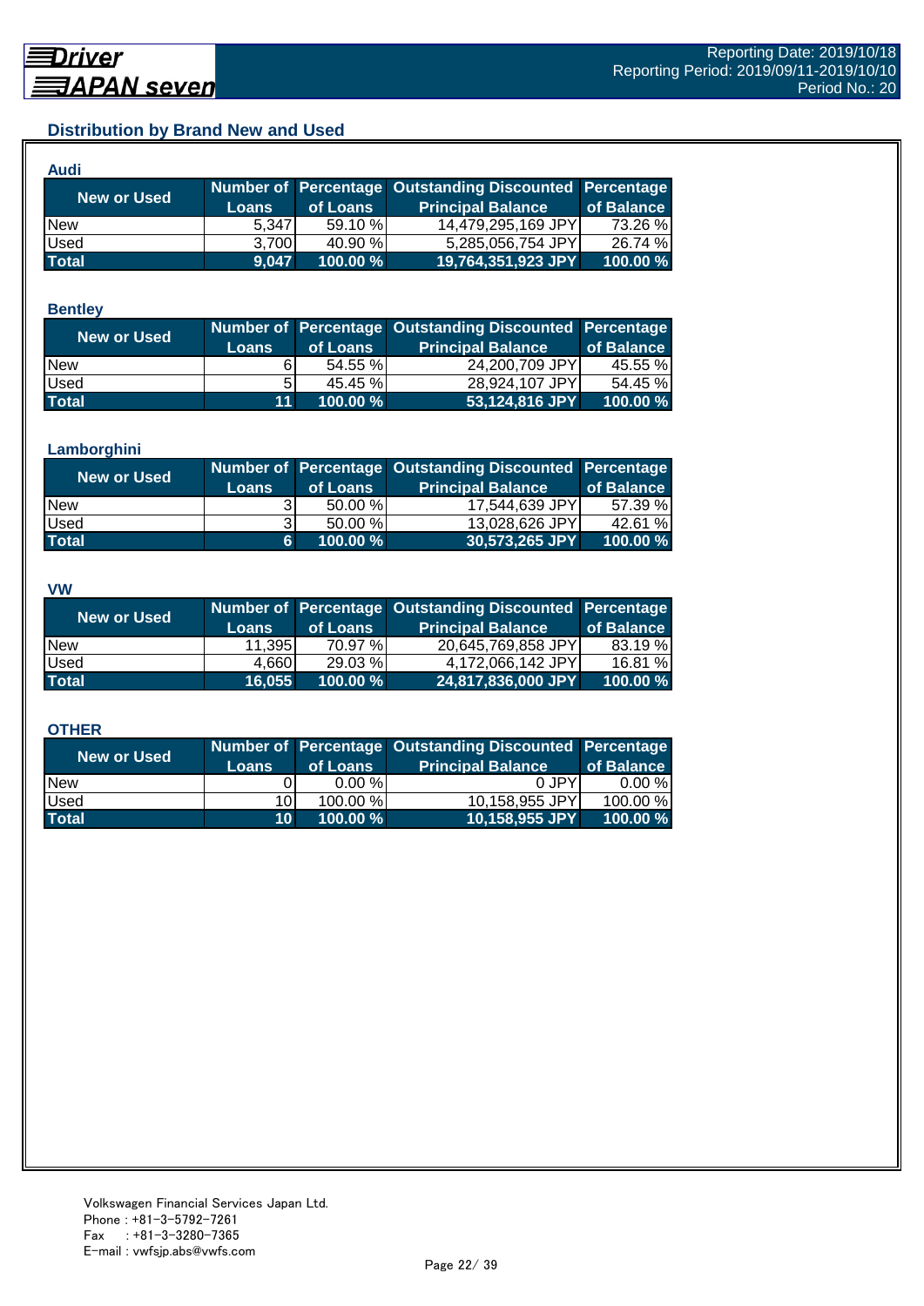## Distribution by Brand New and Used

### Audi

| New or Used | Number of Loans | Percentage of Loans | Outstanding Discounted Principal Balance | Percentage of Balance |
|---|---|---|---|---|
| New | 5,347 | 59.10 % | 14,479,295,169 JPY | 73.26 % |
| Used | 3,700 | 40.90 % | 5,285,056,754 JPY | 26.74 % |
| **Total** | **9,047** | **100.00 %** | **19,764,351,923 JPY** | **100.00 %** |

### Bentley

| New or Used | Number of Loans | Percentage of Loans | Outstanding Discounted Principal Balance | Percentage of Balance |
|---|---|---|---|---|
| New | 6 | 54.55 % | 24,200,709 JPY | 45.55 % |
| Used | 5 | 45.45 % | 28,924,107 JPY | 54.45 % |
| **Total** | **11** | **100.00 %** | **53,124,816 JPY** | **100.00 %** |

### Lamborghini

| New or Used | Number of Loans | Percentage of Loans | Outstanding Discounted Principal Balance | Percentage of Balance |
|---|---|---|---|---|
| New | 3 | 50.00 % | 17,544,639 JPY | 57.39 % |
| Used | 3 | 50.00 % | 13,028,626 JPY | 42.61 % |
| **Total** | **6** | **100.00 %** | **30,573,265 JPY** | **100.00 %** |

### VW

| New or Used | Number of Loans | Percentage of Loans | Outstanding Discounted Principal Balance | Percentage of Balance |
|---|---|---|---|---|
| New | 11,395 | 70.97 % | 20,645,769,858 JPY | 83.19 % |
| Used | 4,660 | 29.03 % | 4,172,066,142 JPY | 16.81 % |
| **Total** | **16,055** | **100.00 %** | **24,817,836,000 JPY** | **100.00 %** |

### OTHER

| New or Used | Number of Loans | Percentage of Loans | Outstanding Discounted Principal Balance | Percentage of Balance |
|---|---|---|---|---|
| New | 0 | 0.00 % | 0 JPY | 0.00 % |
| Used | 10 | 100.00 % | 10,158,955 JPY | 100.00 % |
| **Total** | **10** | **100.00 %** | **10,158,955 JPY** | **100.00 %** |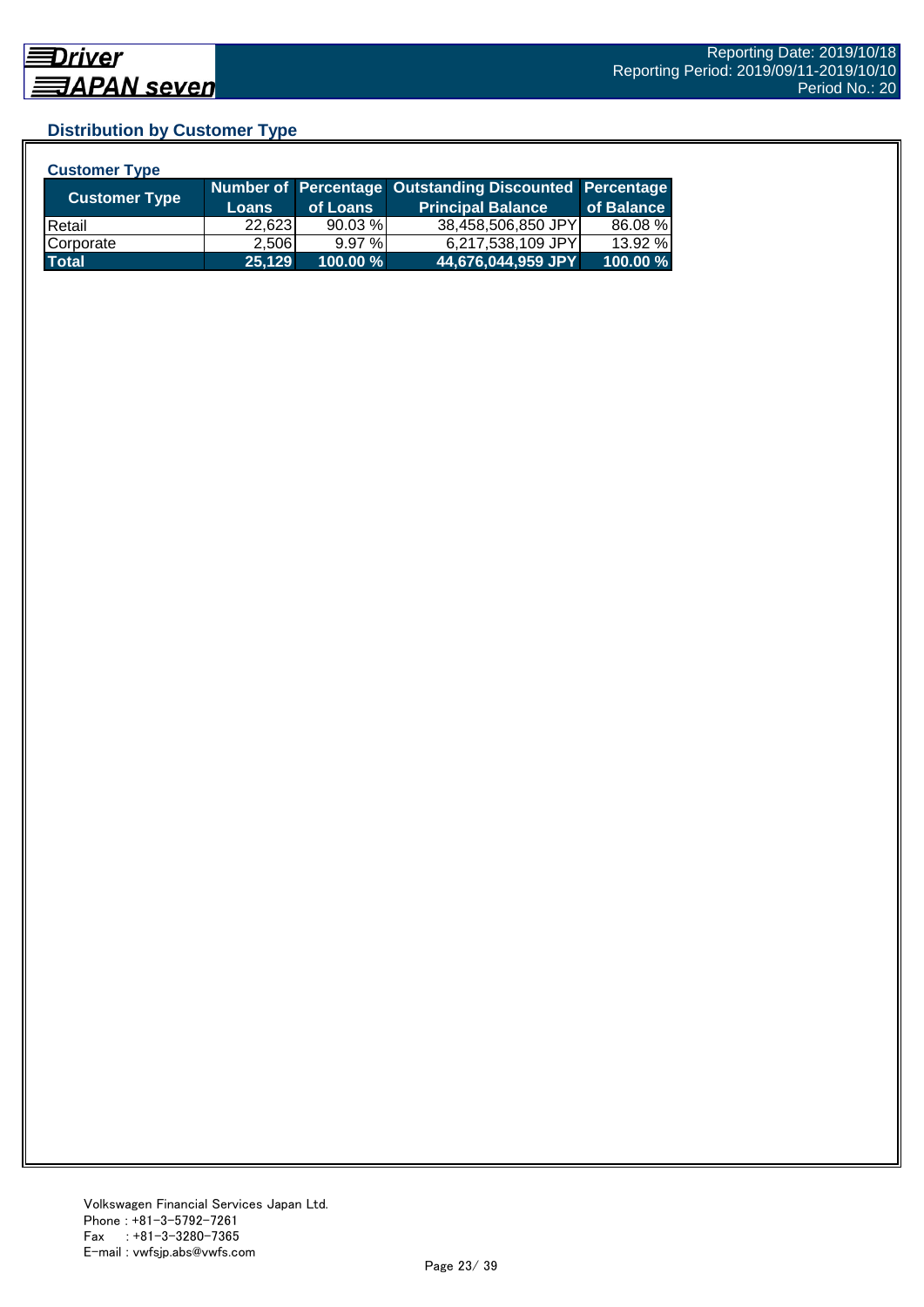## Distribution by Customer Type

### Customer Type

| Customer Type | Number of Loans | Percentage of Loans | Outstanding Discounted Principal Balance | Percentage of Balance |
|---|---|---|---|---|
| Retail | 22,623 | 90.03 % | 38,458,506,850 JPY | 86.08 % |
| Corporate | 2,506 | 9.97 % | 6,217,538,109 JPY | 13.92 % |
| **Total** | **25,129** | **100.00 %** | **44,676,044,959 JPY** | **100.00 %** |

Volkswagen Financial Services Japan Ltd.
Phone : +81-3-5792-7261
Fax : +81-3-3280-7365
E-mail : vwfsjp.abs@vwfs.com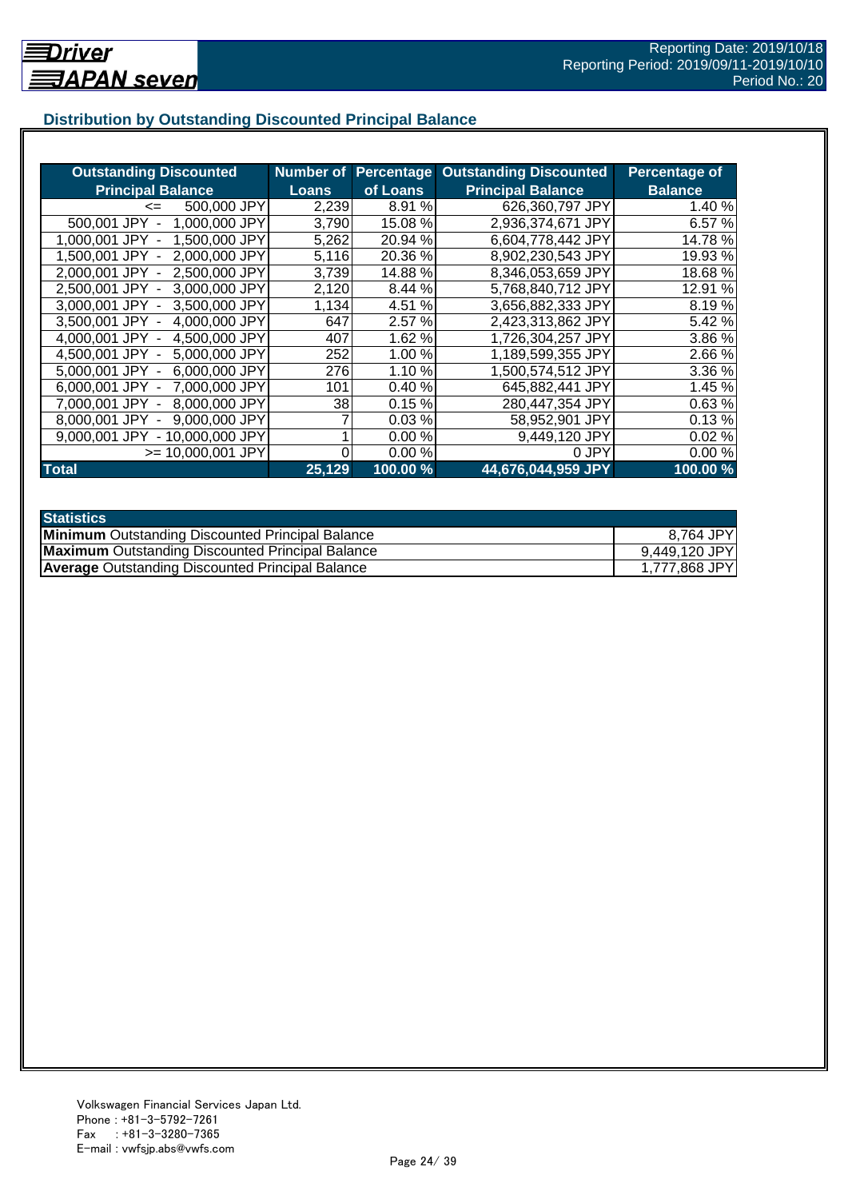## Distribution by Outstanding Discounted Principal Balance

| Outstanding Discounted Principal Balance | Number of Loans | Percentage of Loans | Outstanding Discounted Principal Balance | Percentage of Balance |
|---|---|---|---|---|
| <= 500,000 JPY | 2,239 | 8.91 % | 626,360,797 JPY | 1.40 % |
| 500,001 JPY - 1,000,000 JPY | 3,790 | 15.08 % | 2,936,374,671 JPY | 6.57 % |
| 1,000,001 JPY - 1,500,000 JPY | 5,262 | 20.94 % | 6,604,778,442 JPY | 14.78 % |
| 1,500,001 JPY - 2,000,000 JPY | 5,116 | 20.36 % | 8,902,230,543 JPY | 19.93 % |
| 2,000,001 JPY - 2,500,000 JPY | 3,739 | 14.88 % | 8,346,053,659 JPY | 18.68 % |
| 2,500,001 JPY - 3,000,000 JPY | 2,120 | 8.44 % | 5,768,840,712 JPY | 12.91 % |
| 3,000,001 JPY - 3,500,000 JPY | 1,134 | 4.51 % | 3,656,882,333 JPY | 8.19 % |
| 3,500,001 JPY - 4,000,000 JPY | 647 | 2.57 % | 2,423,313,862 JPY | 5.42 % |
| 4,000,001 JPY - 4,500,000 JPY | 407 | 1.62 % | 1,726,304,257 JPY | 3.86 % |
| 4,500,001 JPY - 5,000,000 JPY | 252 | 1.00 % | 1,189,599,355 JPY | 2.66 % |
| 5,000,001 JPY - 6,000,000 JPY | 276 | 1.10 % | 1,500,574,512 JPY | 3.36 % |
| 6,000,001 JPY - 7,000,000 JPY | 101 | 0.40 % | 645,882,441 JPY | 1.45 % |
| 7,000,001 JPY - 8,000,000 JPY | 38 | 0.15 % | 280,447,354 JPY | 0.63 % |
| 8,000,001 JPY - 9,000,000 JPY | 7 | 0.03 % | 58,952,901 JPY | 0.13 % |
| 9,000,001 JPY - 10,000,000 JPY | 1 | 0.00 % | 9,449,120 JPY | 0.02 % |
| >= 10,000,001 JPY | 0 | 0.00 % | 0 JPY | 0.00 % |
| **Total** | **25,129** | **100.00 %** | **44,676,044,959 JPY** | **100.00 %** |

| Statistics | |
|---|---|
| **Minimum** Outstanding Discounted Principal Balance | 8,764 JPY |
| **Maximum** Outstanding Discounted Principal Balance | 9,449,120 JPY |
| **Average** Outstanding Discounted Principal Balance | 1,777,868 JPY |

Volkswagen Financial Services Japan Ltd.
Phone : +81-3-5792-7261
Fax : +81-3-3280-7365
E-mail : vwfsjp.abs@vwfs.com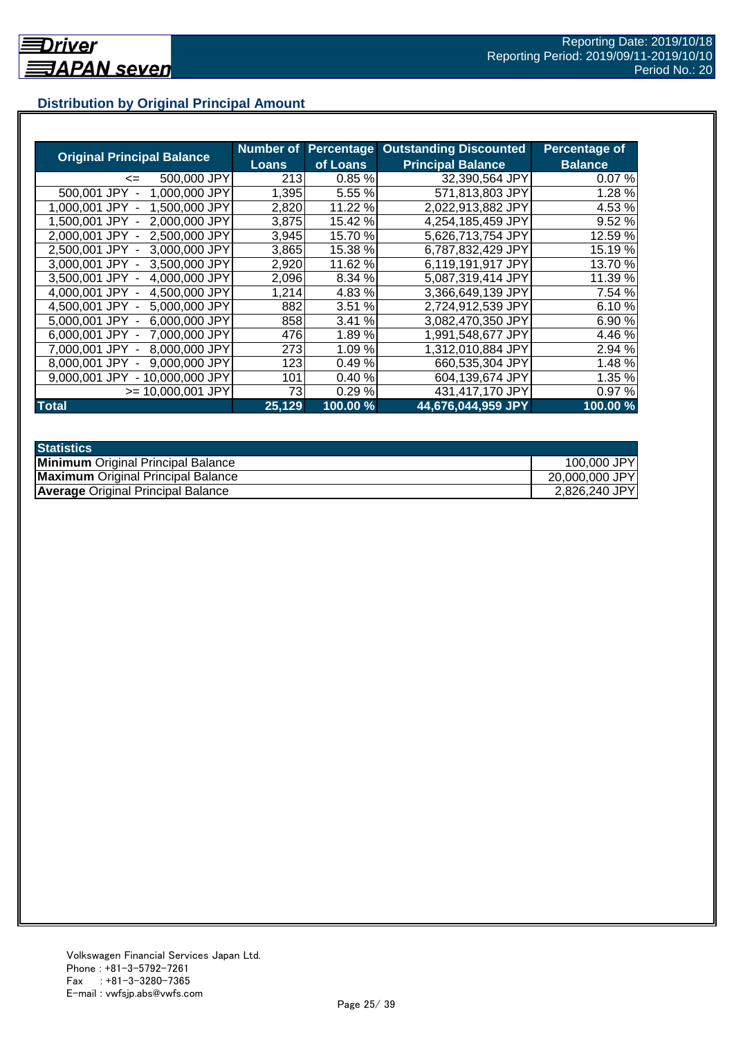## Distribution by Original Principal Amount

| Original Principal Balance | Number of Loans | Percentage of Loans | Outstanding Discounted Principal Balance | Percentage of Balance |
|---|---|---|---|---|
| <= 500,000 JPY | 213 | 0.85 % | 32,390,564 JPY | 0.07 % |
| 500,001 JPY - 1,000,000 JPY | 1,395 | 5.55 % | 571,813,803 JPY | 1.28 % |
| 1,000,001 JPY - 1,500,000 JPY | 2,820 | 11.22 % | 2,022,913,882 JPY | 4.53 % |
| 1,500,001 JPY - 2,000,000 JPY | 3,875 | 15.42 % | 4,254,185,459 JPY | 9.52 % |
| 2,000,001 JPY - 2,500,000 JPY | 3,945 | 15.70 % | 5,626,713,754 JPY | 12.59 % |
| 2,500,001 JPY - 3,000,000 JPY | 3,865 | 15.38 % | 6,787,832,429 JPY | 15.19 % |
| 3,000,001 JPY - 3,500,000 JPY | 2,920 | 11.62 % | 6,119,191,917 JPY | 13.70 % |
| 3,500,001 JPY - 4,000,000 JPY | 2,096 | 8.34 % | 5,087,319,414 JPY | 11.39 % |
| 4,000,001 JPY - 4,500,000 JPY | 1,214 | 4.83 % | 3,366,649,139 JPY | 7.54 % |
| 4,500,001 JPY - 5,000,000 JPY | 882 | 3.51 % | 2,724,912,539 JPY | 6.10 % |
| 5,000,001 JPY - 6,000,000 JPY | 858 | 3.41 % | 3,082,470,350 JPY | 6.90 % |
| 6,000,001 JPY - 7,000,000 JPY | 476 | 1.89 % | 1,991,548,677 JPY | 4.46 % |
| 7,000,001 JPY - 8,000,000 JPY | 273 | 1.09 % | 1,312,010,884 JPY | 2.94 % |
| 8,000,001 JPY - 9,000,000 JPY | 123 | 0.49 % | 660,535,304 JPY | 1.48 % |
| 9,000,001 JPY - 10,000,000 JPY | 101 | 0.40 % | 604,139,674 JPY | 1.35 % |
| >= 10,000,001 JPY | 73 | 0.29 % | 431,417,170 JPY | 0.97 % |
| **Total** | **25,129** | **100.00 %** | **44,676,044,959 JPY** | **100.00 %** |

| Statistics | |
|---|---|
| **Minimum** Original Principal Balance | 100,000 JPY |
| **Maximum** Original Principal Balance | 20,000,000 JPY |
| **Average** Original Principal Balance | 2,826,240 JPY |

Volkswagen Financial Services Japan Ltd.
Phone : +81-3-5792-7261
Fax : +81-3-3280-7365
E-mail : vwfsjp.abs@vwfs.com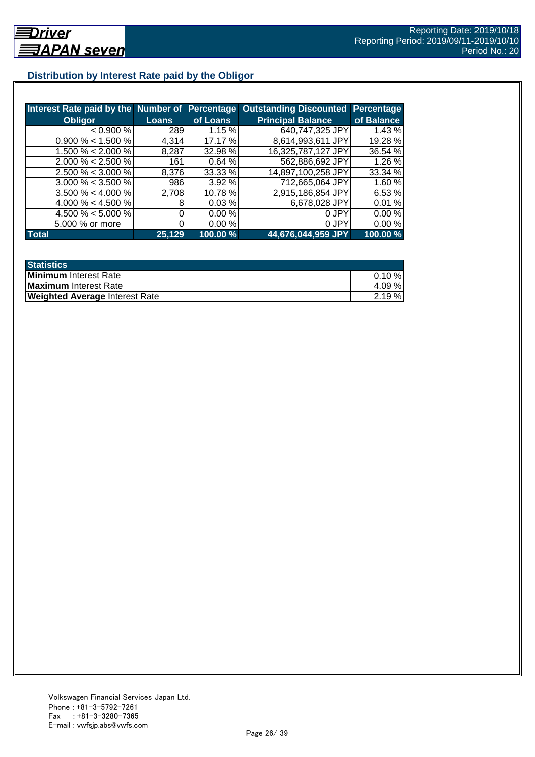## Distribution by Interest Rate paid by the Obligor

| Interest Rate paid by the Obligor | Number of Loans | Percentage of Loans | Outstanding Discounted Principal Balance | Percentage of Balance |
|---|---|---|---|---|
| < 0.900 % | 289 | 1.15 % | 640,747,325 JPY | 1.43 % |
| 0.900 % < 1.500 % | 4,314 | 17.17 % | 8,614,993,611 JPY | 19.28 % |
| 1.500 % < 2.000 % | 8,287 | 32.98 % | 16,325,787,127 JPY | 36.54 % |
| 2.000 % < 2.500 % | 161 | 0.64 % | 562,886,692 JPY | 1.26 % |
| 2.500 % < 3.000 % | 8,376 | 33.33 % | 14,897,100,258 JPY | 33.34 % |
| 3.000 % < 3.500 % | 986 | 3.92 % | 712,665,064 JPY | 1.60 % |
| 3.500 % < 4.000 % | 2,708 | 10.78 % | 2,915,186,854 JPY | 6.53 % |
| 4.000 % < 4.500 % | 8 | 0.03 % | 6,678,028 JPY | 0.01 % |
| 4.500 % < 5.000 % | 0 | 0.00 % | 0 JPY | 0.00 % |
| 5.000 % or more | 0 | 0.00 % | 0 JPY | 0.00 % |
| **Total** | **25,129** | **100.00 %** | **44,676,044,959 JPY** | **100.00 %** |

| Statistics | |
|---|---|
| **Minimum** Interest Rate | 0.10 % |
| **Maximum** Interest Rate | 4.09 % |
| **Weighted Average** Interest Rate | 2.19 % |

Volkswagen Financial Services Japan Ltd.
Phone : +81-3-5792-7261
Fax : +81-3-3280-7365
E-mail : vwfsjp.abs@vwfs.com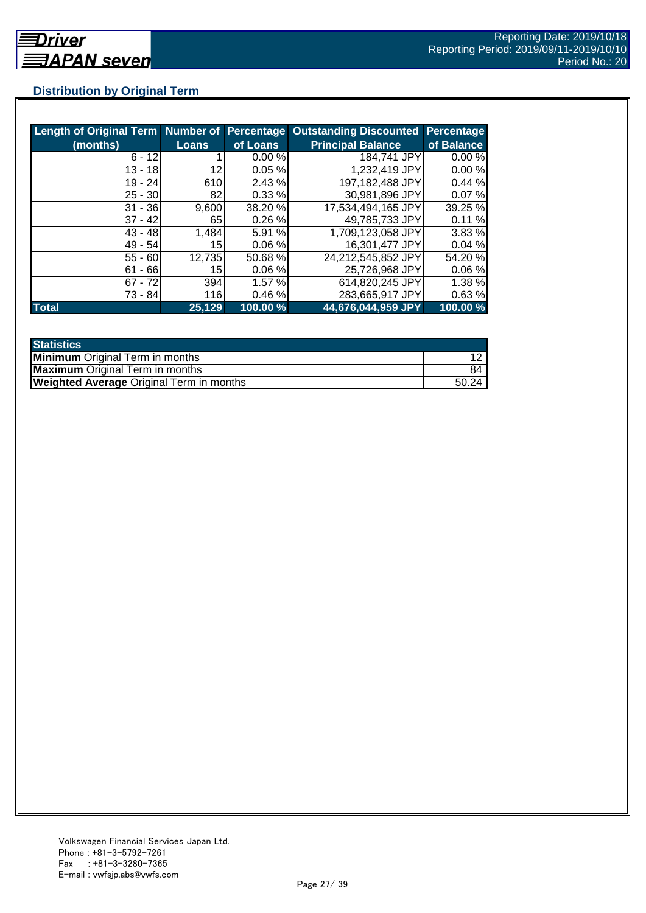## Distribution by Original Term

| Length of Original Term (months) | Number of Loans | Percentage of Loans | Outstanding Discounted Principal Balance | Percentage of Balance |
|---|---|---|---|---|
| 6 - 12 | 1 | 0.00 % | 184,741 JPY | 0.00 % |
| 13 - 18 | 12 | 0.05 % | 1,232,419 JPY | 0.00 % |
| 19 - 24 | 610 | 2.43 % | 197,182,488 JPY | 0.44 % |
| 25 - 30 | 82 | 0.33 % | 30,981,896 JPY | 0.07 % |
| 31 - 36 | 9,600 | 38.20 % | 17,534,494,165 JPY | 39.25 % |
| 37 - 42 | 65 | 0.26 % | 49,785,733 JPY | 0.11 % |
| 43 - 48 | 1,484 | 5.91 % | 1,709,123,058 JPY | 3.83 % |
| 49 - 54 | 15 | 0.06 % | 16,301,477 JPY | 0.04 % |
| 55 - 60 | 12,735 | 50.68 % | 24,212,545,852 JPY | 54.20 % |
| 61 - 66 | 15 | 0.06 % | 25,726,968 JPY | 0.06 % |
| 67 - 72 | 394 | 1.57 % | 614,820,245 JPY | 1.38 % |
| 73 - 84 | 116 | 0.46 % | 283,665,917 JPY | 0.63 % |
| **Total** | **25,129** | **100.00 %** | **44,676,044,959 JPY** | **100.00 %** |

| Statistics | |
|---|---|
| **Minimum** Original Term in months | 12 |
| **Maximum** Original Term in months | 84 |
| **Weighted Average** Original Term in months | 50.24 |

Volkswagen Financial Services Japan Ltd.
Phone : +81-3-5792-7261
Fax : +81-3-3280-7365
E-mail : vwfsjp.abs@vwfs.com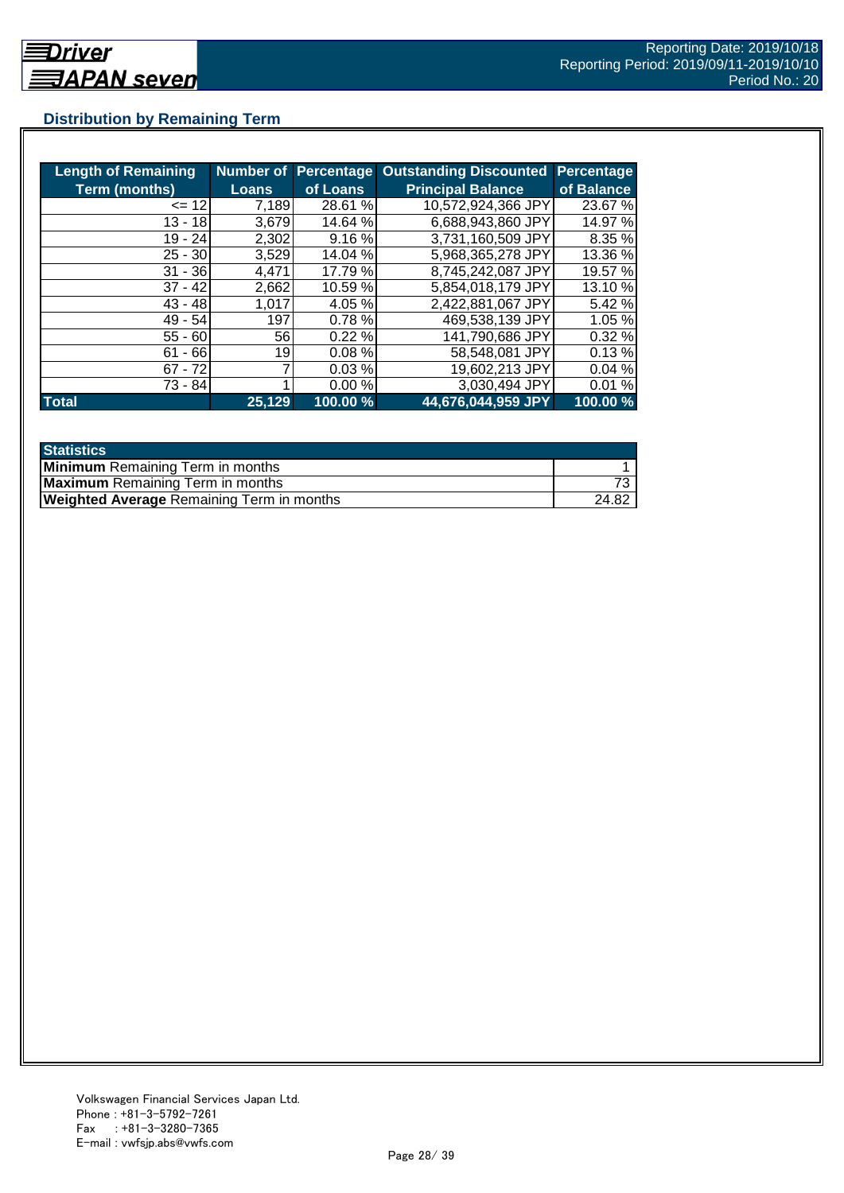## Distribution by Remaining Term

| Length of Remaining Term (months) | Number of Loans | Percentage of Loans | Outstanding Discounted Principal Balance | Percentage of Balance |
|---|---|---|---|---|
| <= 12 | 7,189 | 28.61 % | 10,572,924,366 JPY | 23.67 % |
| 13 - 18 | 3,679 | 14.64 % | 6,688,943,860 JPY | 14.97 % |
| 19 - 24 | 2,302 | 9.16 % | 3,731,160,509 JPY | 8.35 % |
| 25 - 30 | 3,529 | 14.04 % | 5,968,365,278 JPY | 13.36 % |
| 31 - 36 | 4,471 | 17.79 % | 8,745,242,087 JPY | 19.57 % |
| 37 - 42 | 2,662 | 10.59 % | 5,854,018,179 JPY | 13.10 % |
| 43 - 48 | 1,017 | 4.05 % | 2,422,881,067 JPY | 5.42 % |
| 49 - 54 | 197 | 0.78 % | 469,538,139 JPY | 1.05 % |
| 55 - 60 | 56 | 0.22 % | 141,790,686 JPY | 0.32 % |
| 61 - 66 | 19 | 0.08 % | 58,548,081 JPY | 0.13 % |
| 67 - 72 | 7 | 0.03 % | 19,602,213 JPY | 0.04 % |
| 73 - 84 | 1 | 0.00 % | 3,030,494 JPY | 0.01 % |
| **Total** | **25,129** | **100.00 %** | **44,676,044,959 JPY** | **100.00 %** |

| Statistics | |
|---|---|
| **Minimum** Remaining Term in months | 1 |
| **Maximum** Remaining Term in months | 73 |
| **Weighted Average** Remaining Term in months | 24.82 |

Volkswagen Financial Services Japan Ltd.
Phone : +81-3-5792-7261
Fax : +81-3-3280-7365
E-mail : vwfsjp.abs@vwfs.com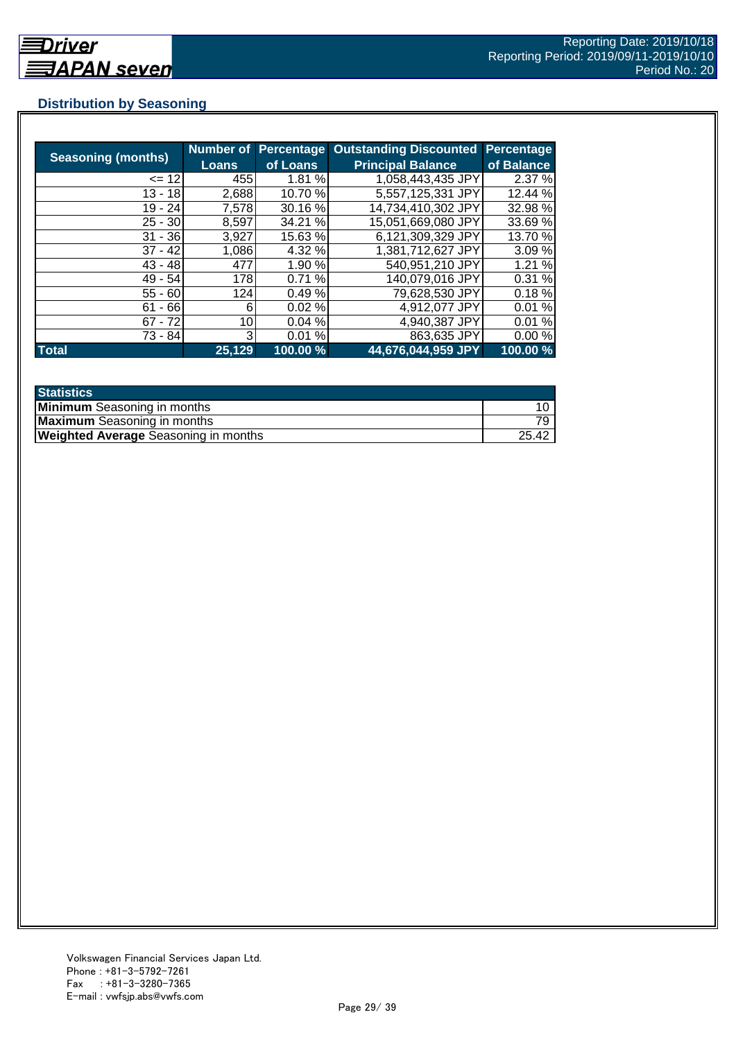## Distribution by Seasoning

| Seasoning (months) | Number of Loans | Percentage of Loans | Outstanding Discounted Principal Balance | Percentage of Balance |
|---|---|---|---|---|
| <= 12 | 455 | 1.81 % | 1,058,443,435 JPY | 2.37 % |
| 13 - 18 | 2,688 | 10.70 % | 5,557,125,331 JPY | 12.44 % |
| 19 - 24 | 7,578 | 30.16 % | 14,734,410,302 JPY | 32.98 % |
| 25 - 30 | 8,597 | 34.21 % | 15,051,669,080 JPY | 33.69 % |
| 31 - 36 | 3,927 | 15.63 % | 6,121,309,329 JPY | 13.70 % |
| 37 - 42 | 1,086 | 4.32 % | 1,381,712,627 JPY | 3.09 % |
| 43 - 48 | 477 | 1.90 % | 540,951,210 JPY | 1.21 % |
| 49 - 54 | 178 | 0.71 % | 140,079,016 JPY | 0.31 % |
| 55 - 60 | 124 | 0.49 % | 79,628,530 JPY | 0.18 % |
| 61 - 66 | 6 | 0.02 % | 4,912,077 JPY | 0.01 % |
| 67 - 72 | 10 | 0.04 % | 4,940,387 JPY | 0.01 % |
| 73 - 84 | 3 | 0.01 % | 863,635 JPY | 0.00 % |
| **Total** | **25,129** | **100.00 %** | **44,676,044,959 JPY** | **100.00 %** |

| Statistics | |
|---|---|
| **Minimum** Seasoning in months | 10 |
| **Maximum** Seasoning in months | 79 |
| **Weighted Average** Seasoning in months | 25.42 |

Volkswagen Financial Services Japan Ltd.
Phone : +81-3-5792-7261
Fax : +81-3-3280-7365
E-mail : vwfsjp.abs@vwfs.com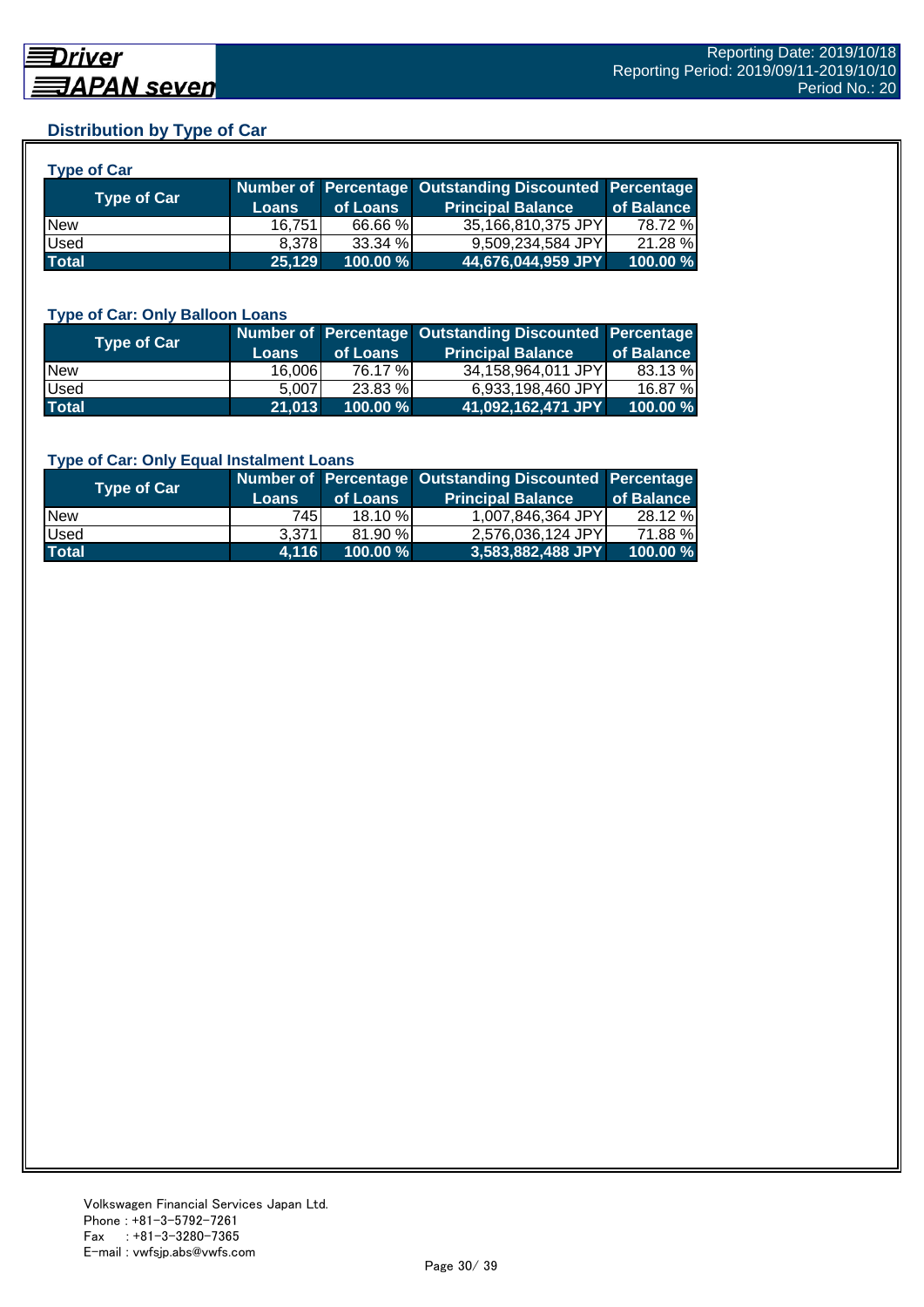## Distribution by Type of Car

### Type of Car

| Type of Car | Number of Loans | Percentage of Loans | Outstanding Discounted Principal Balance | Percentage of Balance |
|---|---|---|---|---|
| New | 16,751 | 66.66 % | 35,166,810,375 JPY | 78.72 % |
| Used | 8,378 | 33.34 % | 9,509,234,584 JPY | 21.28 % |
| **Total** | **25,129** | **100.00 %** | **44,676,044,959 JPY** | **100.00 %** |

### Type of Car: Only Balloon Loans

| Type of Car | Number of Loans | Percentage of Loans | Outstanding Discounted Principal Balance | Percentage of Balance |
|---|---|---|---|---|
| New | 16,006 | 76.17 % | 34,158,964,011 JPY | 83.13 % |
| Used | 5,007 | 23.83 % | 6,933,198,460 JPY | 16.87 % |
| **Total** | **21,013** | **100.00 %** | **41,092,162,471 JPY** | **100.00 %** |

### Type of Car: Only Equal Instalment Loans

| Type of Car | Number of Loans | Percentage of Loans | Outstanding Discounted Principal Balance | Percentage of Balance |
|---|---|---|---|---|
| New | 745 | 18.10 % | 1,007,846,364 JPY | 28.12 % |
| Used | 3,371 | 81.90 % | 2,576,036,124 JPY | 71.88 % |
| **Total** | **4,116** | **100.00 %** | **3,583,882,488 JPY** | **100.00 %** |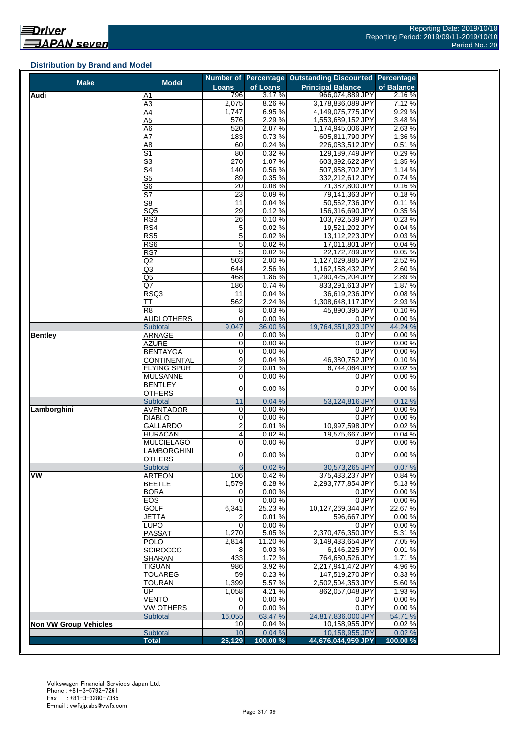## Distribution by Brand and Model

| Make | Model | Number of Loans | Percentage of Loans | Outstanding Discounted Principal Balance | Percentage of Balance |
|---|---|---|---|---|---|
| **Audi** | A1 | 796 | 3.17 % | 966,074,889 JPY | 2.16 % |
| | A3 | 2,075 | 8.26 % | 3,178,836,089 JPY | 7.12 % |
| | A4 | 1,747 | 6.95 % | 4,149,075,775 JPY | 9.29 % |
| | A5 | 576 | 2.29 % | 1,553,689,152 JPY | 3.48 % |
| | A6 | 520 | 2.07 % | 1,174,945,006 JPY | 2.63 % |
| | A7 | 183 | 0.73 % | 605,811,790 JPY | 1.36 % |
| | A8 | 60 | 0.24 % | 226,083,512 JPY | 0.51 % |
| | S1 | 80 | 0.32 % | 129,189,749 JPY | 0.29 % |
| | S3 | 270 | 1.07 % | 603,392,622 JPY | 1.35 % |
| | S4 | 140 | 0.56 % | 507,958,702 JPY | 1.14 % |
| | S5 | 89 | 0.35 % | 332,212,612 JPY | 0.74 % |
| | S6 | 20 | 0.08 % | 71,387,800 JPY | 0.16 % |
| | S7 | 23 | 0.09 % | 79,141,363 JPY | 0.18 % |
| | S8 | 11 | 0.04 % | 50,562,736 JPY | 0.11 % |
| | SQ5 | 29 | 0.12 % | 156,316,690 JPY | 0.35 % |
| | RS3 | 26 | 0.10 % | 103,792,539 JPY | 0.23 % |
| | RS4 | 5 | 0.02 % | 19,521,202 JPY | 0.04 % |
| | RS5 | 5 | 0.02 % | 13,112,223 JPY | 0.03 % |
| | RS6 | 5 | 0.02 % | 17,011,801 JPY | 0.04 % |
| | RS7 | 5 | 0.02 % | 22,172,789 JPY | 0.05 % |
| | Q2 | 503 | 2.00 % | 1,127,029,885 JPY | 2.52 % |
| | Q3 | 644 | 2.56 % | 1,162,158,432 JPY | 2.60 % |
| | Q5 | 468 | 1.86 % | 1,290,425,204 JPY | 2.89 % |
| | Q7 | 186 | 0.74 % | 833,291,613 JPY | 1.87 % |
| | RSQ3 | 11 | 0.04 % | 36,619,236 JPY | 0.08 % |
| | TT | 562 | 2.24 % | 1,308,648,117 JPY | 2.93 % |
| | R8 | 8 | 0.03 % | 45,890,395 JPY | 0.10 % |
| | AUDI OTHERS | 0 | 0.00 % | 0 JPY | 0.00 % |
| | Subtotal | 9,047 | 36.00 % | 19,764,351,923 JPY | 44.24 % |
| **Bentley** | ARNAGE | 0 | 0.00 % | 0 JPY | 0.00 % |
| | AZURE | 0 | 0.00 % | 0 JPY | 0.00 % |
| | BENTAYGA | 0 | 0.00 % | 0 JPY | 0.00 % |
| | CONTINENTAL | 9 | 0.04 % | 46,380,752 JPY | 0.10 % |
| | FLYING SPUR | 2 | 0.01 % | 6,744,064 JPY | 0.02 % |
| | MULSANNE | 0 | 0.00 % | 0 JPY | 0.00 % |
| | BENTLEY OTHERS | 0 | 0.00 % | 0 JPY | 0.00 % |
| | Subtotal | 11 | 0.04 % | 53,124,816 JPY | 0.12 % |
| **Lamborghini** | AVENTADOR | 0 | 0.00 % | 0 JPY | 0.00 % |
| | DIABLO | 0 | 0.00 % | 0 JPY | 0.00 % |
| | GALLARDO | 2 | 0.01 % | 10,997,598 JPY | 0.02 % |
| | HURACAN | 4 | 0.02 % | 19,575,667 JPY | 0.04 % |
| | MULCIELAGO | 0 | 0.00 % | 0 JPY | 0.00 % |
| | LAMBORGHINI OTHERS | 0 | 0.00 % | 0 JPY | 0.00 % |
| | Subtotal | 6 | 0.02 % | 30,573,265 JPY | 0.07 % |
| **VW** | ARTEON | 106 | 0.42 % | 375,433,237 JPY | 0.84 % |
| | BEETLE | 1,579 | 6.28 % | 2,293,777,854 JPY | 5.13 % |
| | BORA | 0 | 0.00 % | 0 JPY | 0.00 % |
| | EOS | 0 | 0.00 % | 0 JPY | 0.00 % |
| | GOLF | 6,341 | 25.23 % | 10,127,269,344 JPY | 22.67 % |
| | JETTA | 2 | 0.01 % | 596,667 JPY | 0.00 % |
| | LUPO | 0 | 0.00 % | 0 JPY | 0.00 % |
| | PASSAT | 1,270 | 5.05 % | 2,370,476,350 JPY | 5.31 % |
| | POLO | 2,814 | 11.20 % | 3,149,433,654 JPY | 7.05 % |
| | SCIROCCO | 8 | 0.03 % | 6,146,225 JPY | 0.01 % |
| | SHARAN | 433 | 1.72 % | 764,680,526 JPY | 1.71 % |
| | TIGUAN | 986 | 3.92 % | 2,217,941,472 JPY | 4.96 % |
| | TOUAREG | 59 | 0.23 % | 147,519,270 JPY | 0.33 % |
| | TOURAN | 1,399 | 5.57 % | 2,502,504,353 JPY | 5.60 % |
| | UP | 1,058 | 4.21 % | 862,057,048 JPY | 1.93 % |
| | VENTO | 0 | 0.00 % | 0 JPY | 0.00 % |
| | VW OTHERS | 0 | 0.00 % | 0 JPY | 0.00 % |
| | Subtotal | 16,055 | 63.47 % | 24,817,836,000 JPY | 54.71 % |
| **Non VW Group Vehicles** | | 10 | 0.04 % | 10,158,955 JPY | 0.02 % |
| | Subtotal | 10 | 0.04 % | 10,158,955 JPY | 0.02 % |
| | **Total** | **25,129** | **100.00 %** | **44,676,044,959 JPY** | **100.00 %** |

Volkswagen Financial Services Japan Ltd.
Phone : +81-3-5792-7261
Fax : +81-3-3280-7365
E-mail : vwfsjp.abs@vwfs.com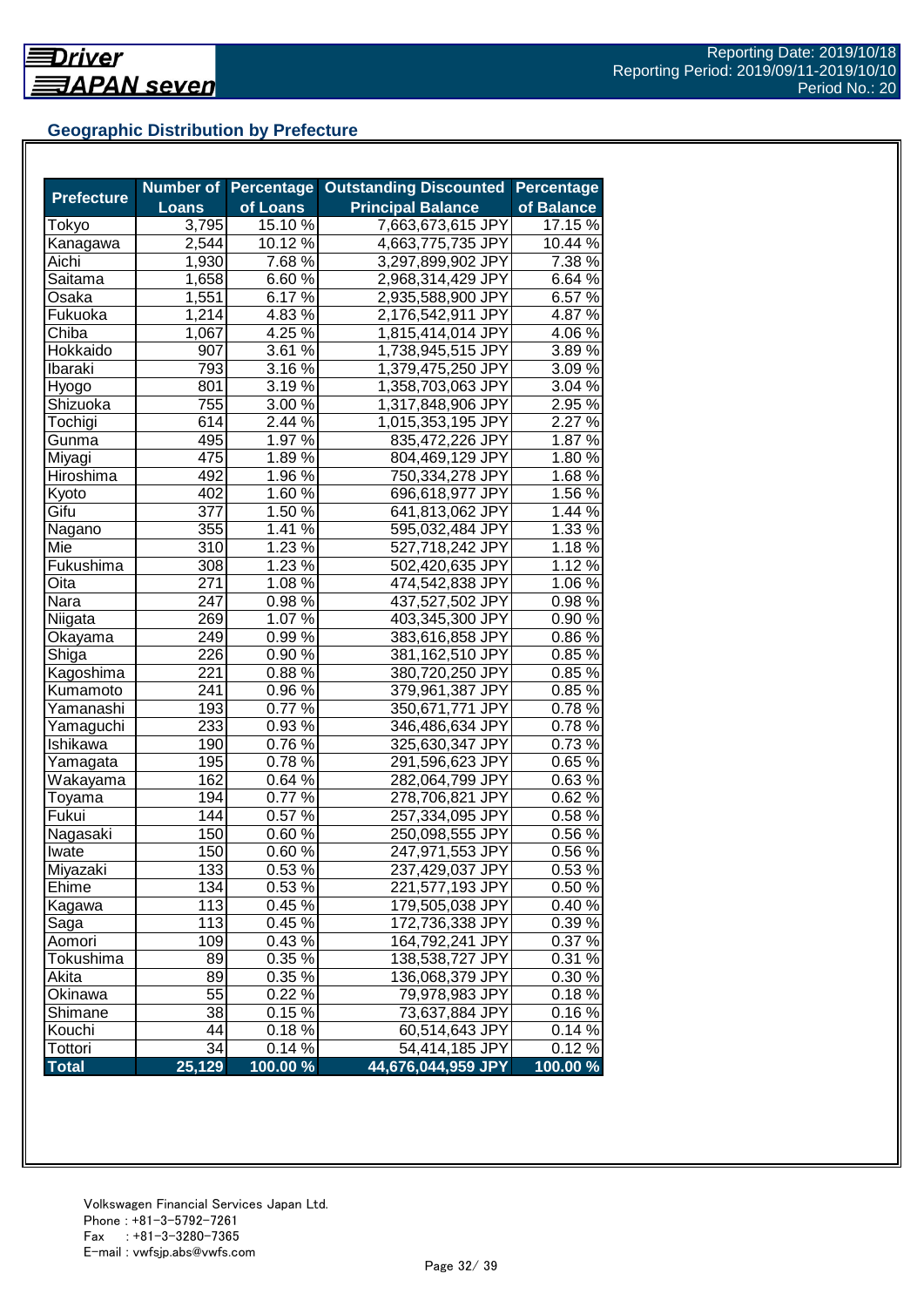## Geographic Distribution by Prefecture

| Prefecture | Number of Loans | Percentage of Loans | Outstanding Discounted Principal Balance | Percentage of Balance |
|---|---|---|---|---|
| Tokyo | 3,795 | 15.10 % | 7,663,673,615 JPY | 17.15 % |
| Kanagawa | 2,544 | 10.12 % | 4,663,775,735 JPY | 10.44 % |
| Aichi | 1,930 | 7.68 % | 3,297,899,902 JPY | 7.38 % |
| Saitama | 1,658 | 6.60 % | 2,968,314,429 JPY | 6.64 % |
| Osaka | 1,551 | 6.17 % | 2,935,588,900 JPY | 6.57 % |
| Fukuoka | 1,214 | 4.83 % | 2,176,542,911 JPY | 4.87 % |
| Chiba | 1,067 | 4.25 % | 1,815,414,014 JPY | 4.06 % |
| Hokkaido | 907 | 3.61 % | 1,738,945,515 JPY | 3.89 % |
| Ibaraki | 793 | 3.16 % | 1,379,475,250 JPY | 3.09 % |
| Hyogo | 801 | 3.19 % | 1,358,703,063 JPY | 3.04 % |
| Shizuoka | 755 | 3.00 % | 1,317,848,906 JPY | 2.95 % |
| Tochigi | 614 | 2.44 % | 1,015,353,195 JPY | 2.27 % |
| Gunma | 495 | 1.97 % | 835,472,226 JPY | 1.87 % |
| Miyagi | 475 | 1.89 % | 804,469,129 JPY | 1.80 % |
| Hiroshima | 492 | 1.96 % | 750,334,278 JPY | 1.68 % |
| Kyoto | 402 | 1.60 % | 696,618,977 JPY | 1.56 % |
| Gifu | 377 | 1.50 % | 641,813,062 JPY | 1.44 % |
| Nagano | 355 | 1.41 % | 595,032,484 JPY | 1.33 % |
| Mie | 310 | 1.23 % | 527,718,242 JPY | 1.18 % |
| Fukushima | 308 | 1.23 % | 502,420,635 JPY | 1.12 % |
| Oita | 271 | 1.08 % | 474,542,838 JPY | 1.06 % |
| Nara | 247 | 0.98 % | 437,527,502 JPY | 0.98 % |
| Niigata | 269 | 1.07 % | 403,345,300 JPY | 0.90 % |
| Okayama | 249 | 0.99 % | 383,616,858 JPY | 0.86 % |
| Shiga | 226 | 0.90 % | 381,162,510 JPY | 0.85 % |
| Kagoshima | 221 | 0.88 % | 380,720,250 JPY | 0.85 % |
| Kumamoto | 241 | 0.96 % | 379,961,387 JPY | 0.85 % |
| Yamanashi | 193 | 0.77 % | 350,671,771 JPY | 0.78 % |
| Yamaguchi | 233 | 0.93 % | 346,486,634 JPY | 0.78 % |
| Ishikawa | 190 | 0.76 % | 325,630,347 JPY | 0.73 % |
| Yamagata | 195 | 0.78 % | 291,596,623 JPY | 0.65 % |
| Wakayama | 162 | 0.64 % | 282,064,799 JPY | 0.63 % |
| Toyama | 194 | 0.77 % | 278,706,821 JPY | 0.62 % |
| Fukui | 144 | 0.57 % | 257,334,095 JPY | 0.58 % |
| Nagasaki | 150 | 0.60 % | 250,098,555 JPY | 0.56 % |
| Iwate | 150 | 0.60 % | 247,971,553 JPY | 0.56 % |
| Miyazaki | 133 | 0.53 % | 237,429,037 JPY | 0.53 % |
| Ehime | 134 | 0.53 % | 221,577,193 JPY | 0.50 % |
| Kagawa | 113 | 0.45 % | 179,505,038 JPY | 0.40 % |
| Saga | 113 | 0.45 % | 172,736,338 JPY | 0.39 % |
| Aomori | 109 | 0.43 % | 164,792,241 JPY | 0.37 % |
| Tokushima | 89 | 0.35 % | 138,538,727 JPY | 0.31 % |
| Akita | 89 | 0.35 % | 136,068,379 JPY | 0.30 % |
| Okinawa | 55 | 0.22 % | 79,978,983 JPY | 0.18 % |
| Shimane | 38 | 0.15 % | 73,637,884 JPY | 0.16 % |
| Kouchi | 44 | 0.18 % | 60,514,643 JPY | 0.14 % |
| Tottori | 34 | 0.14 % | 54,414,185 JPY | 0.12 % |
| **Total** | **25,129** | **100.00 %** | **44,676,044,959 JPY** | **100.00 %** |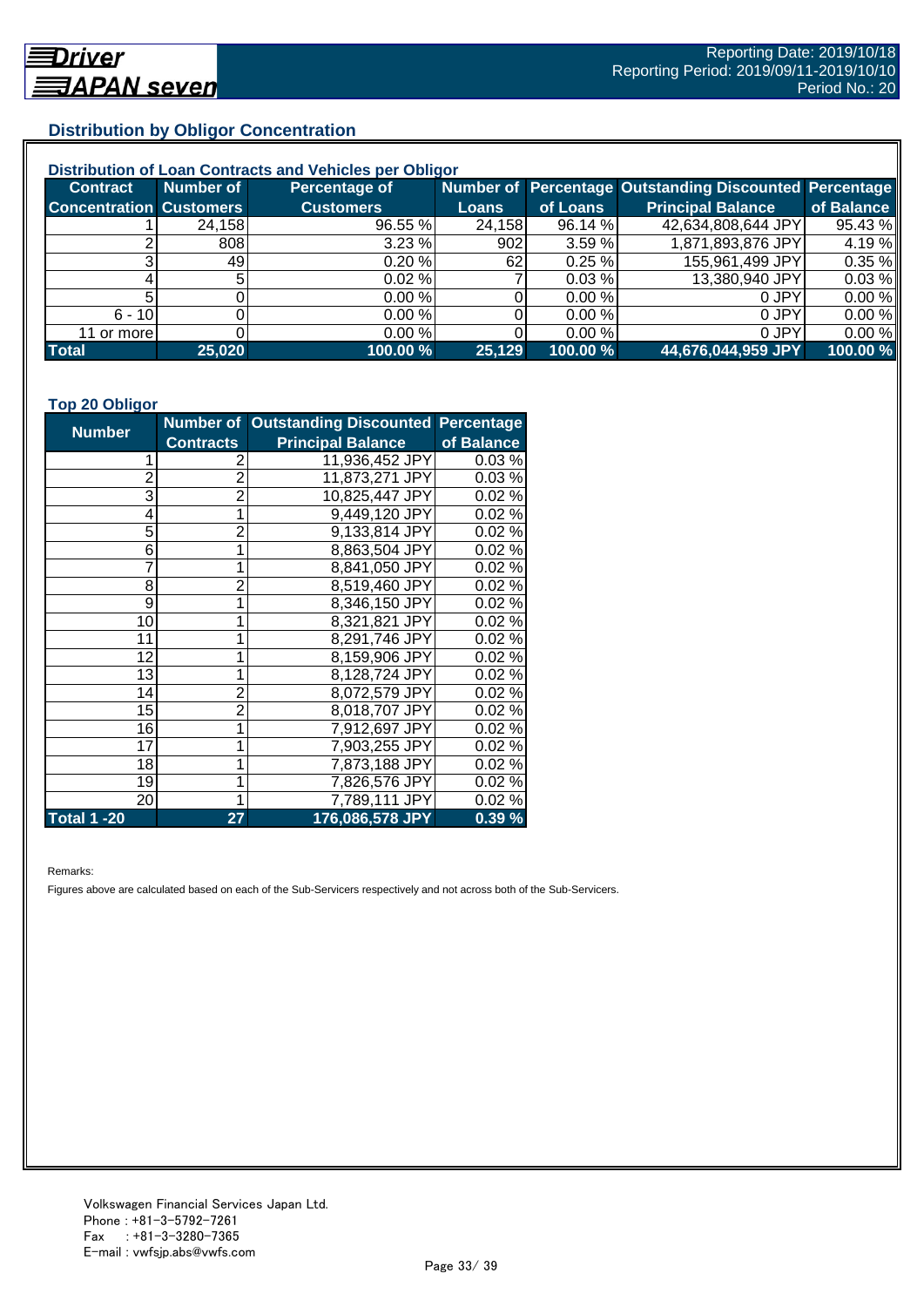## Distribution by Obligor Concentration

### Distribution of Loan Contracts and Vehicles per Obligor

| Contract Concentration | Number of Customers | Percentage of Customers | Number of Loans | Percentage of Loans | Outstanding Discounted Principal Balance | Percentage of Balance |
|---|---|---|---|---|---|---|
| 1 | 24,158 | 96.55 % | 24,158 | 96.14 % | 42,634,808,644 JPY | 95.43 % |
| 2 | 808 | 3.23 % | 902 | 3.59 % | 1,871,893,876 JPY | 4.19 % |
| 3 | 49 | 0.20 % | 62 | 0.25 % | 155,961,499 JPY | 0.35 % |
| 4 | 5 | 0.02 % | 7 | 0.03 % | 13,380,940 JPY | 0.03 % |
| 5 | 0 | 0.00 % | 0 | 0.00 % | 0 JPY | 0.00 % |
| 6 - 10 | 0 | 0.00 % | 0 | 0.00 % | 0 JPY | 0.00 % |
| 11 or more | 0 | 0.00 % | 0 | 0.00 % | 0 JPY | 0.00 % |
| **Total** | **25,020** | **100.00 %** | **25,129** | **100.00 %** | **44,676,044,959 JPY** | **100.00 %** |

### Top 20 Obligor

| Number | Number of Contracts | Outstanding Discounted Principal Balance | Percentage of Balance |
|---|---|---|---|
| 1 | 2 | 11,936,452 JPY | 0.03 % |
| 2 | 2 | 11,873,271 JPY | 0.03 % |
| 3 | 2 | 10,825,447 JPY | 0.02 % |
| 4 | 1 | 9,449,120 JPY | 0.02 % |
| 5 | 2 | 9,133,814 JPY | 0.02 % |
| 6 | 1 | 8,863,504 JPY | 0.02 % |
| 7 | 1 | 8,841,050 JPY | 0.02 % |
| 8 | 2 | 8,519,460 JPY | 0.02 % |
| 9 | 1 | 8,346,150 JPY | 0.02 % |
| 10 | 1 | 8,321,821 JPY | 0.02 % |
| 11 | 1 | 8,291,746 JPY | 0.02 % |
| 12 | 1 | 8,159,906 JPY | 0.02 % |
| 13 | 1 | 8,128,724 JPY | 0.02 % |
| 14 | 2 | 8,072,579 JPY | 0.02 % |
| 15 | 2 | 8,018,707 JPY | 0.02 % |
| 16 | 1 | 7,912,697 JPY | 0.02 % |
| 17 | 1 | 7,903,255 JPY | 0.02 % |
| 18 | 1 | 7,873,188 JPY | 0.02 % |
| 19 | 1 | 7,826,576 JPY | 0.02 % |
| 20 | 1 | 7,789,111 JPY | 0.02 % |
| **Total 1 -20** | **27** | **176,086,578 JPY** | **0.39 %** |

Remarks:

Figures above are calculated based on each of the Sub-Servicers respectively and not across both of the Sub-Servicers.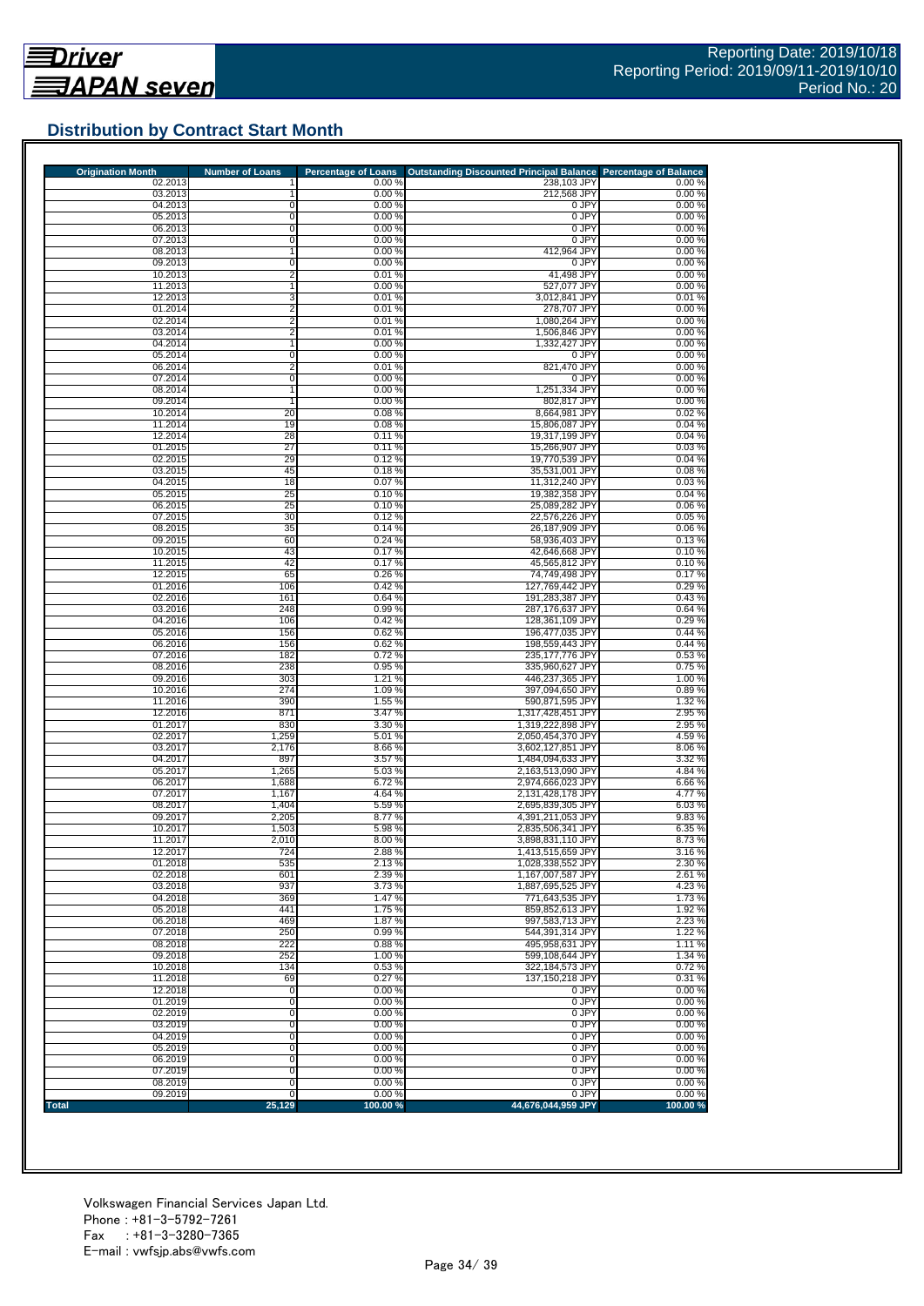## Distribution by Contract Start Month

| Origination Month | Number of Loans | Percentage of Loans | Outstanding Discounted Principal Balance | Percentage of Balance |
|---|---|---|---|---|
| 02.2013 | 1 | 0.00 % | 238,103 JPY | 0.00 % |
| 03.2013 | 1 | 0.00 % | 212,568 JPY | 0.00 % |
| 04.2013 | 0 | 0.00 % | 0 JPY | 0.00 % |
| 05.2013 | 0 | 0.00 % | 0 JPY | 0.00 % |
| 06.2013 | 0 | 0.00 % | 0 JPY | 0.00 % |
| 07.2013 | 0 | 0.00 % | 0 JPY | 0.00 % |
| 08.2013 | 1 | 0.00 % | 412,964 JPY | 0.00 % |
| 09.2013 | 0 | 0.00 % | 0 JPY | 0.00 % |
| 10.2013 | 2 | 0.01 % | 41,498 JPY | 0.00 % |
| 11.2013 | 1 | 0.00 % | 527,077 JPY | 0.00 % |
| 12.2013 | 3 | 0.01 % | 3,012,841 JPY | 0.01 % |
| 01.2014 | 2 | 0.01 % | 278,707 JPY | 0.00 % |
| 02.2014 | 2 | 0.01 % | 1,080,264 JPY | 0.00 % |
| 03.2014 | 2 | 0.01 % | 1,506,846 JPY | 0.00 % |
| 04.2014 | 1 | 0.00 % | 1,332,427 JPY | 0.00 % |
| 05.2014 | 0 | 0.00 % | 0 JPY | 0.00 % |
| 06.2014 | 2 | 0.01 % | 821,470 JPY | 0.00 % |
| 07.2014 | 0 | 0.00 % | 0 JPY | 0.00 % |
| 08.2014 | 1 | 0.00 % | 1,251,334 JPY | 0.00 % |
| 09.2014 | 1 | 0.00 % | 802,817 JPY | 0.00 % |
| 10.2014 | 20 | 0.08 % | 8,664,981 JPY | 0.02 % |
| 11.2014 | 19 | 0.08 % | 15,806,087 JPY | 0.04 % |
| 12.2014 | 28 | 0.11 % | 19,317,199 JPY | 0.04 % |
| 01.2015 | 27 | 0.11 % | 15,266,907 JPY | 0.03 % |
| 02.2015 | 29 | 0.12 % | 19,770,539 JPY | 0.04 % |
| 03.2015 | 45 | 0.18 % | 35,531,001 JPY | 0.08 % |
| 04.2015 | 18 | 0.07 % | 11,312,240 JPY | 0.03 % |
| 05.2015 | 25 | 0.10 % | 19,382,358 JPY | 0.04 % |
| 06.2015 | 25 | 0.10 % | 25,089,282 JPY | 0.06 % |
| 07.2015 | 30 | 0.12 % | 22,576,226 JPY | 0.05 % |
| 08.2015 | 35 | 0.14 % | 26,187,909 JPY | 0.06 % |
| 09.2015 | 60 | 0.24 % | 58,936,403 JPY | 0.13 % |
| 10.2015 | 43 | 0.17 % | 42,646,668 JPY | 0.10 % |
| 11.2015 | 42 | 0.17 % | 45,565,812 JPY | 0.10 % |
| 12.2015 | 65 | 0.26 % | 74,749,498 JPY | 0.17 % |
| 01.2016 | 106 | 0.42 % | 127,769,442 JPY | 0.29 % |
| 02.2016 | 161 | 0.64 % | 191,283,387 JPY | 0.43 % |
| 03.2016 | 248 | 0.99 % | 287,176,637 JPY | 0.64 % |
| 04.2016 | 106 | 0.42 % | 128,361,109 JPY | 0.29 % |
| 05.2016 | 156 | 0.62 % | 196,477,035 JPY | 0.44 % |
| 06.2016 | 156 | 0.62 % | 198,559,443 JPY | 0.44 % |
| 07.2016 | 182 | 0.72 % | 235,177,776 JPY | 0.53 % |
| 08.2016 | 238 | 0.95 % | 335,960,627 JPY | 0.75 % |
| 09.2016 | 303 | 1.21 % | 446,237,365 JPY | 1.00 % |
| 10.2016 | 274 | 1.09 % | 397,094,650 JPY | 0.89 % |
| 11.2016 | 390 | 1.55 % | 590,871,595 JPY | 1.32 % |
| 12.2016 | 871 | 3.47 % | 1,317,428,451 JPY | 2.95 % |
| 01.2017 | 830 | 3.30 % | 1,319,222,898 JPY | 2.95 % |
| 02.2017 | 1,259 | 5.01 % | 2,050,454,370 JPY | 4.59 % |
| 03.2017 | 2,176 | 8.66 % | 3,602,127,851 JPY | 8.06 % |
| 04.2017 | 897 | 3.57 % | 1,484,094,633 JPY | 3.32 % |
| 05.2017 | 1,265 | 5.03 % | 2,163,513,090 JPY | 4.84 % |
| 06.2017 | 1,688 | 6.72 % | 2,974,666,023 JPY | 6.66 % |
| 07.2017 | 1,167 | 4.64 % | 2,131,428,178 JPY | 4.77 % |
| 08.2017 | 1,404 | 5.59 % | 2,695,839,305 JPY | 6.03 % |
| 09.2017 | 2,205 | 8.77 % | 4,391,211,053 JPY | 9.83 % |
| 10.2017 | 1,503 | 5.98 % | 2,835,506,341 JPY | 6.35 % |
| 11.2017 | 2,010 | 8.00 % | 3,898,831,110 JPY | 8.73 % |
| 12.2017 | 724 | 2.88 % | 1,413,515,659 JPY | 3.16 % |
| 01.2018 | 535 | 2.13 % | 1,028,338,552 JPY | 2.30 % |
| 02.2018 | 601 | 2.39 % | 1,167,007,587 JPY | 2.61 % |
| 03.2018 | 937 | 3.73 % | 1,887,695,525 JPY | 4.23 % |
| 04.2018 | 369 | 1.47 % | 771,643,535 JPY | 1.73 % |
| 05.2018 | 441 | 1.75 % | 859,852,613 JPY | 1.92 % |
| 06.2018 | 469 | 1.87 % | 997,583,713 JPY | 2.23 % |
| 07.2018 | 250 | 0.99 % | 544,391,314 JPY | 1.22 % |
| 08.2018 | 222 | 0.88 % | 495,958,631 JPY | 1.11 % |
| 09.2018 | 252 | 1.00 % | 599,108,644 JPY | 1.34 % |
| 10.2018 | 134 | 0.53 % | 322,184,573 JPY | 0.72 % |
| 11.2018 | 69 | 0.27 % | 137,150,218 JPY | 0.31 % |
| 12.2018 | 0 | 0.00 % | 0 JPY | 0.00 % |
| 01.2019 | 0 | 0.00 % | 0 JPY | 0.00 % |
| 02.2019 | 0 | 0.00 % | 0 JPY | 0.00 % |
| 03.2019 | 0 | 0.00 % | 0 JPY | 0.00 % |
| 04.2019 | 0 | 0.00 % | 0 JPY | 0.00 % |
| 05.2019 | 0 | 0.00 % | 0 JPY | 0.00 % |
| 06.2019 | 0 | 0.00 % | 0 JPY | 0.00 % |
| 07.2019 | 0 | 0.00 % | 0 JPY | 0.00 % |
| 08.2019 | 0 | 0.00 % | 0 JPY | 0.00 % |
| 09.2019 | 0 | 0.00 % | 0 JPY | 0.00 % |
| **Total** | **25,129** | **100.00 %** | **44,676,044,959 JPY** | **100.00 %** |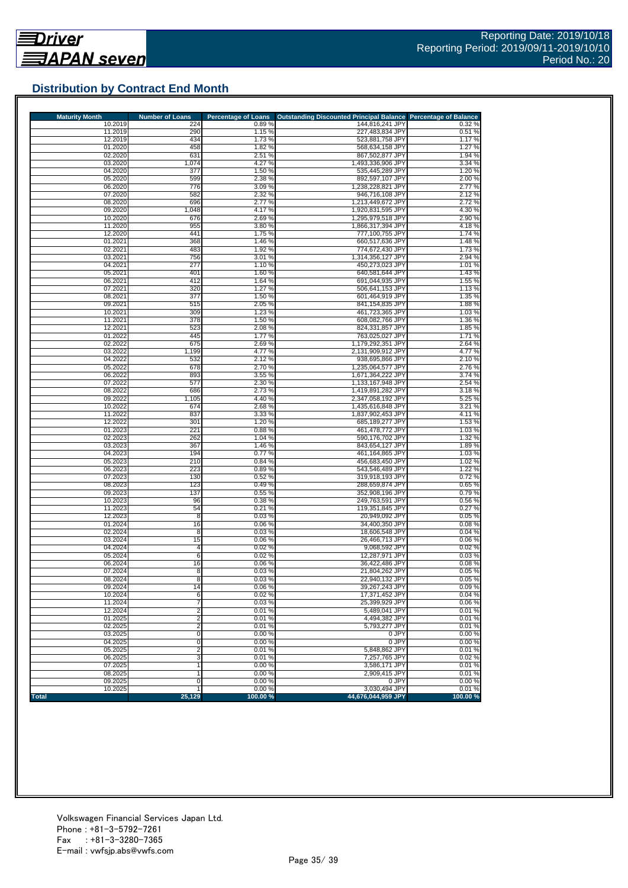Reporting Date: 2019/10/18
Reporting Period: 2019/09/11-2019/10/10
Period No.: 20

## Distribution by Contract End Month

| Maturity Month | Number of Loans | Percentage of Loans | Outstanding Discounted Principal Balance | Percentage of Balance |
|---|---|---|---|---|
| 10.2019 | 224 | 0.89 % | 144,816,241 JPY | 0.32 % |
| 11.2019 | 290 | 1.15 % | 227,483,834 JPY | 0.51 % |
| 12.2019 | 434 | 1.73 % | 523,881,758 JPY | 1.17 % |
| 01.2020 | 458 | 1.82 % | 568,634,158 JPY | 1.27 % |
| 02.2020 | 631 | 2.51 % | 867,502,877 JPY | 1.94 % |
| 03.2020 | 1,074 | 4.27 % | 1,493,336,906 JPY | 3.34 % |
| 04.2020 | 377 | 1.50 % | 535,445,289 JPY | 1.20 % |
| 05.2020 | 599 | 2.38 % | 892,597,107 JPY | 2.00 % |
| 06.2020 | 776 | 3.09 % | 1,238,228,821 JPY | 2.77 % |
| 07.2020 | 582 | 2.32 % | 946,716,108 JPY | 2.12 % |
| 08.2020 | 696 | 2.77 % | 1,213,449,672 JPY | 2.72 % |
| 09.2020 | 1,048 | 4.17 % | 1,920,831,595 JPY | 4.30 % |
| 10.2020 | 676 | 2.69 % | 1,295,979,518 JPY | 2.90 % |
| 11.2020 | 955 | 3.80 % | 1,866,317,394 JPY | 4.18 % |
| 12.2020 | 441 | 1.75 % | 777,100,755 JPY | 1.74 % |
| 01.2021 | 368 | 1.46 % | 660,517,636 JPY | 1.48 % |
| 02.2021 | 483 | 1.92 % | 774,672,430 JPY | 1.73 % |
| 03.2021 | 756 | 3.01 % | 1,314,356,127 JPY | 2.94 % |
| 04.2021 | 277 | 1.10 % | 450,273,023 JPY | 1.01 % |
| 05.2021 | 401 | 1.60 % | 640,581,644 JPY | 1.43 % |
| 06.2021 | 412 | 1.64 % | 691,044,935 JPY | 1.55 % |
| 07.2021 | 320 | 1.27 % | 506,641,153 JPY | 1.13 % |
| 08.2021 | 377 | 1.50 % | 601,464,919 JPY | 1.35 % |
| 09.2021 | 515 | 2.05 % | 841,154,835 JPY | 1.88 % |
| 10.2021 | 309 | 1.23 % | 461,723,365 JPY | 1.03 % |
| 11.2021 | 378 | 1.50 % | 608,082,766 JPY | 1.36 % |
| 12.2021 | 523 | 2.08 % | 824,331,857 JPY | 1.85 % |
| 01.2022 | 445 | 1.77 % | 763,025,027 JPY | 1.71 % |
| 02.2022 | 675 | 2.69 % | 1,179,292,351 JPY | 2.64 % |
| 03.2022 | 1,199 | 4.77 % | 2,131,909,912 JPY | 4.77 % |
| 04.2022 | 532 | 2.12 % | 938,695,866 JPY | 2.10 % |
| 05.2022 | 678 | 2.70 % | 1,235,064,577 JPY | 2.76 % |
| 06.2022 | 893 | 3.55 % | 1,671,364,222 JPY | 3.74 % |
| 07.2022 | 577 | 2.30 % | 1,133,167,948 JPY | 2.54 % |
| 08.2022 | 686 | 2.73 % | 1,419,891,282 JPY | 3.18 % |
| 09.2022 | 1,105 | 4.40 % | 2,347,058,192 JPY | 5.25 % |
| 10.2022 | 674 | 2.68 % | 1,435,616,848 JPY | 3.21 % |
| 11.2022 | 837 | 3.33 % | 1,837,902,453 JPY | 4.11 % |
| 12.2022 | 301 | 1.20 % | 685,189,277 JPY | 1.53 % |
| 01.2023 | 221 | 0.88 % | 461,478,772 JPY | 1.03 % |
| 02.2023 | 262 | 1.04 % | 590,176,702 JPY | 1.32 % |
| 03.2023 | 367 | 1.46 % | 843,654,127 JPY | 1.89 % |
| 04.2023 | 194 | 0.77 % | 461,164,865 JPY | 1.03 % |
| 05.2023 | 210 | 0.84 % | 456,683,450 JPY | 1.02 % |
| 06.2023 | 223 | 0.89 % | 543,546,489 JPY | 1.22 % |
| 07.2023 | 130 | 0.52 % | 319,918,193 JPY | 0.72 % |
| 08.2023 | 123 | 0.49 % | 288,659,874 JPY | 0.65 % |
| 09.2023 | 137 | 0.55 % | 352,908,196 JPY | 0.79 % |
| 10.2023 | 96 | 0.38 % | 249,763,591 JPY | 0.56 % |
| 11.2023 | 54 | 0.21 % | 119,351,845 JPY | 0.27 % |
| 12.2023 | 8 | 0.03 % | 20,949,092 JPY | 0.05 % |
| 01.2024 | 16 | 0.06 % | 34,400,350 JPY | 0.08 % |
| 02.2024 | 8 | 0.03 % | 18,606,548 JPY | 0.04 % |
| 03.2024 | 15 | 0.06 % | 26,466,713 JPY | 0.06 % |
| 04.2024 | 4 | 0.02 % | 9,068,592 JPY | 0.02 % |
| 05.2024 | 6 | 0.02 % | 12,287,971 JPY | 0.03 % |
| 06.2024 | 16 | 0.06 % | 36,422,486 JPY | 0.08 % |
| 07.2024 | 8 | 0.03 % | 21,804,262 JPY | 0.05 % |
| 08.2024 | 8 | 0.03 % | 22,940,132 JPY | 0.05 % |
| 09.2024 | 14 | 0.06 % | 39,267,243 JPY | 0.09 % |
| 10.2024 | 6 | 0.02 % | 17,371,452 JPY | 0.04 % |
| 11.2024 | 7 | 0.03 % | 25,399,929 JPY | 0.06 % |
| 12.2024 | 2 | 0.01 % | 5,489,041 JPY | 0.01 % |
| 01.2025 | 2 | 0.01 % | 4,494,382 JPY | 0.01 % |
| 02.2025 | 2 | 0.01 % | 5,793,277 JPY | 0.01 % |
| 03.2025 | 0 | 0.00 % | 0 JPY | 0.00 % |
| 04.2025 | 0 | 0.00 % | 0 JPY | 0.00 % |
| 05.2025 | 2 | 0.01 % | 5,848,862 JPY | 0.01 % |
| 06.2025 | 3 | 0.01 % | 7,257,765 JPY | 0.02 % |
| 07.2025 | 1 | 0.00 % | 3,586,171 JPY | 0.01 % |
| 08.2025 | 1 | 0.00 % | 2,909,415 JPY | 0.01 % |
| 09.2025 | 0 | 0.00 % | 0 JPY | 0.00 % |
| 10.2025 | 1 | 0.00 % | 3,030,494 JPY | 0.01 % |
| **Total** | **25,129** | **100.00 %** | **44,676,044,959 JPY** | **100.00 %** |

Volkswagen Financial Services Japan Ltd.
Phone : +81-3-5792-7261
Fax : +81-3-3280-7365
E-mail : vwfsjp.abs@vwfs.com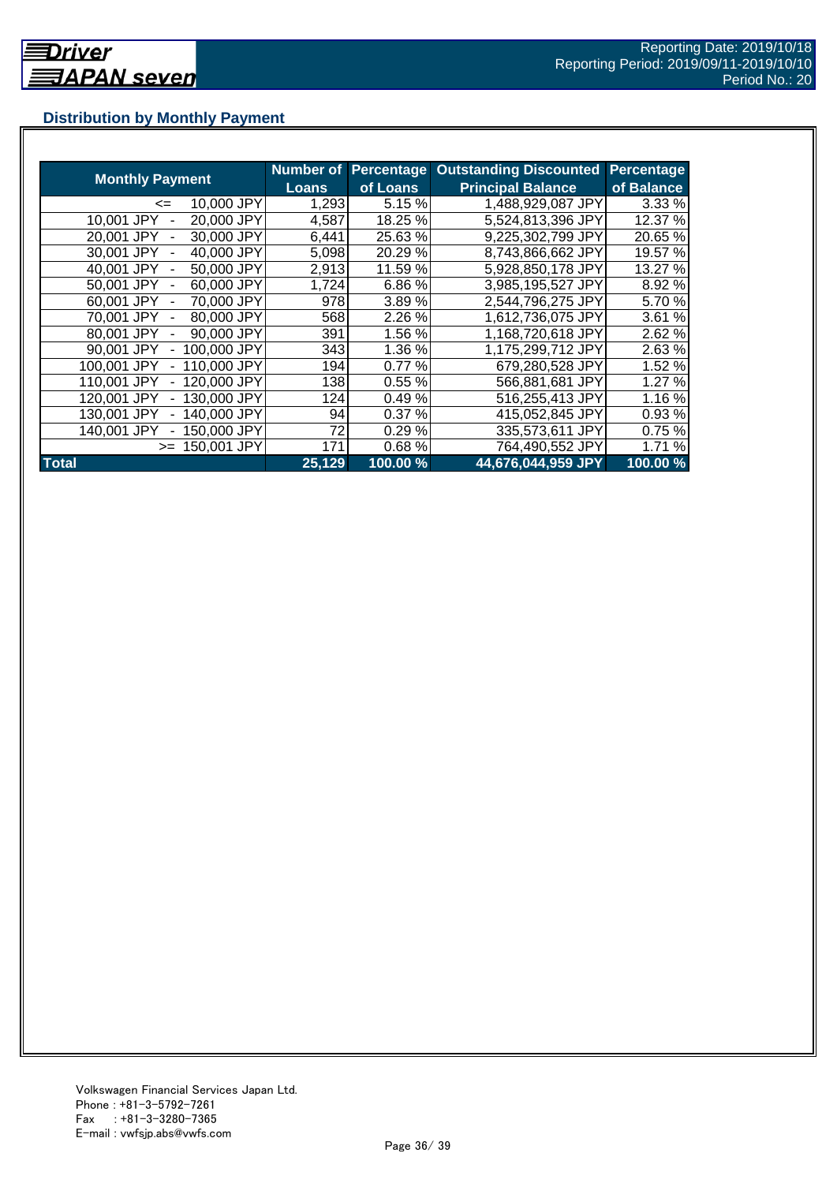## Distribution by Monthly Payment

| Monthly Payment | Number of Loans | Percentage of Loans | Outstanding Discounted Principal Balance | Percentage of Balance |
|---|---|---|---|---|
| <= 10,000 JPY | 1,293 | 5.15 % | 1,488,929,087 JPY | 3.33 % |
| 10,001 JPY - 20,000 JPY | 4,587 | 18.25 % | 5,524,813,396 JPY | 12.37 % |
| 20,001 JPY - 30,000 JPY | 6,441 | 25.63 % | 9,225,302,799 JPY | 20.65 % |
| 30,001 JPY - 40,000 JPY | 5,098 | 20.29 % | 8,743,866,662 JPY | 19.57 % |
| 40,001 JPY - 50,000 JPY | 2,913 | 11.59 % | 5,928,850,178 JPY | 13.27 % |
| 50,001 JPY - 60,000 JPY | 1,724 | 6.86 % | 3,985,195,527 JPY | 8.92 % |
| 60,001 JPY - 70,000 JPY | 978 | 3.89 % | 2,544,796,275 JPY | 5.70 % |
| 70,001 JPY - 80,000 JPY | 568 | 2.26 % | 1,612,736,075 JPY | 3.61 % |
| 80,001 JPY - 90,000 JPY | 391 | 1.56 % | 1,168,720,618 JPY | 2.62 % |
| 90,001 JPY - 100,000 JPY | 343 | 1.36 % | 1,175,299,712 JPY | 2.63 % |
| 100,001 JPY - 110,000 JPY | 194 | 0.77 % | 679,280,528 JPY | 1.52 % |
| 110,001 JPY - 120,000 JPY | 138 | 0.55 % | 566,881,681 JPY | 1.27 % |
| 120,001 JPY - 130,000 JPY | 124 | 0.49 % | 516,255,413 JPY | 1.16 % |
| 130,001 JPY - 140,000 JPY | 94 | 0.37 % | 415,052,845 JPY | 0.93 % |
| 140,001 JPY - 150,000 JPY | 72 | 0.29 % | 335,573,611 JPY | 0.75 % |
| >= 150,001 JPY | 171 | 0.68 % | 764,490,552 JPY | 1.71 % |
| **Total** | **25,129** | **100.00 %** | **44,676,044,959 JPY** | **100.00 %** |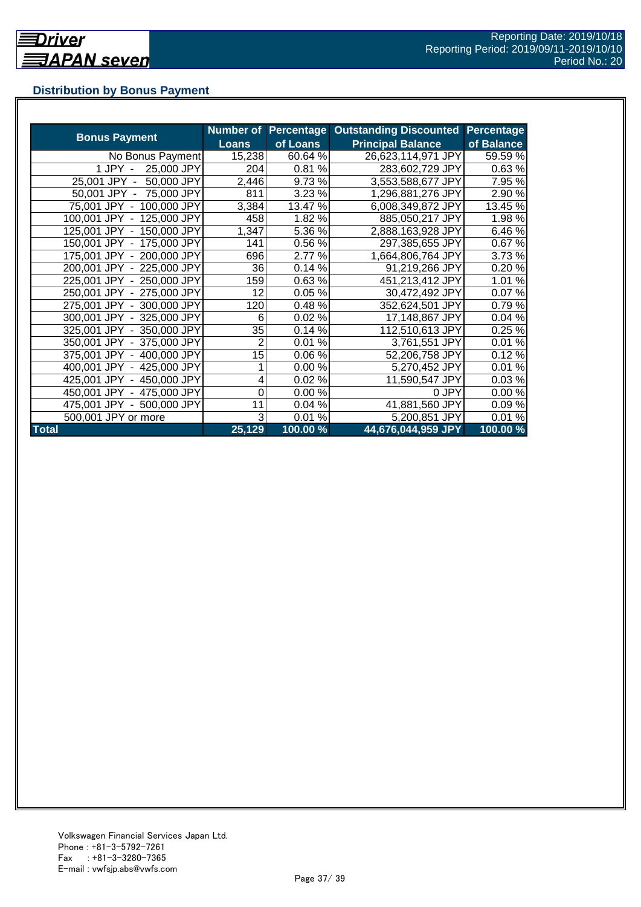Reporting Date: 2019/10/18
Reporting Period: 2019/09/11-2019/10/10
Period No.: 20

## Distribution by Bonus Payment

| Bonus Payment | Number of Loans | Percentage of Loans | Outstanding Discounted Principal Balance | Percentage of Balance |
|---|---|---|---|---|
| No Bonus Payment | 15,238 | 60.64 % | 26,623,114,971 JPY | 59.59 % |
| 1 JPY - 25,000 JPY | 204 | 0.81 % | 283,602,729 JPY | 0.63 % |
| 25,001 JPY - 50,000 JPY | 2,446 | 9.73 % | 3,553,588,677 JPY | 7.95 % |
| 50,001 JPY - 75,000 JPY | 811 | 3.23 % | 1,296,881,276 JPY | 2.90 % |
| 75,001 JPY - 100,000 JPY | 3,384 | 13.47 % | 6,008,349,872 JPY | 13.45 % |
| 100,001 JPY - 125,000 JPY | 458 | 1.82 % | 885,050,217 JPY | 1.98 % |
| 125,001 JPY - 150,000 JPY | 1,347 | 5.36 % | 2,888,163,928 JPY | 6.46 % |
| 150,001 JPY - 175,000 JPY | 141 | 0.56 % | 297,385,655 JPY | 0.67 % |
| 175,001 JPY - 200,000 JPY | 696 | 2.77 % | 1,664,806,764 JPY | 3.73 % |
| 200,001 JPY - 225,000 JPY | 36 | 0.14 % | 91,219,266 JPY | 0.20 % |
| 225,001 JPY - 250,000 JPY | 159 | 0.63 % | 451,213,412 JPY | 1.01 % |
| 250,001 JPY - 275,000 JPY | 12 | 0.05 % | 30,472,492 JPY | 0.07 % |
| 275,001 JPY - 300,000 JPY | 120 | 0.48 % | 352,624,501 JPY | 0.79 % |
| 300,001 JPY - 325,000 JPY | 6 | 0.02 % | 17,148,867 JPY | 0.04 % |
| 325,001 JPY - 350,000 JPY | 35 | 0.14 % | 112,510,613 JPY | 0.25 % |
| 350,001 JPY - 375,000 JPY | 2 | 0.01 % | 3,761,551 JPY | 0.01 % |
| 375,001 JPY - 400,000 JPY | 15 | 0.06 % | 52,206,758 JPY | 0.12 % |
| 400,001 JPY - 425,000 JPY | 1 | 0.00 % | 5,270,452 JPY | 0.01 % |
| 425,001 JPY - 450,000 JPY | 4 | 0.02 % | 11,590,547 JPY | 0.03 % |
| 450,001 JPY - 475,000 JPY | 0 | 0.00 % | 0 JPY | 0.00 % |
| 475,001 JPY - 500,000 JPY | 11 | 0.04 % | 41,881,560 JPY | 0.09 % |
| 500,001 JPY or more | 3 | 0.01 % | 5,200,851 JPY | 0.01 % |
| **Total** | **25,129** | **100.00 %** | **44,676,044,959 JPY** | **100.00 %** |

Volkswagen Financial Services Japan Ltd.
Phone : +81-3-5792-7261
Fax : +81-3-3280-7365
E-mail : vwfsjp.abs@vwfs.com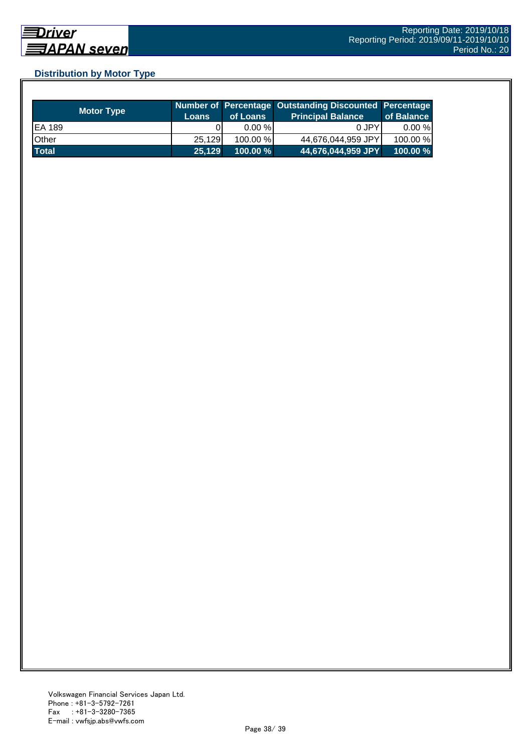## Distribution by Motor Type

| Motor Type | Number of Loans | Percentage of Loans | Outstanding Discounted Principal Balance | Percentage of Balance |
|---|---|---|---|---|
| EA 189 | 0 | 0.00 % | 0 JPY | 0.00 % |
| Other | 25,129 | 100.00 % | 44,676,044,959 JPY | 100.00 % |
| **Total** | **25,129** | **100.00 %** | **44,676,044,959 JPY** | **100.00 %** |

Volkswagen Financial Services Japan Ltd.
Phone : +81-3-5792-7261
Fax : +81-3-3280-7365
E-mail : vwfsjp.abs@vwfs.com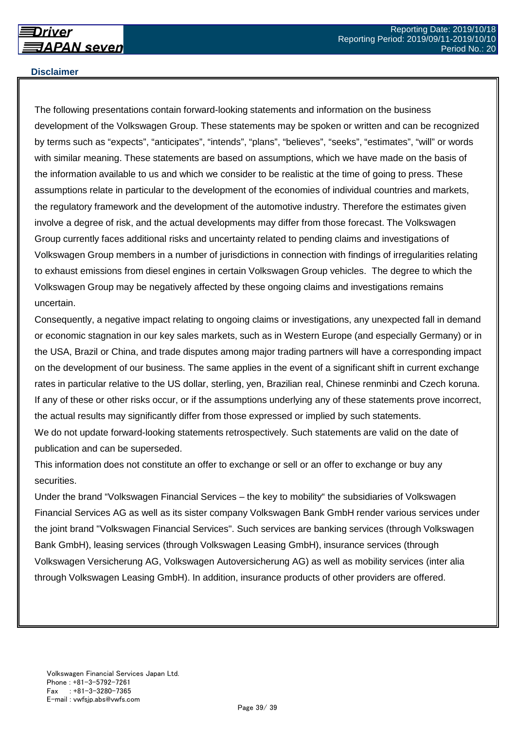## Disclaimer

The following presentations contain forward-looking statements and information on the business development of the Volkswagen Group. These statements may be spoken or written and can be recognized by terms such as "expects", "anticipates", "intends", "plans", "believes", "seeks", "estimates", "will" or words with similar meaning. These statements are based on assumptions, which we have made on the basis of the information available to us and which we consider to be realistic at the time of going to press. These assumptions relate in particular to the development of the economies of individual countries and markets, the regulatory framework and the development of the automotive industry. Therefore the estimates given involve a degree of risk, and the actual developments may differ from those forecast. The Volkswagen Group currently faces additional risks and uncertainty related to pending claims and investigations of Volkswagen Group members in a number of jurisdictions in connection with findings of irregularities relating to exhaust emissions from diesel engines in certain Volkswagen Group vehicles. The degree to which the Volkswagen Group may be negatively affected by these ongoing claims and investigations remains uncertain.

Consequently, a negative impact relating to ongoing claims or investigations, any unexpected fall in demand or economic stagnation in our key sales markets, such as in Western Europe (and especially Germany) or in the USA, Brazil or China, and trade disputes among major trading partners will have a corresponding impact on the development of our business. The same applies in the event of a significant shift in current exchange rates in particular relative to the US dollar, sterling, yen, Brazilian real, Chinese renminbi and Czech koruna. If any of these or other risks occur, or if the assumptions underlying any of these statements prove incorrect, the actual results may significantly differ from those expressed or implied by such statements.

We do not update forward-looking statements retrospectively. Such statements are valid on the date of publication and can be superseded.

This information does not constitute an offer to exchange or sell or an offer to exchange or buy any securities.

Under the brand "Volkswagen Financial Services – the key to mobility" the subsidiaries of Volkswagen Financial Services AG as well as its sister company Volkswagen Bank GmbH render various services under the joint brand "Volkswagen Financial Services". Such services are banking services (through Volkswagen Bank GmbH), leasing services (through Volkswagen Leasing GmbH), insurance services (through Volkswagen Versicherung AG, Volkswagen Autoversicherung AG) as well as mobility services (inter alia through Volkswagen Leasing GmbH). In addition, insurance products of other providers are offered.

Volkswagen Financial Services Japan Ltd.
Phone : +81-3-5792-7261
Fax : +81-3-3280-7365
E-mail : vwfsjp.abs@vwfs.com